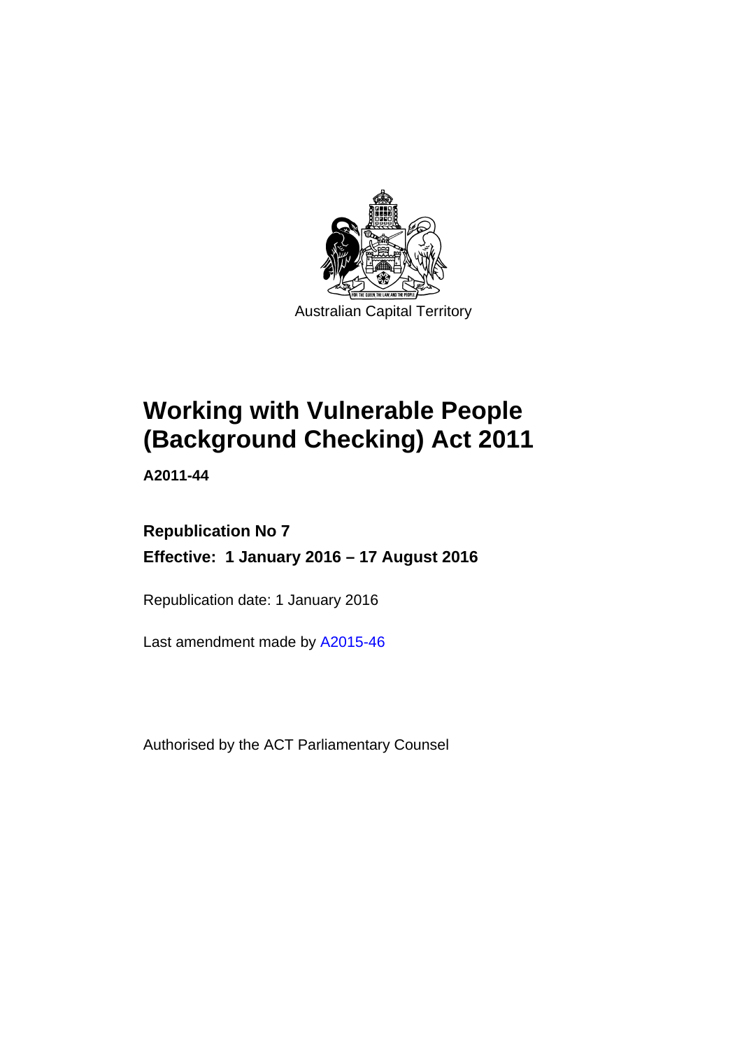Australian Capital Territory

# Working with Vulnerable People (Background Checking) Act 2011

**A2011-44**

**Republication No 7**

**Effective: 1 January 2016 – 17 August 2016**

Republication date: 1 January 2016

Last amendment made by A2015-46

Authorised by the ACT Parliamentary Counsel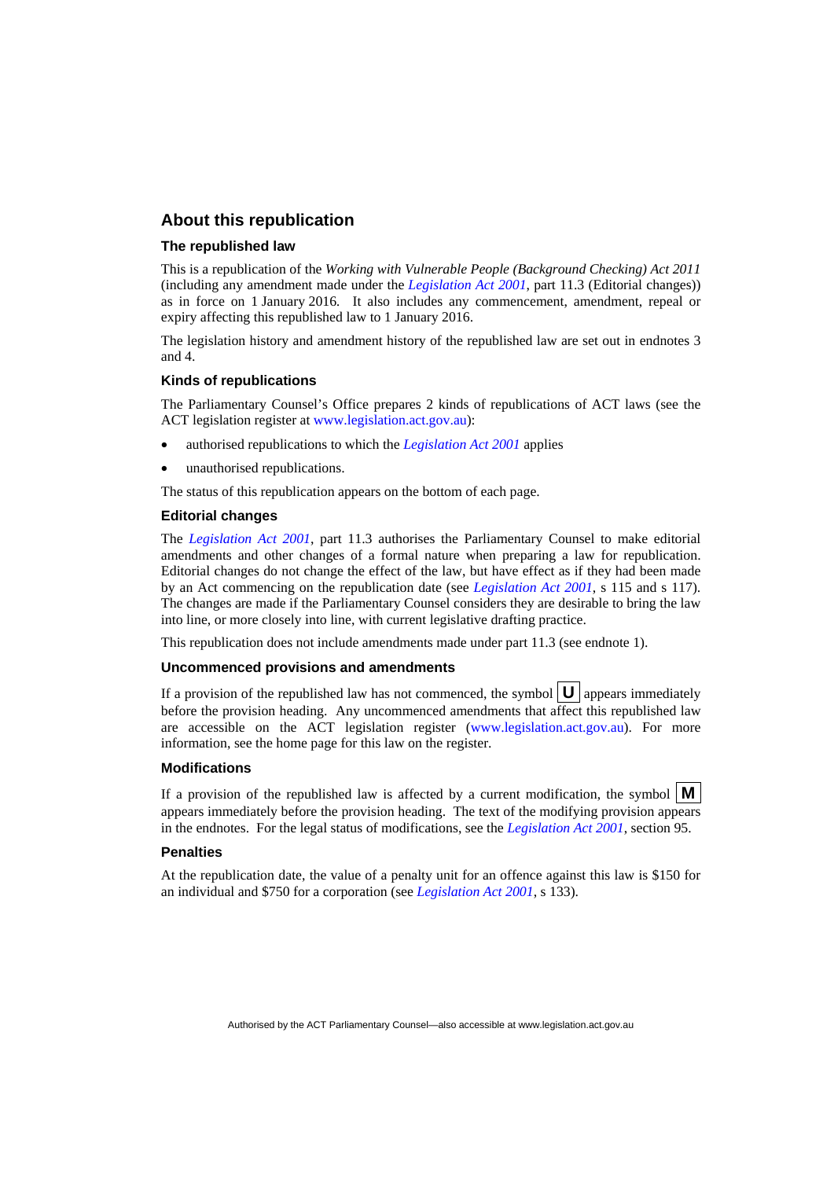## About this republication

### The republished law

This is a republication of the *Working with Vulnerable People (Background Checking) Act 2011* (including any amendment made under the *Legislation Act 2001*, part 11.3 (Editorial changes)) as in force on 1 January 2016. It also includes any commencement, amendment, repeal or expiry affecting this republished law to 1 January 2016.

The legislation history and amendment history of the republished law are set out in endnotes 3 and 4.

### Kinds of republications

The Parliamentary Counsel's Office prepares 2 kinds of republications of ACT laws (see the ACT legislation register at www.legislation.act.gov.au):

- authorised republications to which the *Legislation Act 2001* applies
- unauthorised republications.

The status of this republication appears on the bottom of each page.

### Editorial changes

The *Legislation Act 2001*, part 11.3 authorises the Parliamentary Counsel to make editorial amendments and other changes of a formal nature when preparing a law for republication. Editorial changes do not change the effect of the law, but have effect as if they had been made by an Act commencing on the republication date (see *Legislation Act 2001*, s 115 and s 117). The changes are made if the Parliamentary Counsel considers they are desirable to bring the law into line, or more closely into line, with current legislative drafting practice.

This republication does not include amendments made under part 11.3 (see endnote 1).

### Uncommenced provisions and amendments

If a provision of the republished law has not commenced, the symbol **U** appears immediately before the provision heading. Any uncommenced amendments that affect this republished law are accessible on the ACT legislation register (www.legislation.act.gov.au). For more information, see the home page for this law on the register.

### Modifications

If a provision of the republished law is affected by a current modification, the symbol **M** appears immediately before the provision heading. The text of the modifying provision appears in the endnotes. For the legal status of modifications, see the *Legislation Act 2001*, section 95.

### Penalties

At the republication date, the value of a penalty unit for an offence against this law is $150 for an individual and $750 for a corporation (see *Legislation Act 2001*, s 133).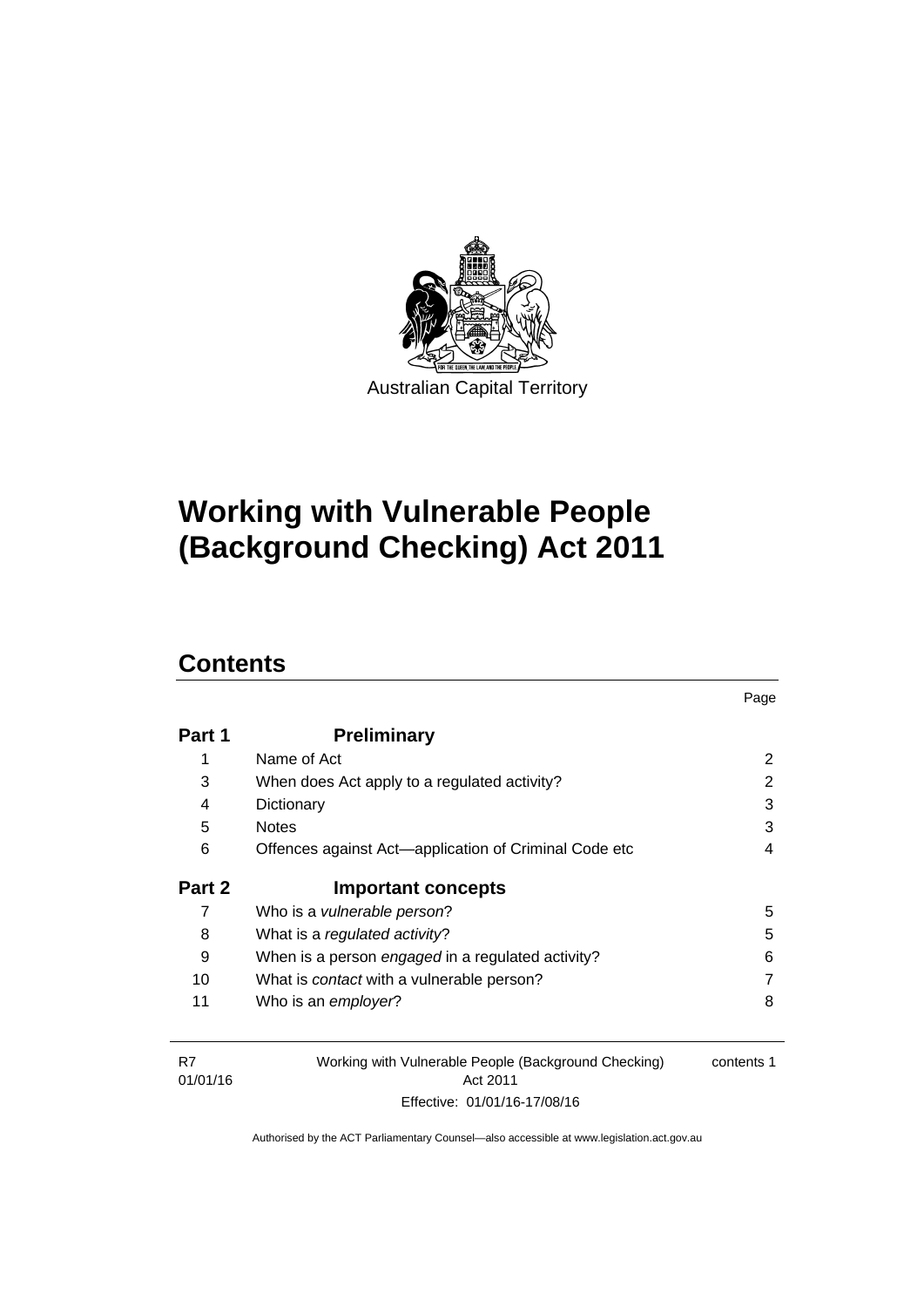Australian Capital Territory

# Working with Vulnerable People (Background Checking) Act 2011

## Contents

| | | Page |
|---|---|---|
| **Part 1** | **Preliminary** | |
| 1 | Name of Act | 2 |
| 3 | When does Act apply to a regulated activity? | 2 |
| 4 | Dictionary | 3 |
| 5 | Notes | 3 |
| 6 | Offences against Act—application of Criminal Code etc | 4 |
| **Part 2** | **Important concepts** | |
| 7 | Who is a *vulnerable person*? | 5 |
| 8 | What is a *regulated activity*? | 5 |
| 9 | When is a person *engaged* in a regulated activity? | 6 |
| 10 | What is *contact* with a vulnerable person? | 7 |
| 11 | Who is an *employer*? | 8 |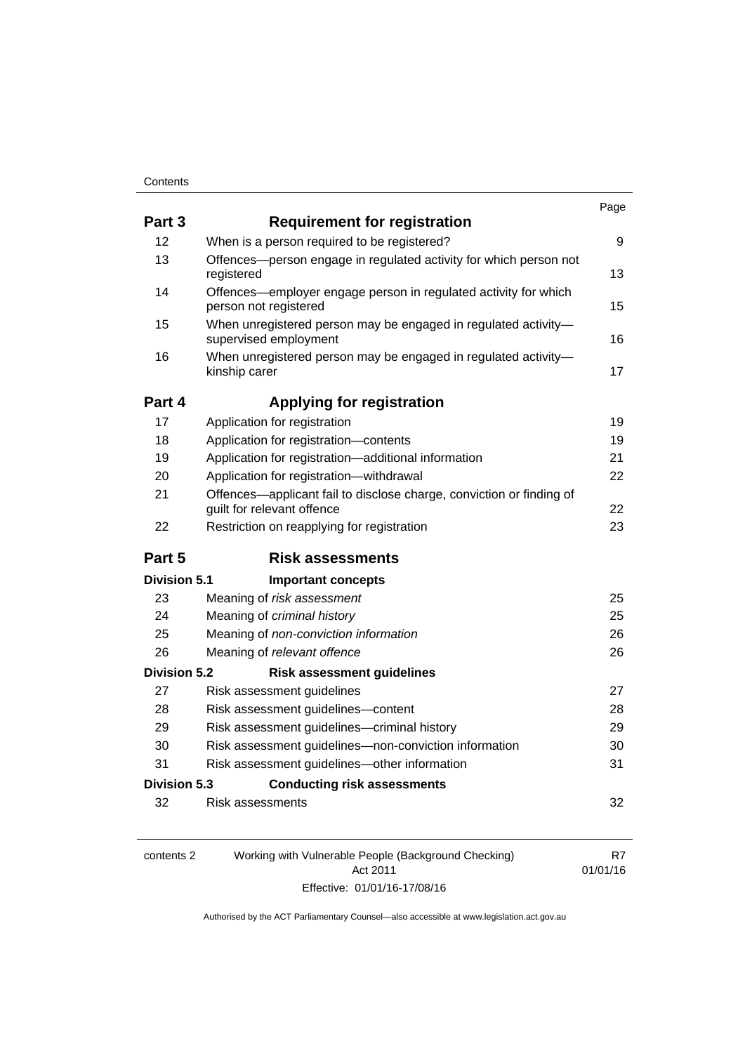| | | Page |
|---|---|---|
| **Part 3** | **Requirement for registration** | |
| 12 | When is a person required to be registered? | 9 |
| 13 | Offences—person engage in regulated activity for which person not registered | 13 |
| 14 | Offences—employer engage person in regulated activity for which person not registered | 15 |
| 15 | When unregistered person may be engaged in regulated activity—supervised employment | 16 |
| 16 | When unregistered person may be engaged in regulated activity—kinship carer | 17 |
| **Part 4** | **Applying for registration** | |
| 17 | Application for registration | 19 |
| 18 | Application for registration—contents | 19 |
| 19 | Application for registration—additional information | 21 |
| 20 | Application for registration—withdrawal | 22 |
| 21 | Offences—applicant fail to disclose charge, conviction or finding of guilt for relevant offence | 22 |
| 22 | Restriction on reapplying for registration | 23 |
| **Part 5** | **Risk assessments** | |
| **Division 5.1** | **Important concepts** | |
| 23 | Meaning of *risk assessment* | 25 |
| 24 | Meaning of *criminal history* | 25 |
| 25 | Meaning of *non-conviction information* | 26 |
| 26 | Meaning of *relevant offence* | 26 |
| **Division 5.2** | **Risk assessment guidelines** | |
| 27 | Risk assessment guidelines | 27 |
| 28 | Risk assessment guidelines—content | 28 |
| 29 | Risk assessment guidelines—criminal history | 29 |
| 30 | Risk assessment guidelines—non-conviction information | 30 |
| 31 | Risk assessment guidelines—other information | 31 |
| **Division 5.3** | **Conducting risk assessments** | |
| 32 | Risk assessments | 32 |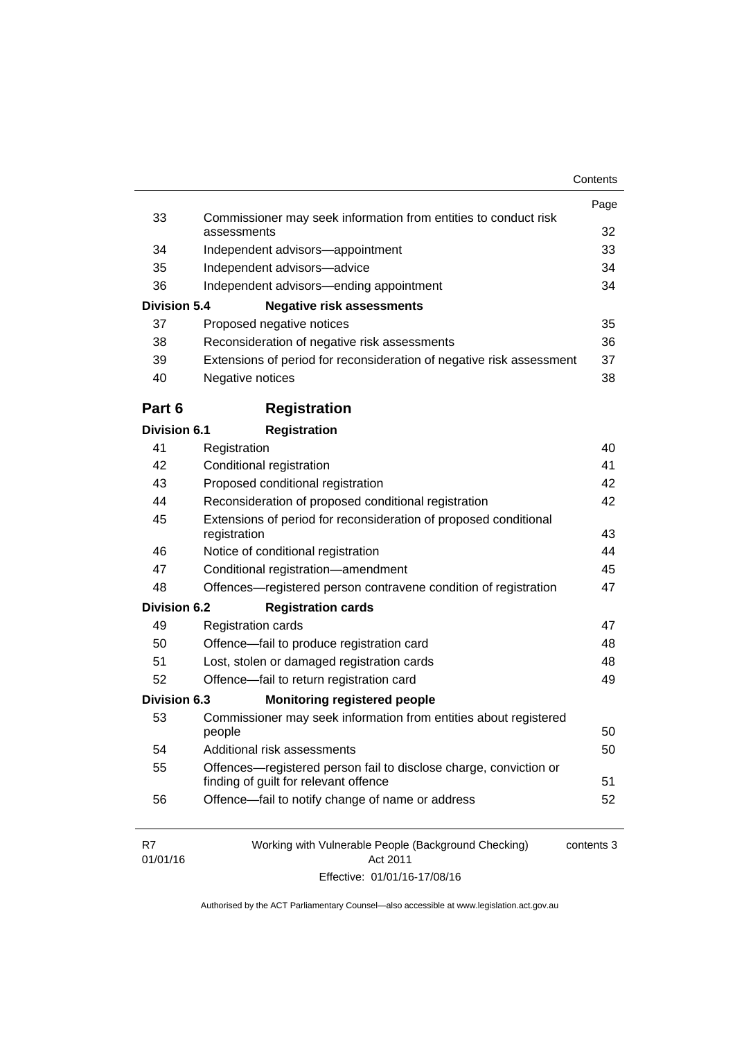| | | Page |
|---|---|---|
| 33 | Commissioner may seek information from entities to conduct risk assessments | 32 |
| 34 | Independent advisors—appointment | 33 |
| 35 | Independent advisors—advice | 34 |
| 36 | Independent advisors—ending appointment | 34 |
| **Division 5.4** | **Negative risk assessments** | |
| 37 | Proposed negative notices | 35 |
| 38 | Reconsideration of negative risk assessments | 36 |
| 39 | Extensions of period for reconsideration of negative risk assessment | 37 |
| 40 | Negative notices | 38 |

## Part 6 Registration

| | | |
|---|---|---|
| **Division 6.1** | **Registration** | |
| 41 | Registration | 40 |
| 42 | Conditional registration | 41 |
| 43 | Proposed conditional registration | 42 |
| 44 | Reconsideration of proposed conditional registration | 42 |
| 45 | Extensions of period for reconsideration of proposed conditional registration | 43 |
| 46 | Notice of conditional registration | 44 |
| 47 | Conditional registration—amendment | 45 |
| 48 | Offences—registered person contravene condition of registration | 47 |
| **Division 6.2** | **Registration cards** | |
| 49 | Registration cards | 47 |
| 50 | Offence—fail to produce registration card | 48 |
| 51 | Lost, stolen or damaged registration cards | 48 |
| 52 | Offence—fail to return registration card | 49 |
| **Division 6.3** | **Monitoring registered people** | |
| 53 | Commissioner may seek information from entities about registered people | 50 |
| 54 | Additional risk assessments | 50 |
| 55 | Offences—registered person fail to disclose charge, conviction or finding of guilt for relevant offence | 51 |
| 56 | Offence—fail to notify change of name or address | 52 |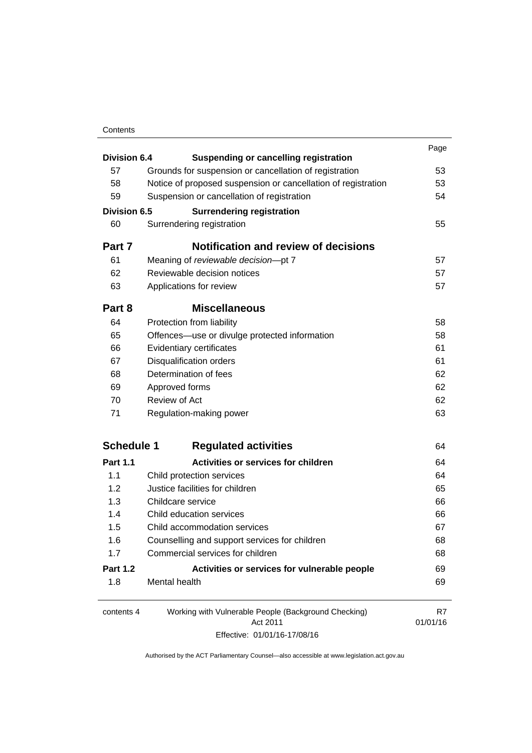| | | Page |
|---|---|---|
| **Division 6.4** | **Suspending or cancelling registration** | |
| 57 | Grounds for suspension or cancellation of registration | 53 |
| 58 | Notice of proposed suspension or cancellation of registration | 53 |
| 59 | Suspension or cancellation of registration | 54 |
| **Division 6.5** | **Surrendering registration** | |
| 60 | Surrendering registration | 55 |
| **Part 7** | **Notification and review of decisions** | |
| 61 | Meaning of *reviewable decision*—pt 7 | 57 |
| 62 | Reviewable decision notices | 57 |
| 63 | Applications for review | 57 |
| **Part 8** | **Miscellaneous** | |
| 64 | Protection from liability | 58 |
| 65 | Offences—use or divulge protected information | 58 |
| 66 | Evidentiary certificates | 61 |
| 67 | Disqualification orders | 61 |
| 68 | Determination of fees | 62 |
| 69 | Approved forms | 62 |
| 70 | Review of Act | 62 |
| 71 | Regulation-making power | 63 |
| **Schedule 1** | **Regulated activities** | 64 |
| **Part 1.1** | **Activities or services for children** | 64 |
| 1.1 | Child protection services | 64 |
| 1.2 | Justice facilities for children | 65 |
| 1.3 | Childcare service | 66 |
| 1.4 | Child education services | 66 |
| 1.5 | Child accommodation services | 67 |
| 1.6 | Counselling and support services for children | 68 |
| 1.7 | Commercial services for children | 68 |
| **Part 1.2** | **Activities or services for vulnerable people** | 69 |
| 1.8 | Mental health | 69 |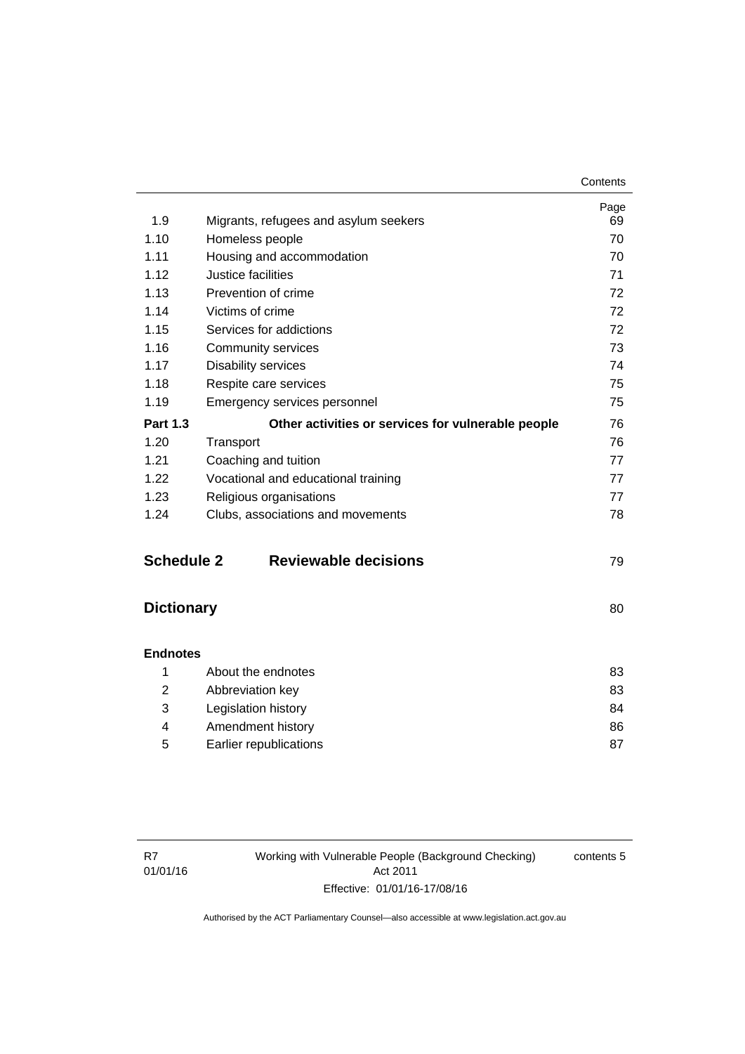| | | Page |
|---|---|---|
| 1.9 | Migrants, refugees and asylum seekers | 69 |
| 1.10 | Homeless people | 70 |
| 1.11 | Housing and accommodation | 70 |
| 1.12 | Justice facilities | 71 |
| 1.13 | Prevention of crime | 72 |
| 1.14 | Victims of crime | 72 |
| 1.15 | Services for addictions | 72 |
| 1.16 | Community services | 73 |
| 1.17 | Disability services | 74 |
| 1.18 | Respite care services | 75 |
| 1.19 | Emergency services personnel | 75 |
| **Part 1.3** | **Other activities or services for vulnerable people** | 76 |
| 1.20 | Transport | 76 |
| 1.21 | Coaching and tuition | 77 |
| 1.22 | Vocational and educational training | 77 |
| 1.23 | Religious organisations | 77 |
| 1.24 | Clubs, associations and movements | 78 |

## Schedule 2 Reviewable decisions 79

## Dictionary 80

**Endnotes**

| | | |
|---|---|---|
| 1 | About the endnotes | 83 |
| 2 | Abbreviation key | 83 |
| 3 | Legislation history | 84 |
| 4 | Amendment history | 86 |
| 5 | Earlier republications | 87 |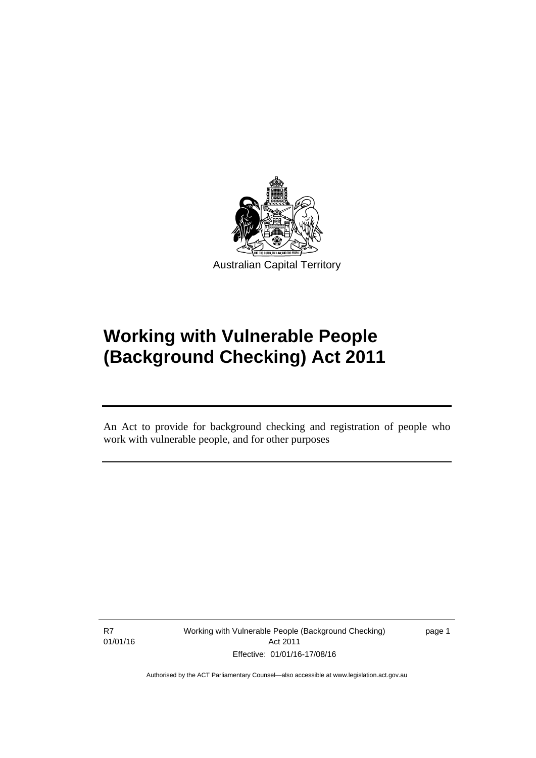Australian Capital Territory

# Working with Vulnerable People (Background Checking) Act 2011

An Act to provide for background checking and registration of people who work with vulnerable people, and for other purposes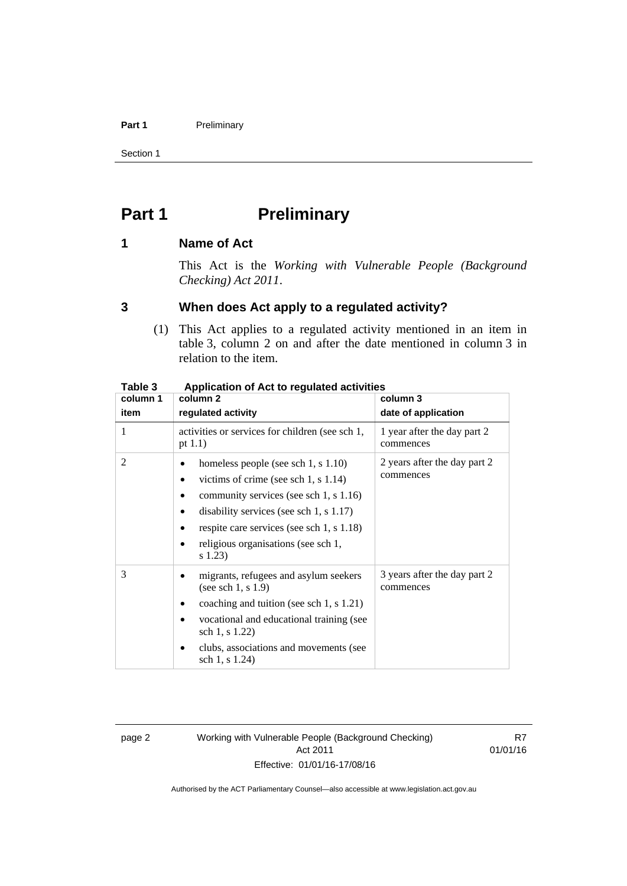# Part 1 Preliminary

## 1 Name of Act

This Act is the *Working with Vulnerable People (Background Checking) Act 2011*.

## 3 When does Act apply to a regulated activity?

(1) This Act applies to a regulated activity mentioned in an item in table 3, column 2 on and after the date mentioned in column 3 in relation to the item.

**Table 3 Application of Act to regulated activities**

| column 1<br>item | column 2<br>regulated activity | column 3<br>date of application |
|---|---|---|
| 1 | activities or services for children (see sch 1, pt 1.1) | 1 year after the day part 2 commences |
| 2 | • homeless people (see sch 1, s 1.10)<br>• victims of crime (see sch 1, s 1.14)<br>• community services (see sch 1, s 1.16)<br>• disability services (see sch 1, s 1.17)<br>• respite care services (see sch 1, s 1.18)<br>• religious organisations (see sch 1, s 1.23) | 2 years after the day part 2 commences |
| 3 | • migrants, refugees and asylum seekers (see sch 1, s 1.9)<br>• coaching and tuition (see sch 1, s 1.21)<br>• vocational and educational training (see sch 1, s 1.22)<br>• clubs, associations and movements (see sch 1, s 1.24) | 3 years after the day part 2 commences |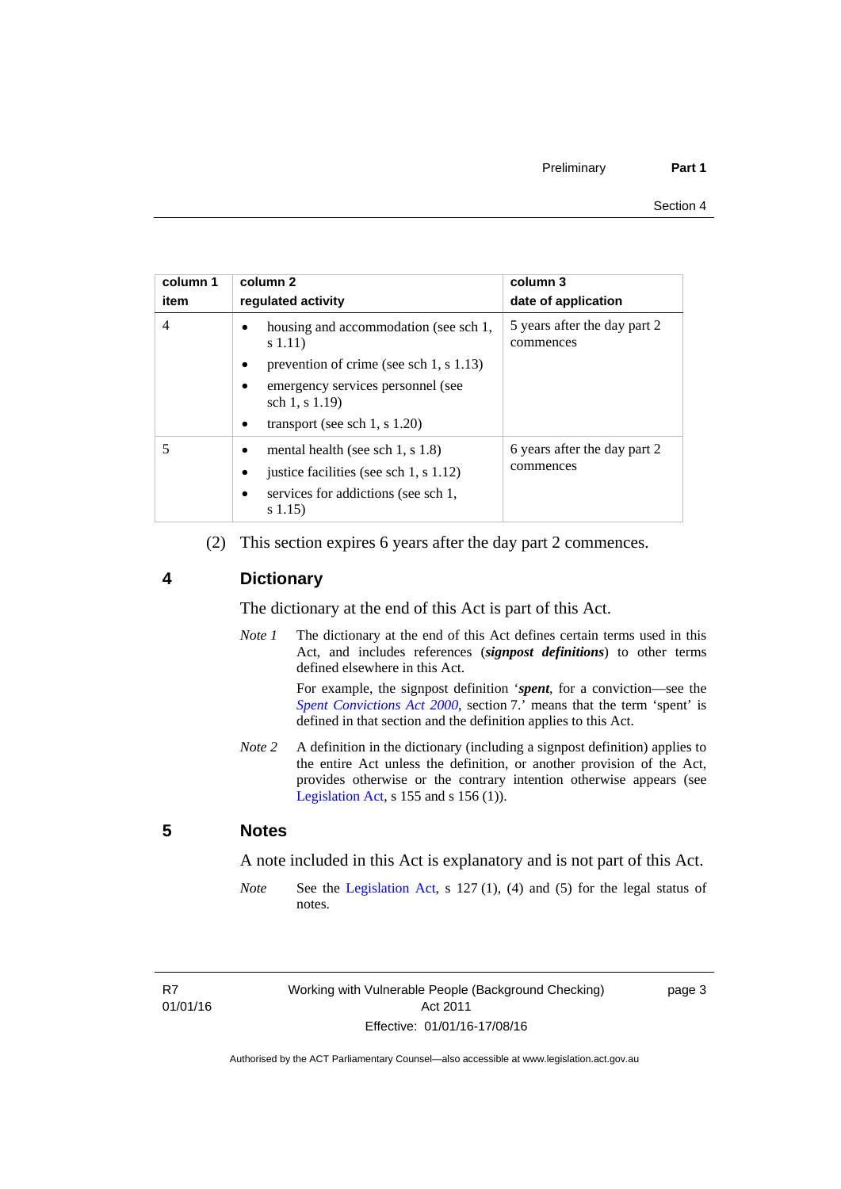| column 1 item | column 2 regulated activity | column 3 date of application |
|---|---|---|
| 4 | • housing and accommodation (see sch 1, s 1.11)<br>• prevention of crime (see sch 1, s 1.13)<br>• emergency services personnel (see sch 1, s 1.19)<br>• transport (see sch 1, s 1.20) | 5 years after the day part 2 commences |
| 5 | • mental health (see sch 1, s 1.8)<br>• justice facilities (see sch 1, s 1.12)<br>• services for addictions (see sch 1, s 1.15) | 6 years after the day part 2 commences |

(2) This section expires 6 years after the day part 2 commences.

## 4 Dictionary

The dictionary at the end of this Act is part of this Act.

*Note 1* The dictionary at the end of this Act defines certain terms used in this Act, and includes references (***signpost definitions***) to other terms defined elsewhere in this Act.

For example, the signpost definition '***spent***, for a conviction—see the *Spent Convictions Act 2000*, section 7.' means that the term 'spent' is defined in that section and the definition applies to this Act.

*Note 2* A definition in the dictionary (including a signpost definition) applies to the entire Act unless the definition, or another provision of the Act, provides otherwise or the contrary intention otherwise appears (see Legislation Act, s 155 and s 156 (1)).

## 5 Notes

A note included in this Act is explanatory and is not part of this Act.

*Note* See the Legislation Act, s 127 (1), (4) and (5) for the legal status of notes.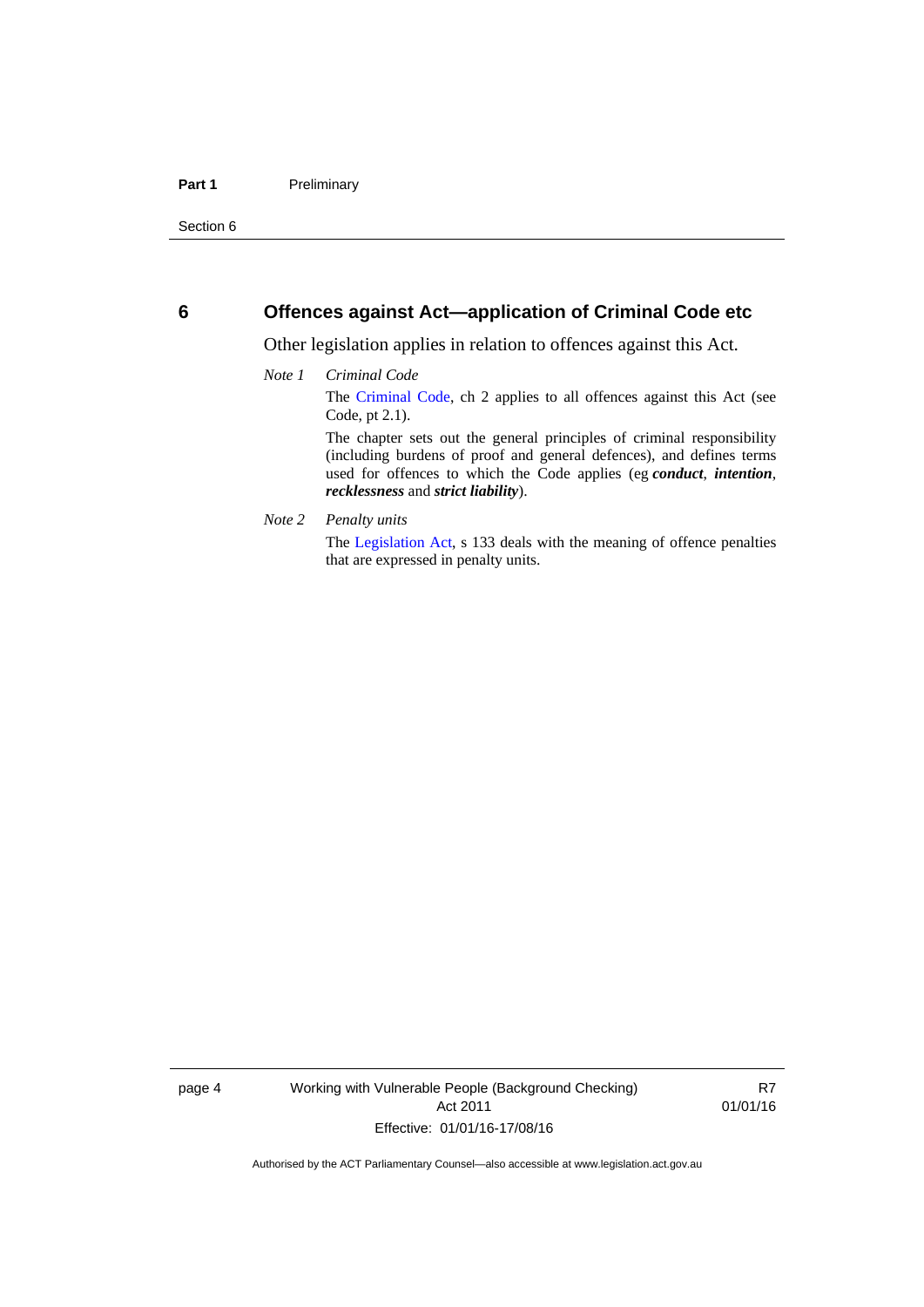## 6 Offences against Act—application of Criminal Code etc

Other legislation applies in relation to offences against this Act.

*Note 1* *Criminal Code*

The Criminal Code, ch 2 applies to all offences against this Act (see Code, pt 2.1).

The chapter sets out the general principles of criminal responsibility (including burdens of proof and general defences), and defines terms used for offences to which the Code applies (eg ***conduct***, ***intention***, ***recklessness*** and ***strict liability***).

*Note 2* *Penalty units*

The Legislation Act, s 133 deals with the meaning of offence penalties that are expressed in penalty units.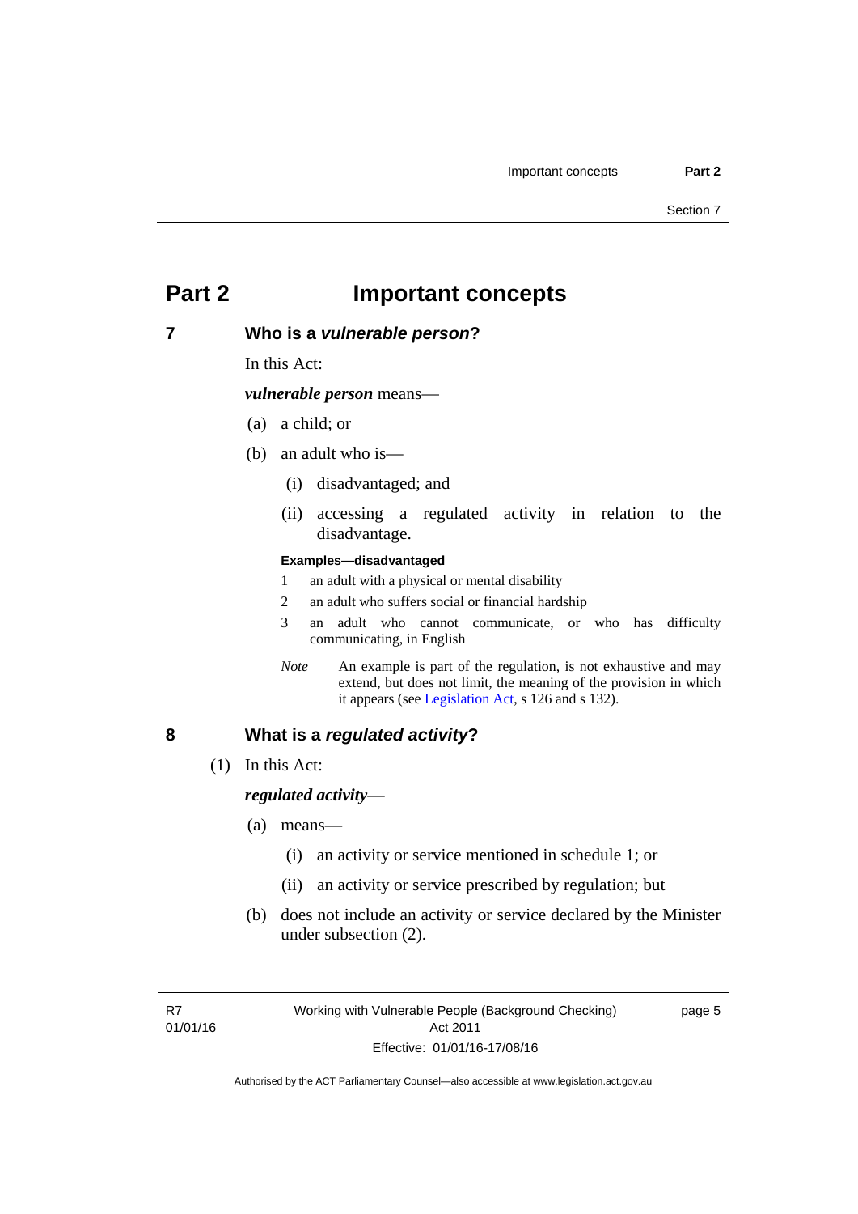# Part 2 Important concepts

## 7 Who is a *vulnerable person*?

In this Act:

***vulnerable person*** means—

(a) a child; or

(b) an adult who is—

(i) disadvantaged; and

(ii) accessing a regulated activity in relation to the disadvantage.

**Examples—disadvantaged**

1 an adult with a physical or mental disability

2 an adult who suffers social or financial hardship

3 an adult who cannot communicate, or who has difficulty communicating, in English

*Note* An example is part of the regulation, is not exhaustive and may extend, but does not limit, the meaning of the provision in which it appears (see Legislation Act, s 126 and s 132).

## 8 What is a *regulated activity*?

(1) In this Act:

***regulated activity***—

(a) means—

(i) an activity or service mentioned in schedule 1; or

(ii) an activity or service prescribed by regulation; but

(b) does not include an activity or service declared by the Minister under subsection (2).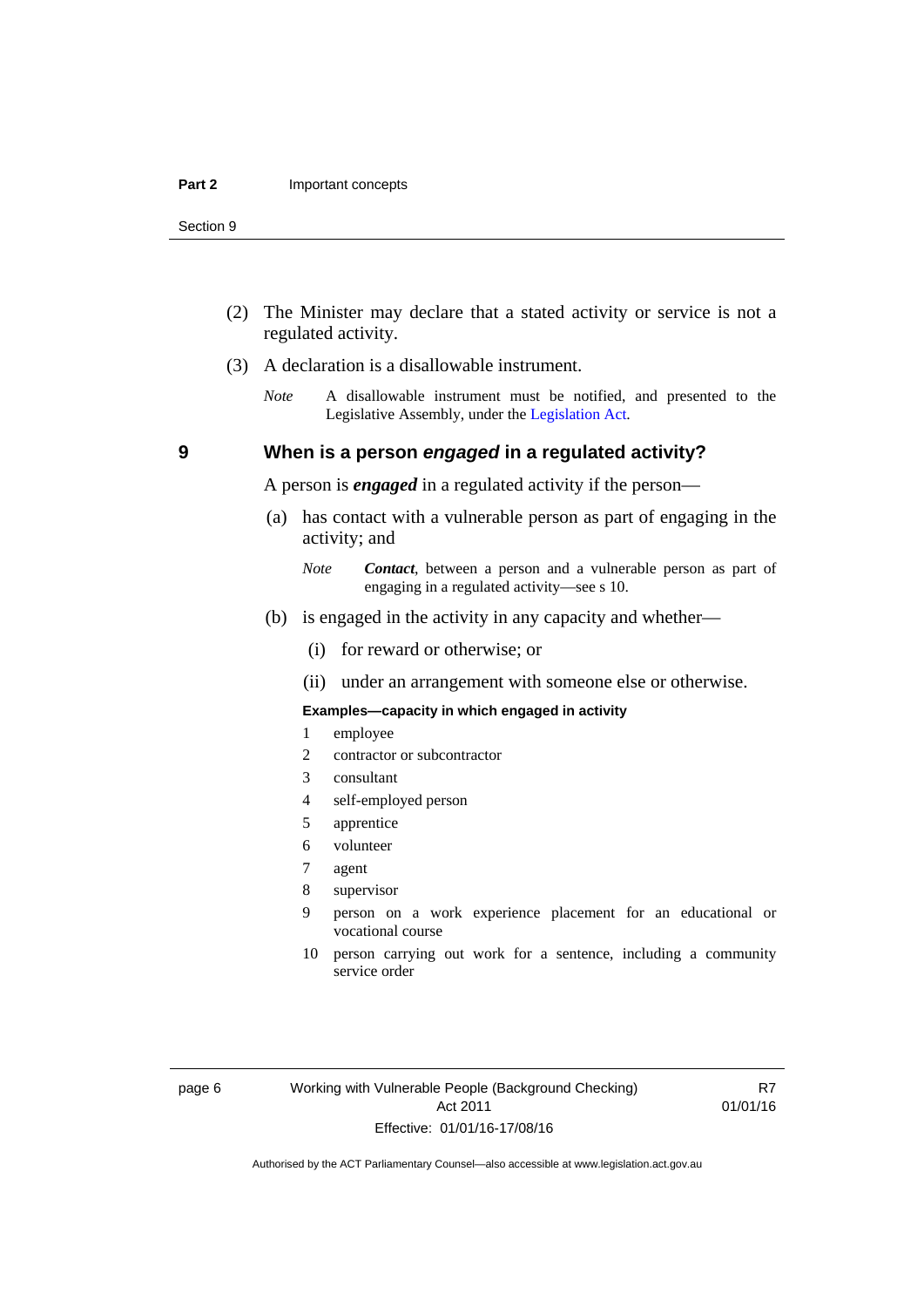(2) The Minister may declare that a stated activity or service is not a regulated activity.

(3) A declaration is a disallowable instrument.

*Note* A disallowable instrument must be notified, and presented to the Legislative Assembly, under the Legislation Act.

## 9 When is a person *engaged* in a regulated activity?

A person is ***engaged*** in a regulated activity if the person—

(a) has contact with a vulnerable person as part of engaging in the activity; and

*Note* ***Contact***, between a person and a vulnerable person as part of engaging in a regulated activity—see s 10.

(b) is engaged in the activity in any capacity and whether—

(i) for reward or otherwise; or

(ii) under an arrangement with someone else or otherwise.

**Examples—capacity in which engaged in activity**

1 employee
2 contractor or subcontractor
3 consultant
4 self-employed person
5 apprentice
6 volunteer
7 agent
8 supervisor
9 person on a work experience placement for an educational or vocational course
10 person carrying out work for a sentence, including a community service order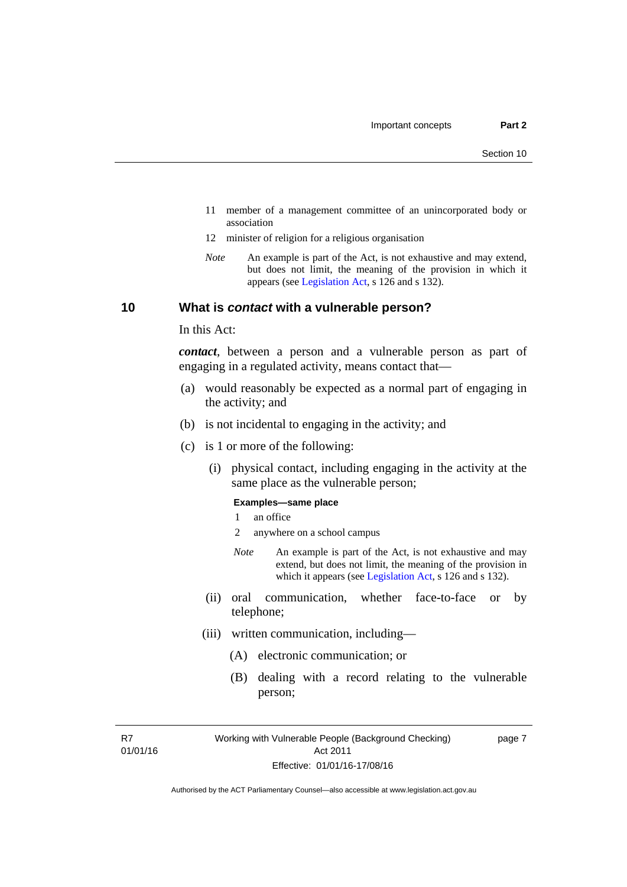11 member of a management committee of an unincorporated body or association

12 minister of religion for a religious organisation

*Note* An example is part of the Act, is not exhaustive and may extend, but does not limit, the meaning of the provision in which it appears (see Legislation Act, s 126 and s 132).

## 10 What is *contact* with a vulnerable person?

In this Act:

***contact***, between a person and a vulnerable person as part of engaging in a regulated activity, means contact that—

(a) would reasonably be expected as a normal part of engaging in the activity; and

(b) is not incidental to engaging in the activity; and

(c) is 1 or more of the following:

(i) physical contact, including engaging in the activity at the same place as the vulnerable person;

**Examples—same place**

1 an office

2 anywhere on a school campus

*Note* An example is part of the Act, is not exhaustive and may extend, but does not limit, the meaning of the provision in which it appears (see Legislation Act, s 126 and s 132).

(ii) oral communication, whether face-to-face or by telephone;

(iii) written communication, including—

(A) electronic communication; or

(B) dealing with a record relating to the vulnerable person;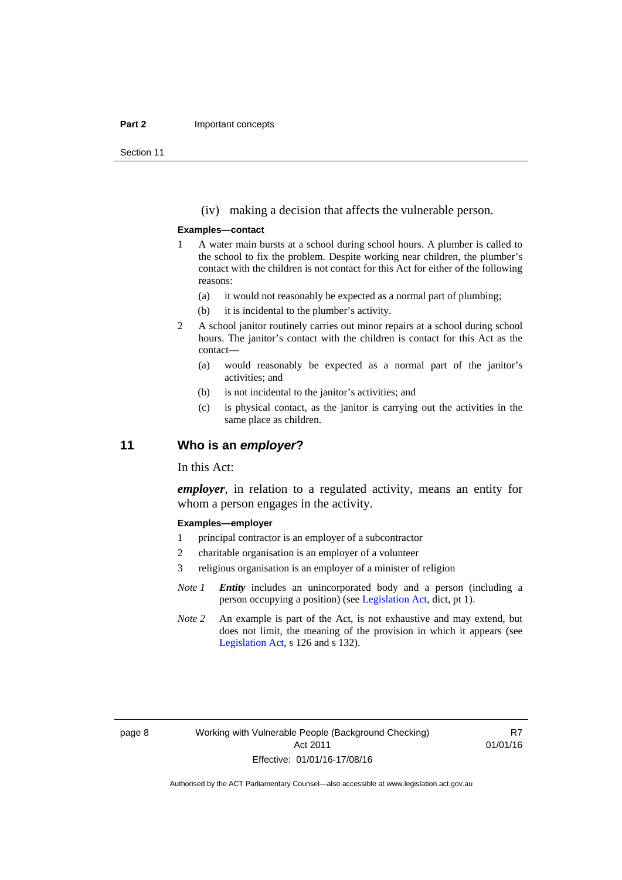(iv) making a decision that affects the vulnerable person.

**Examples—contact**

1 A water main bursts at a school during school hours. A plumber is called to the school to fix the problem. Despite working near children, the plumber's contact with the children is not contact for this Act for either of the following reasons:

   (a) it would not reasonably be expected as a normal part of plumbing;

   (b) it is incidental to the plumber's activity.

2 A school janitor routinely carries out minor repairs at a school during school hours. The janitor's contact with the children is contact for this Act as the contact—

   (a) would reasonably be expected as a normal part of the janitor's activities; and

   (b) is not incidental to the janitor's activities; and

   (c) is physical contact, as the janitor is carrying out the activities in the same place as children.

## 11 Who is an *employer*?

In this Act:

***employer***, in relation to a regulated activity, means an entity for whom a person engages in the activity.

**Examples—employer**

1 principal contractor is an employer of a subcontractor

2 charitable organisation is an employer of a volunteer

3 religious organisation is an employer of a minister of religion

*Note 1* ***Entity*** includes an unincorporated body and a person (including a person occupying a position) (see Legislation Act, dict, pt 1).

*Note 2* An example is part of the Act, is not exhaustive and may extend, but does not limit, the meaning of the provision in which it appears (see Legislation Act, s 126 and s 132).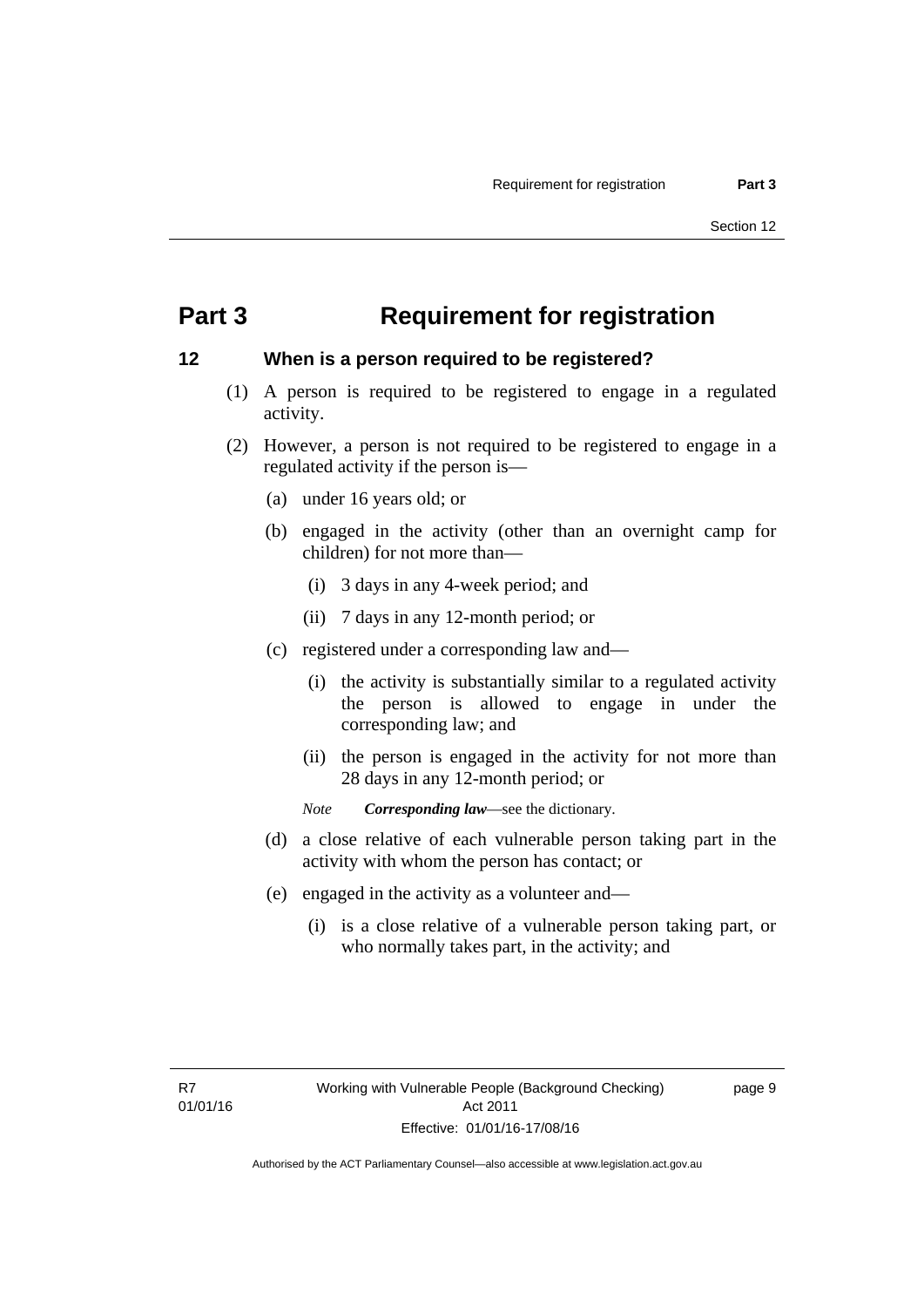# Part 3 Requirement for registration

## 12 When is a person required to be registered?

(1) A person is required to be registered to engage in a regulated activity.

(2) However, a person is not required to be registered to engage in a regulated activity if the person is—

(a) under 16 years old; or

(b) engaged in the activity (other than an overnight camp for children) for not more than—

(i) 3 days in any 4-week period; and

(ii) 7 days in any 12-month period; or

(c) registered under a corresponding law and—

(i) the activity is substantially similar to a regulated activity the person is allowed to engage in under the corresponding law; and

(ii) the person is engaged in the activity for not more than 28 days in any 12-month period; or

*Note* ***Corresponding law***—see the dictionary.

(d) a close relative of each vulnerable person taking part in the activity with whom the person has contact; or

(e) engaged in the activity as a volunteer and—

(i) is a close relative of a vulnerable person taking part, or who normally takes part, in the activity; and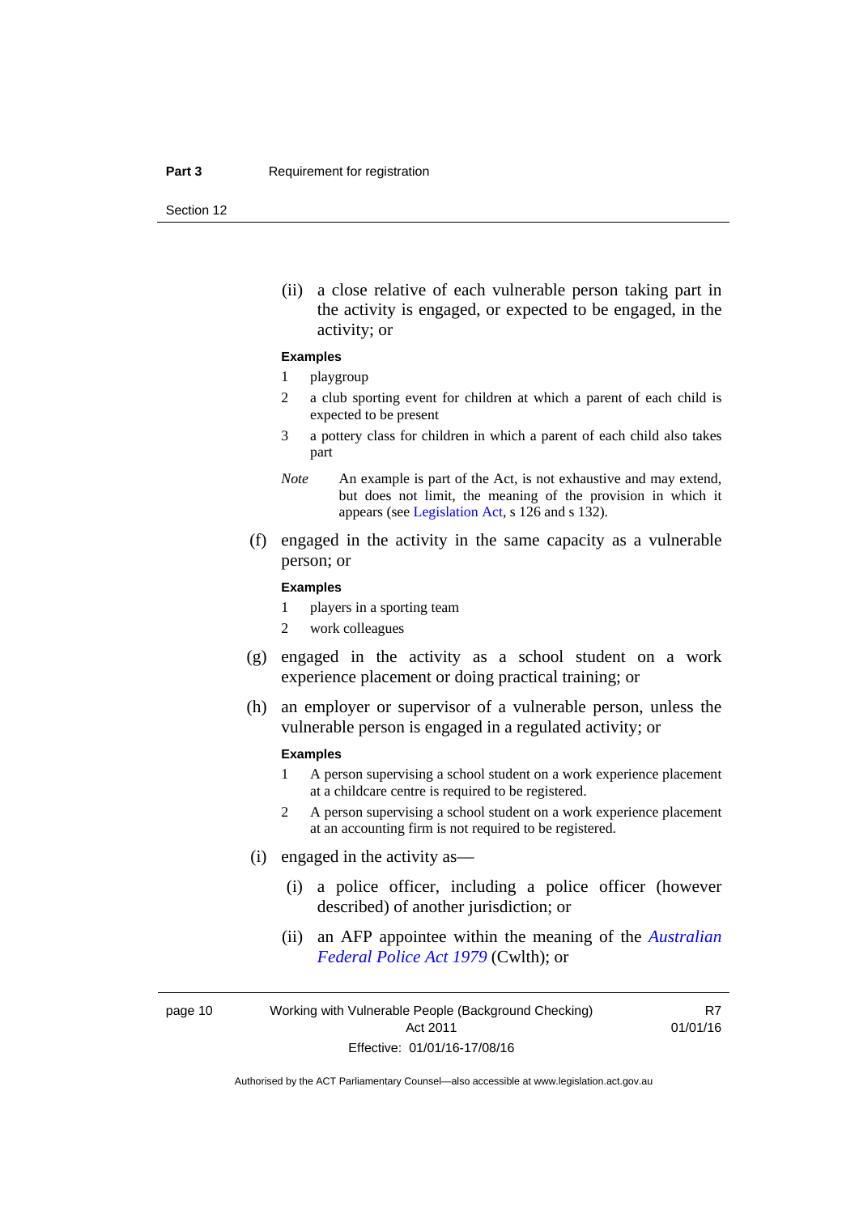(ii) a close relative of each vulnerable person taking part in the activity is engaged, or expected to be engaged, in the activity; or

**Examples**

1 playgroup

2 a club sporting event for children at which a parent of each child is expected to be present

3 a pottery class for children in which a parent of each child also takes part

*Note* An example is part of the Act, is not exhaustive and may extend, but does not limit, the meaning of the provision in which it appears (see Legislation Act, s 126 and s 132).

(f) engaged in the activity in the same capacity as a vulnerable person; or

**Examples**

1 players in a sporting team

2 work colleagues

(g) engaged in the activity as a school student on a work experience placement or doing practical training; or

(h) an employer or supervisor of a vulnerable person, unless the vulnerable person is engaged in a regulated activity; or

**Examples**

1 A person supervising a school student on a work experience placement at a childcare centre is required to be registered.

2 A person supervising a school student on a work experience placement at an accounting firm is not required to be registered.

(i) engaged in the activity as—

(i) a police officer, including a police officer (however described) of another jurisdiction; or

(ii) an AFP appointee within the meaning of the *Australian Federal Police Act 1979* (Cwlth); or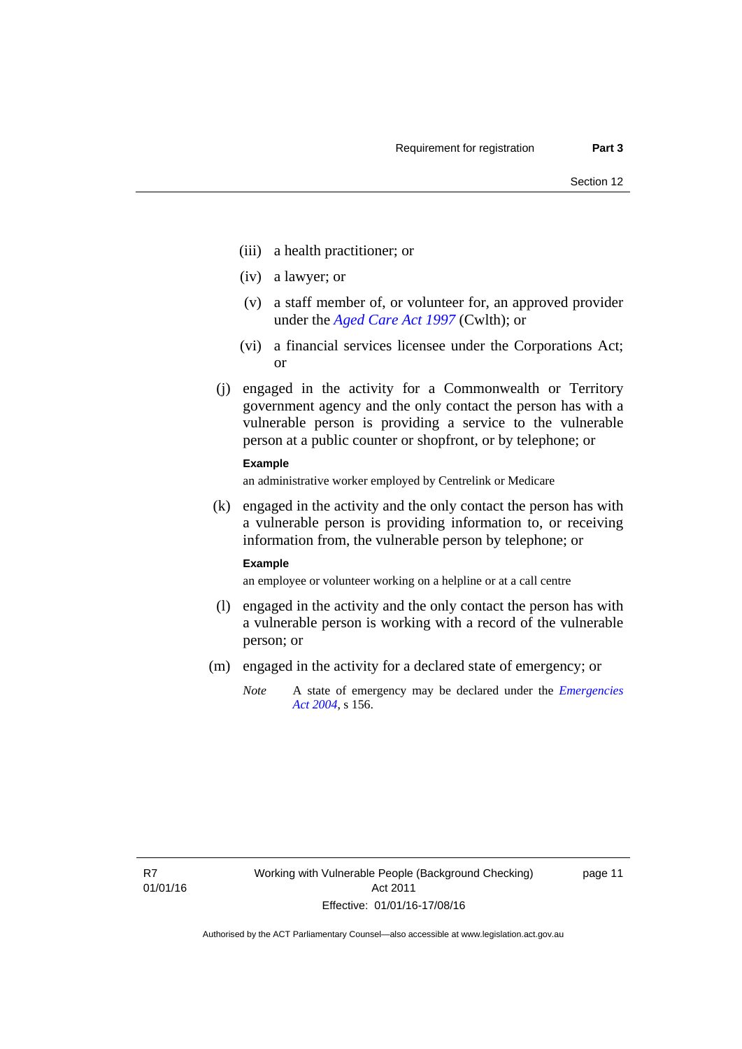(iii) a health practitioner; or

(iv) a lawyer; or

(v) a staff member of, or volunteer for, an approved provider under the *Aged Care Act 1997* (Cwlth); or

(vi) a financial services licensee under the Corporations Act; or

(j) engaged in the activity for a Commonwealth or Territory government agency and the only contact the person has with a vulnerable person is providing a service to the vulnerable person at a public counter or shopfront, or by telephone; or

**Example**

an administrative worker employed by Centrelink or Medicare

(k) engaged in the activity and the only contact the person has with a vulnerable person is providing information to, or receiving information from, the vulnerable person by telephone; or

**Example**

an employee or volunteer working on a helpline or at a call centre

(l) engaged in the activity and the only contact the person has with a vulnerable person is working with a record of the vulnerable person; or

(m) engaged in the activity for a declared state of emergency; or

*Note* A state of emergency may be declared under the *Emergencies Act 2004*, s 156.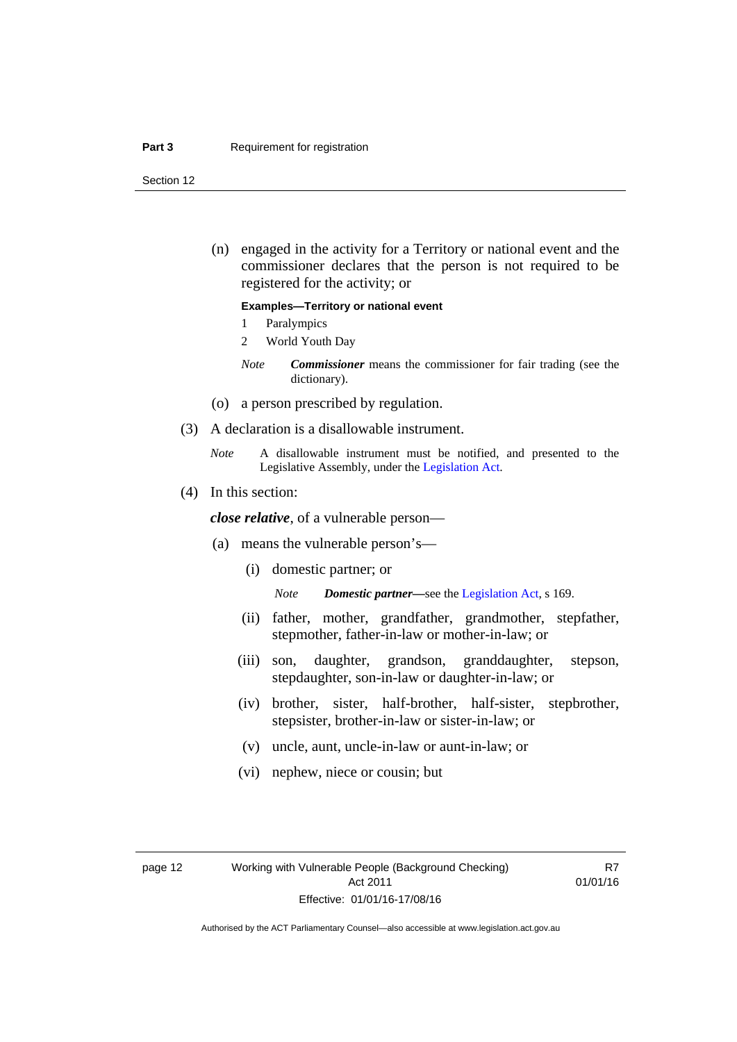(n) engaged in the activity for a Territory or national event and the commissioner declares that the person is not required to be registered for the activity; or

**Examples—Territory or national event**

1 Paralympics

2 World Youth Day

*Note* ***Commissioner*** means the commissioner for fair trading (see the dictionary).

(o) a person prescribed by regulation.

(3) A declaration is a disallowable instrument.

*Note* A disallowable instrument must be notified, and presented to the Legislative Assembly, under the Legislation Act.

(4) In this section:

***close relative***, of a vulnerable person—

(a) means the vulnerable person's—

(i) domestic partner; or

*Note* ***Domestic partner***—see the Legislation Act, s 169.

(ii) father, mother, grandfather, grandmother, stepfather, stepmother, father-in-law or mother-in-law; or

(iii) son, daughter, grandson, granddaughter, stepson, stepdaughter, son-in-law or daughter-in-law; or

(iv) brother, sister, half-brother, half-sister, stepbrother, stepsister, brother-in-law or sister-in-law; or

(v) uncle, aunt, uncle-in-law or aunt-in-law; or

(vi) nephew, niece or cousin; but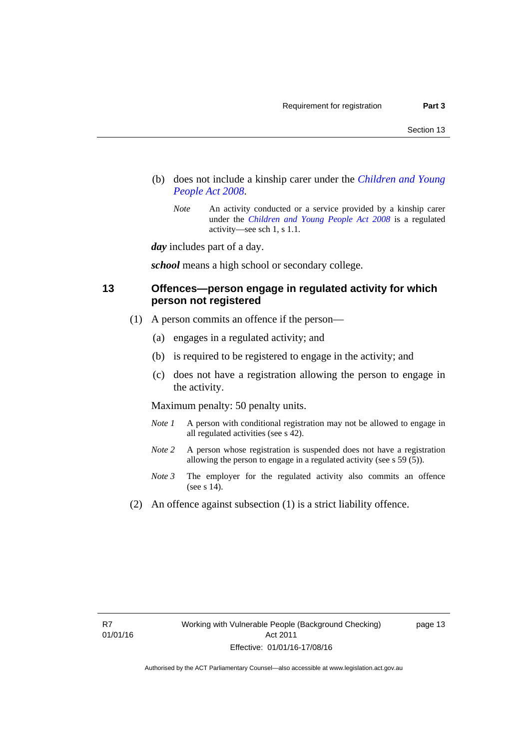(b) does not include a kinship carer under the *Children and Young People Act 2008*.

*Note* An activity conducted or a service provided by a kinship carer under the *Children and Young People Act 2008* is a regulated activity—see sch 1, s 1.1.

***day*** includes part of a day.

***school*** means a high school or secondary college.

## 13 Offences—person engage in regulated activity for which person not registered

(1) A person commits an offence if the person—

(a) engages in a regulated activity; and

(b) is required to be registered to engage in the activity; and

(c) does not have a registration allowing the person to engage in the activity.

Maximum penalty: 50 penalty units.

*Note 1* A person with conditional registration may not be allowed to engage in all regulated activities (see s 42).

*Note 2* A person whose registration is suspended does not have a registration allowing the person to engage in a regulated activity (see s 59 (5)).

*Note 3* The employer for the regulated activity also commits an offence (see s 14).

(2) An offence against subsection (1) is a strict liability offence.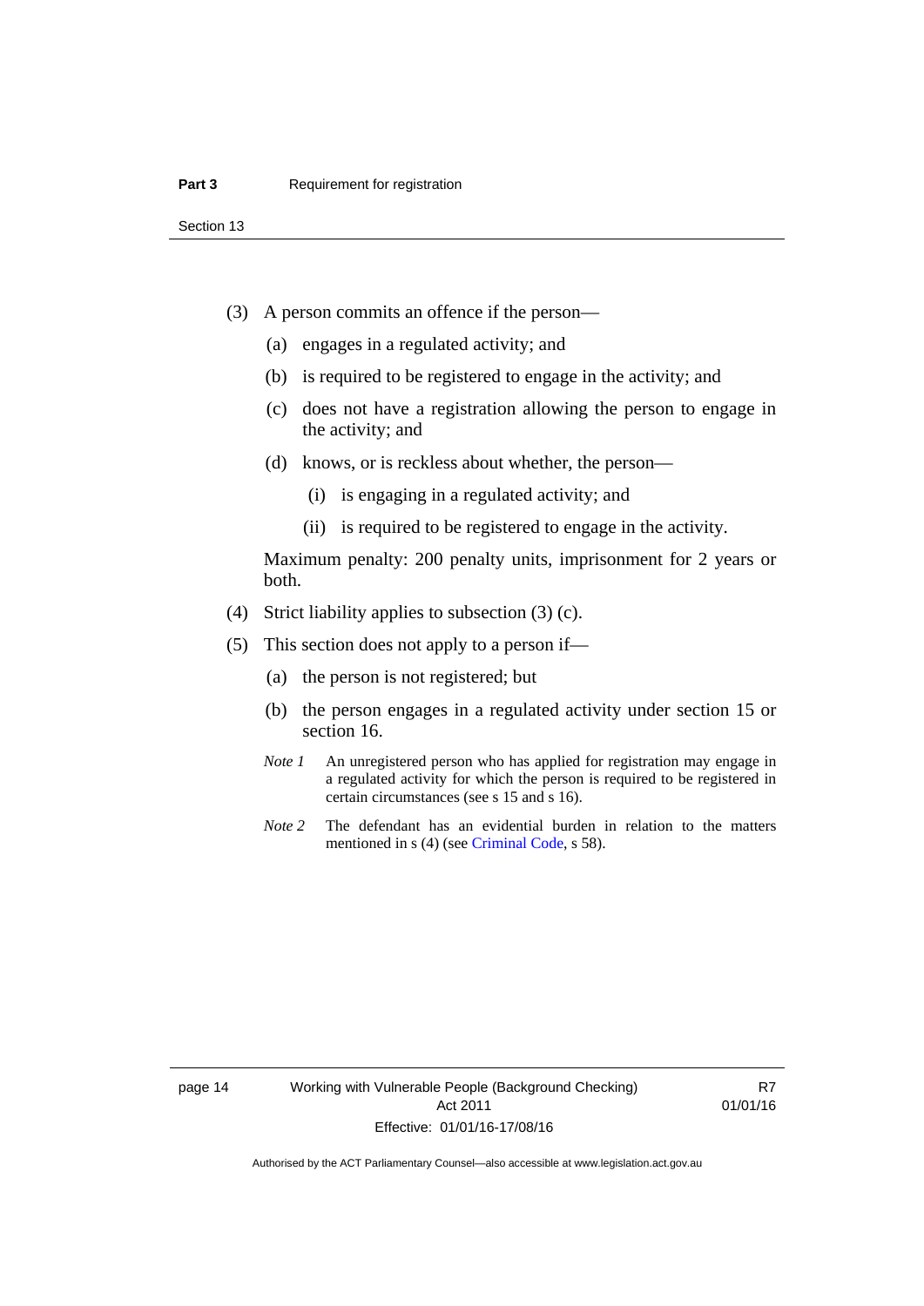(3) A person commits an offence if the person—

(a) engages in a regulated activity; and

(b) is required to be registered to engage in the activity; and

(c) does not have a registration allowing the person to engage in the activity; and

(d) knows, or is reckless about whether, the person—

(i) is engaging in a regulated activity; and

(ii) is required to be registered to engage in the activity.

Maximum penalty: 200 penalty units, imprisonment for 2 years or both.

(4) Strict liability applies to subsection (3) (c).

(5) This section does not apply to a person if—

(a) the person is not registered; but

(b) the person engages in a regulated activity under section 15 or section 16.

*Note 1* An unregistered person who has applied for registration may engage in a regulated activity for which the person is required to be registered in certain circumstances (see s 15 and s 16).

*Note 2* The defendant has an evidential burden in relation to the matters mentioned in s (4) (see Criminal Code, s 58).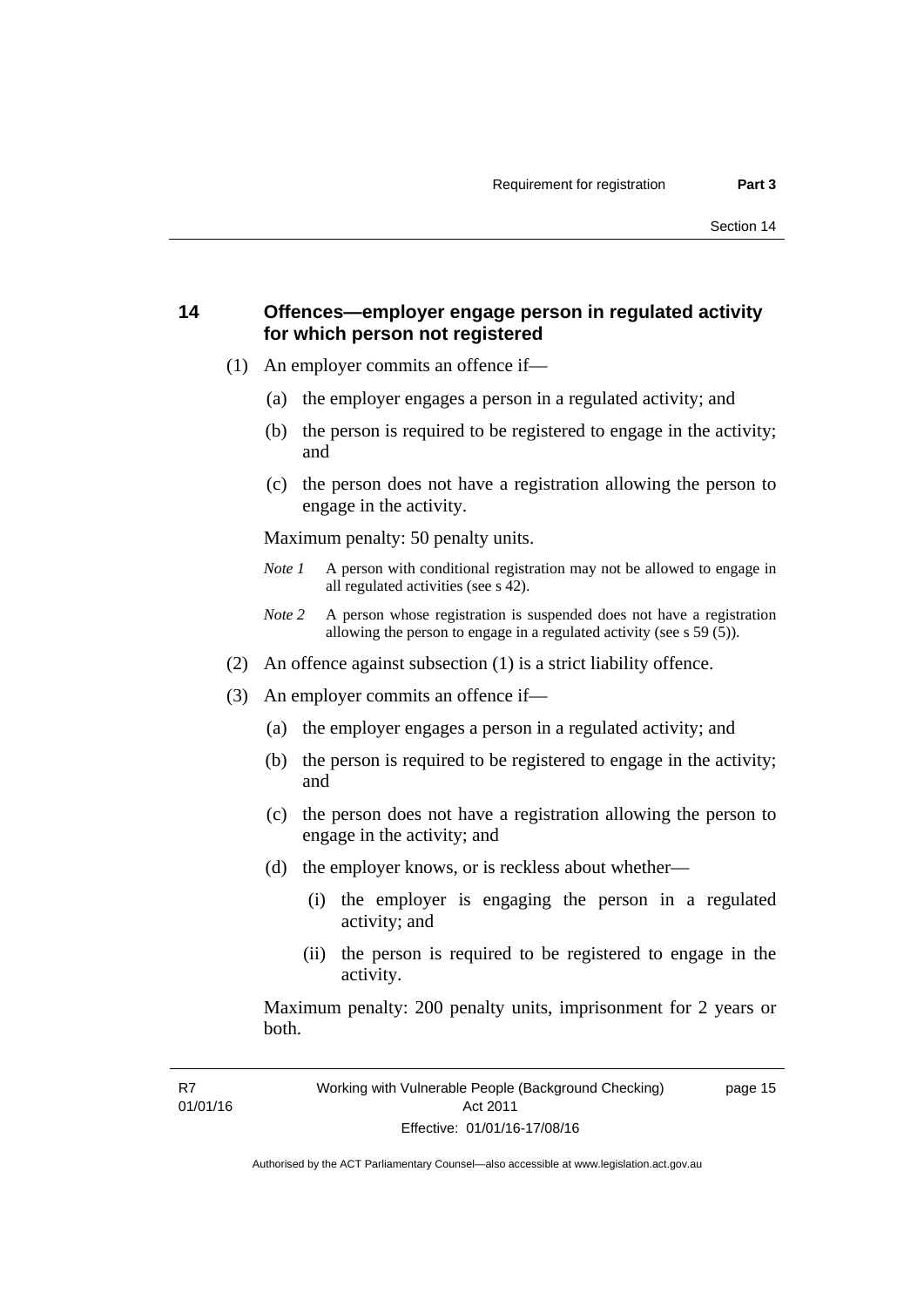## 14 Offences—employer engage person in regulated activity for which person not registered

(1) An employer commits an offence if—

(a) the employer engages a person in a regulated activity; and

(b) the person is required to be registered to engage in the activity; and

(c) the person does not have a registration allowing the person to engage in the activity.

Maximum penalty: 50 penalty units.

*Note 1* A person with conditional registration may not be allowed to engage in all regulated activities (see s 42).

*Note 2* A person whose registration is suspended does not have a registration allowing the person to engage in a regulated activity (see s 59 (5)).

(2) An offence against subsection (1) is a strict liability offence.

(3) An employer commits an offence if—

(a) the employer engages a person in a regulated activity; and

(b) the person is required to be registered to engage in the activity; and

(c) the person does not have a registration allowing the person to engage in the activity; and

(d) the employer knows, or is reckless about whether—

(i) the employer is engaging the person in a regulated activity; and

(ii) the person is required to be registered to engage in the activity.

Maximum penalty: 200 penalty units, imprisonment for 2 years or both.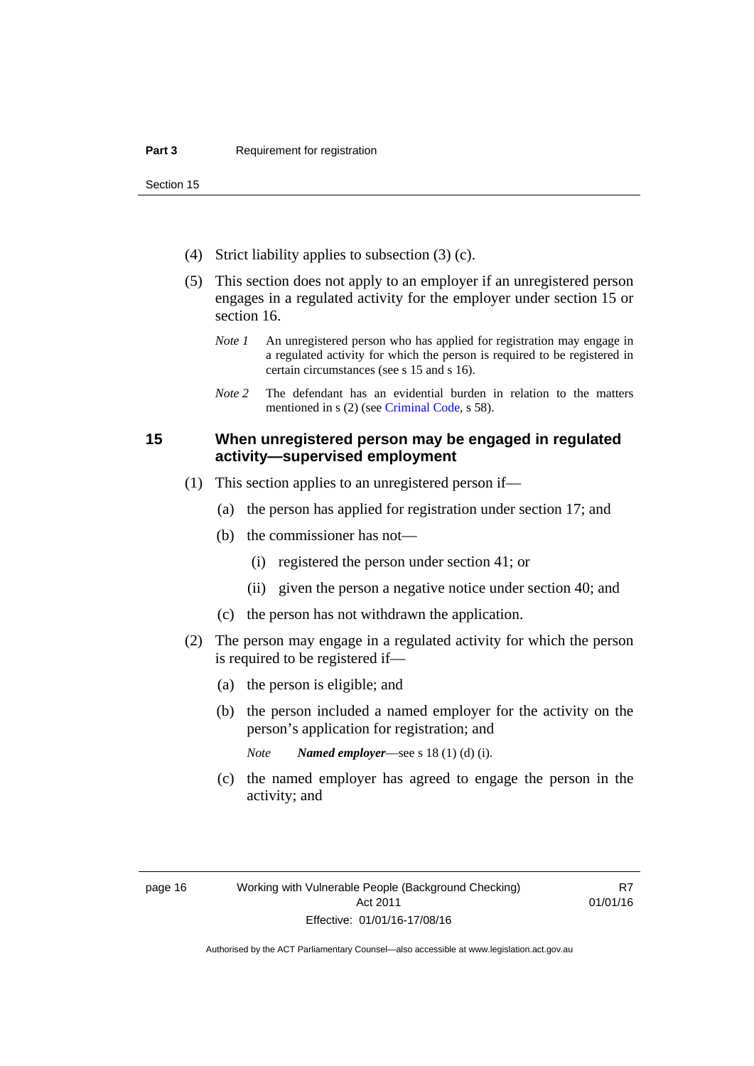(4) Strict liability applies to subsection (3) (c).

(5) This section does not apply to an employer if an unregistered person engages in a regulated activity for the employer under section 15 or section 16.

*Note 1* An unregistered person who has applied for registration may engage in a regulated activity for which the person is required to be registered in certain circumstances (see s 15 and s 16).

*Note 2* The defendant has an evidential burden in relation to the matters mentioned in s (2) (see Criminal Code, s 58).

## 15 When unregistered person may be engaged in regulated activity—supervised employment

(1) This section applies to an unregistered person if—

(a) the person has applied for registration under section 17; and

(b) the commissioner has not—

(i) registered the person under section 41; or

(ii) given the person a negative notice under section 40; and

(c) the person has not withdrawn the application.

(2) The person may engage in a regulated activity for which the person is required to be registered if—

(a) the person is eligible; and

(b) the person included a named employer for the activity on the person's application for registration; and

*Note* ***Named employer***—see s 18 (1) (d) (i).

(c) the named employer has agreed to engage the person in the activity; and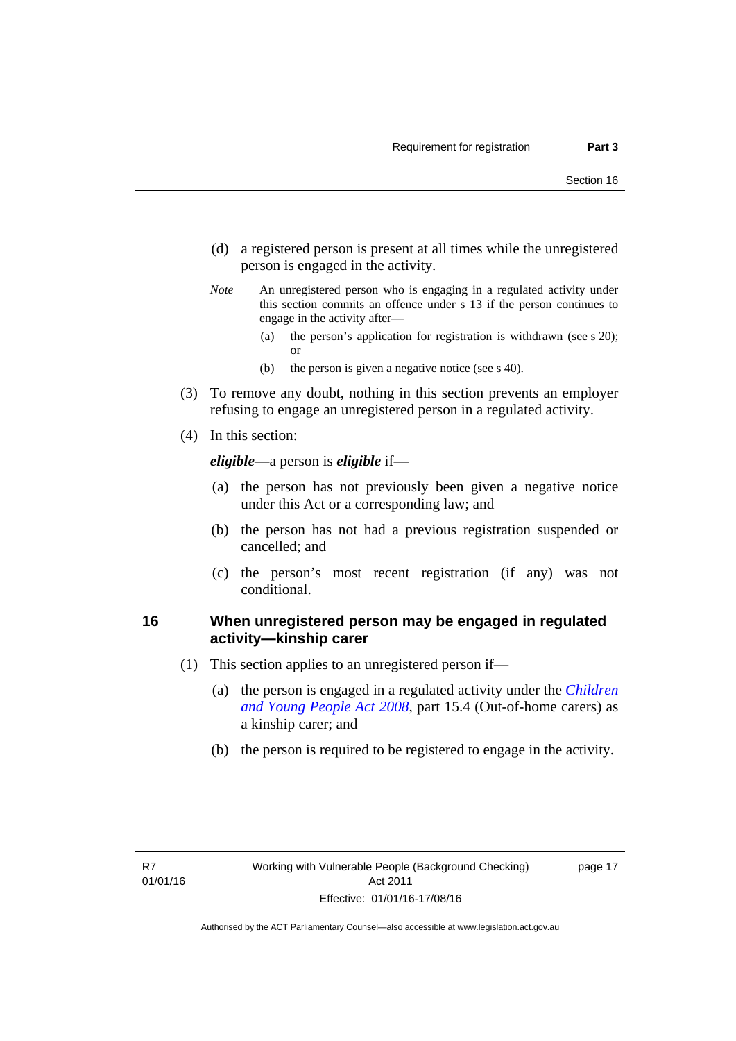(d) a registered person is present at all times while the unregistered person is engaged in the activity.

*Note* An unregistered person who is engaging in a regulated activity under this section commits an offence under s 13 if the person continues to engage in the activity after—

(a) the person's application for registration is withdrawn (see s 20); or

(b) the person is given a negative notice (see s 40).

(3) To remove any doubt, nothing in this section prevents an employer refusing to engage an unregistered person in a regulated activity.

(4) In this section:

***eligible***—a person is ***eligible*** if—

(a) the person has not previously been given a negative notice under this Act or a corresponding law; and

(b) the person has not had a previous registration suspended or cancelled; and

(c) the person's most recent registration (if any) was not conditional.

## 16 When unregistered person may be engaged in regulated activity—kinship carer

(1) This section applies to an unregistered person if—

(a) the person is engaged in a regulated activity under the *Children and Young People Act 2008*, part 15.4 (Out-of-home carers) as a kinship carer; and

(b) the person is required to be registered to engage in the activity.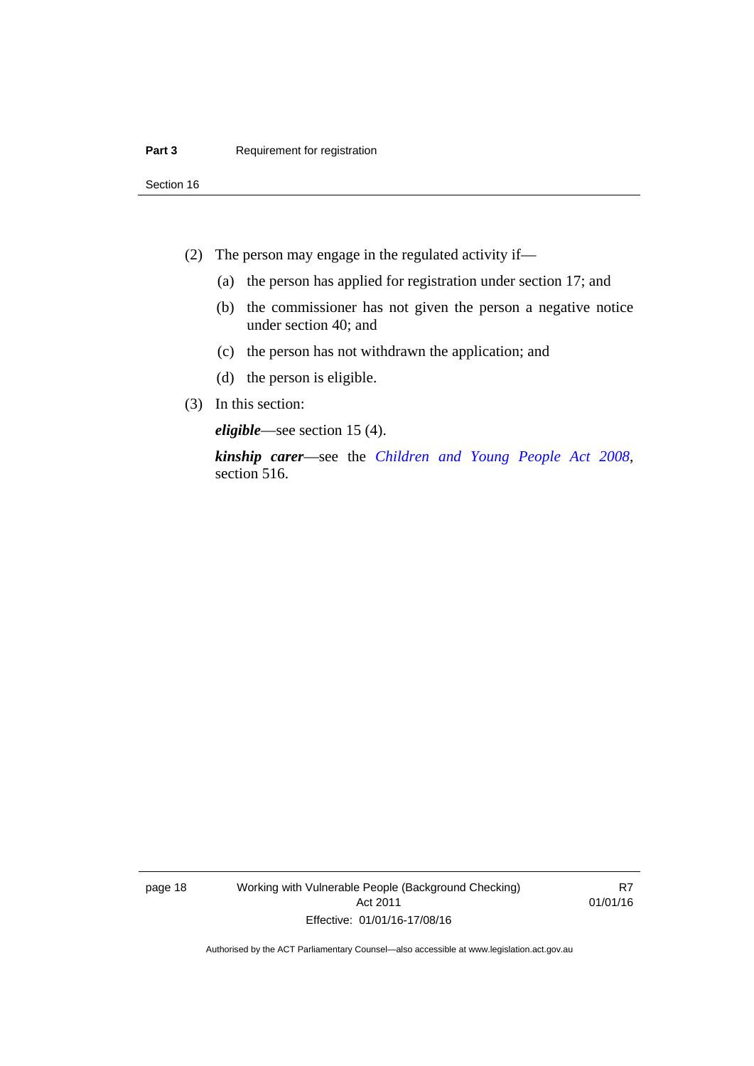(2) The person may engage in the regulated activity if—

(a) the person has applied for registration under section 17; and

(b) the commissioner has not given the person a negative notice under section 40; and

(c) the person has not withdrawn the application; and

(d) the person is eligible.

(3) In this section:

***eligible***—see section 15 (4).

***kinship carer***—see the *Children and Young People Act 2008*, section 516.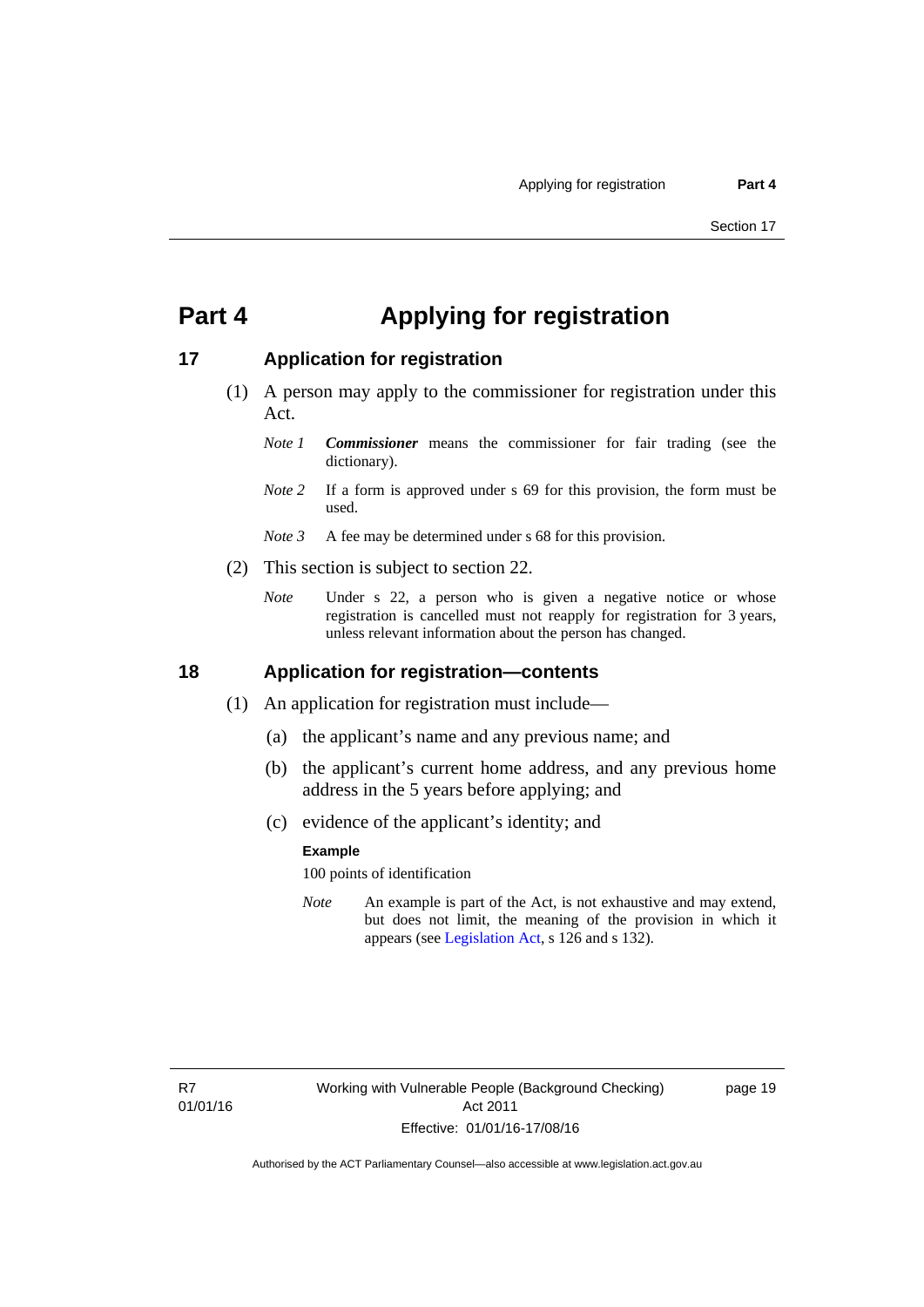# Part 4 Applying for registration

## 17 Application for registration

(1) A person may apply to the commissioner for registration under this Act.

*Note 1* ***Commissioner*** means the commissioner for fair trading (see the dictionary).

*Note 2* If a form is approved under s 69 for this provision, the form must be used.

*Note 3* A fee may be determined under s 68 for this provision.

(2) This section is subject to section 22.

*Note* Under s 22, a person who is given a negative notice or whose registration is cancelled must not reapply for registration for 3 years, unless relevant information about the person has changed.

## 18 Application for registration—contents

(1) An application for registration must include—

(a) the applicant's name and any previous name; and

(b) the applicant's current home address, and any previous home address in the 5 years before applying; and

(c) evidence of the applicant's identity; and

**Example**

100 points of identification

*Note* An example is part of the Act, is not exhaustive and may extend, but does not limit, the meaning of the provision in which it appears (see Legislation Act, s 126 and s 132).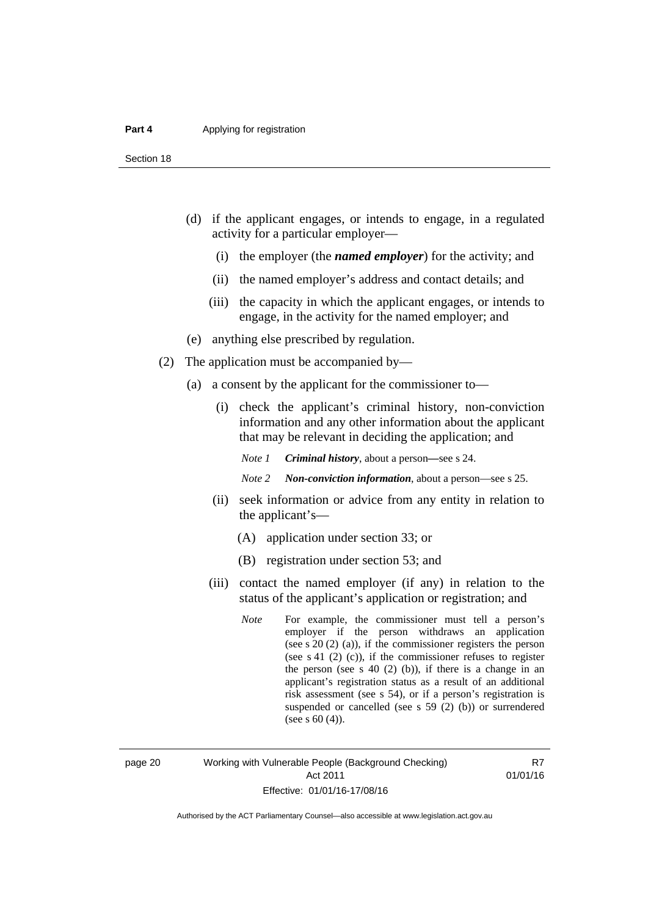(d) if the applicant engages, or intends to engage, in a regulated activity for a particular employer—

(i) the employer (the ***named employer***) for the activity; and

(ii) the named employer's address and contact details; and

(iii) the capacity in which the applicant engages, or intends to engage, in the activity for the named employer; and

(e) anything else prescribed by regulation.

(2) The application must be accompanied by—

(a) a consent by the applicant for the commissioner to—

(i) check the applicant's criminal history, non-conviction information and any other information about the applicant that may be relevant in deciding the application; and

*Note 1* ***Criminal history***, about a person—see s 24.

*Note 2* ***Non-conviction information***, about a person—see s 25.

(ii) seek information or advice from any entity in relation to the applicant's—

(A) application under section 33; or

(B) registration under section 53; and

(iii) contact the named employer (if any) in relation to the status of the applicant's application or registration; and

*Note* For example, the commissioner must tell a person's employer if the person withdraws an application (see s 20 (2) (a)), if the commissioner registers the person (see s 41 (2) (c)), if the commissioner refuses to register the person (see s 40 (2) (b)), if there is a change in an applicant's registration status as a result of an additional risk assessment (see s 54), or if a person's registration is suspended or cancelled (see s 59 (2) (b)) or surrendered (see s 60 (4)).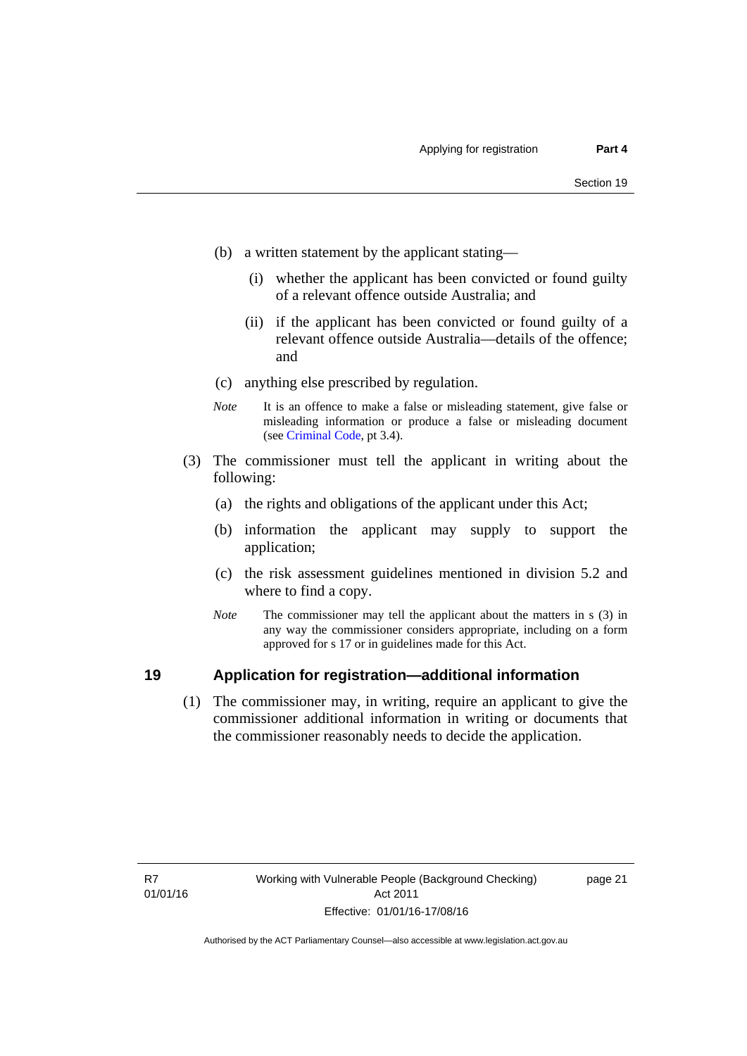(b) a written statement by the applicant stating—

(i) whether the applicant has been convicted or found guilty of a relevant offence outside Australia; and

(ii) if the applicant has been convicted or found guilty of a relevant offence outside Australia—details of the offence; and

(c) anything else prescribed by regulation.

*Note* It is an offence to make a false or misleading statement, give false or misleading information or produce a false or misleading document (see Criminal Code, pt 3.4).

(3) The commissioner must tell the applicant in writing about the following:

(a) the rights and obligations of the applicant under this Act;

(b) information the applicant may supply to support the application;

(c) the risk assessment guidelines mentioned in division 5.2 and where to find a copy.

*Note* The commissioner may tell the applicant about the matters in s (3) in any way the commissioner considers appropriate, including on a form approved for s 17 or in guidelines made for this Act.

## 19 Application for registration—additional information

(1) The commissioner may, in writing, require an applicant to give the commissioner additional information in writing or documents that the commissioner reasonably needs to decide the application.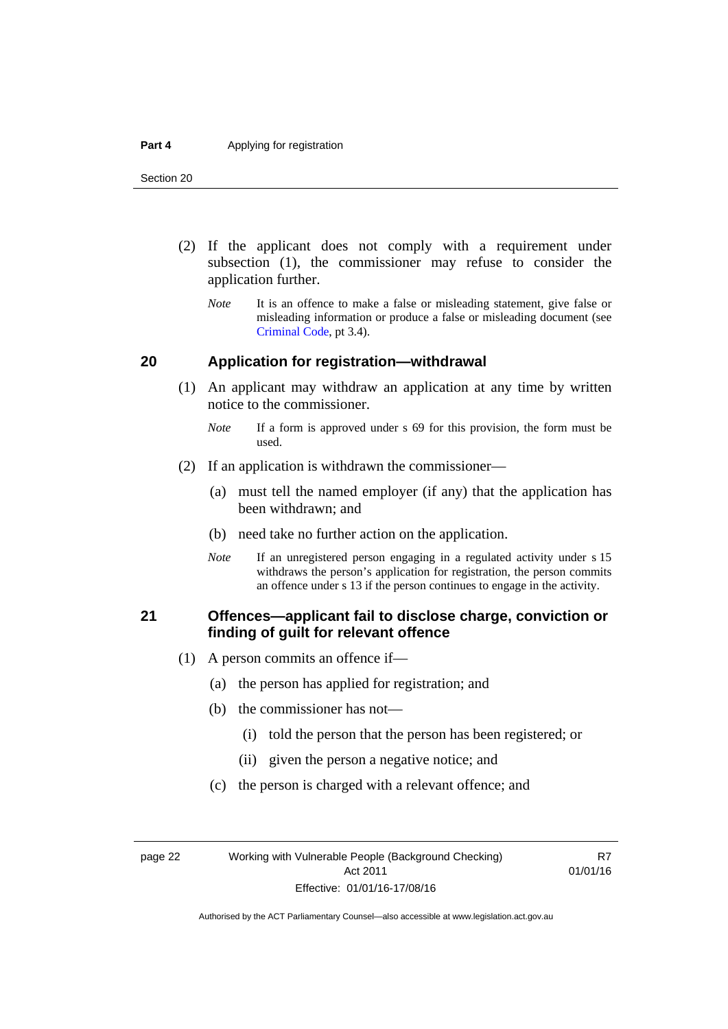(2) If the applicant does not comply with a requirement under subsection (1), the commissioner may refuse to consider the application further.

*Note* It is an offence to make a false or misleading statement, give false or misleading information or produce a false or misleading document (see Criminal Code, pt 3.4).

## 20 Application for registration—withdrawal

(1) An applicant may withdraw an application at any time by written notice to the commissioner.

*Note* If a form is approved under s 69 for this provision, the form must be used.

(2) If an application is withdrawn the commissioner—

(a) must tell the named employer (if any) that the application has been withdrawn; and

(b) need take no further action on the application.

*Note* If an unregistered person engaging in a regulated activity under s 15 withdraws the person's application for registration, the person commits an offence under s 13 if the person continues to engage in the activity.

## 21 Offences—applicant fail to disclose charge, conviction or finding of guilt for relevant offence

(1) A person commits an offence if—

(a) the person has applied for registration; and

(b) the commissioner has not—

(i) told the person that the person has been registered; or

(ii) given the person a negative notice; and

(c) the person is charged with a relevant offence; and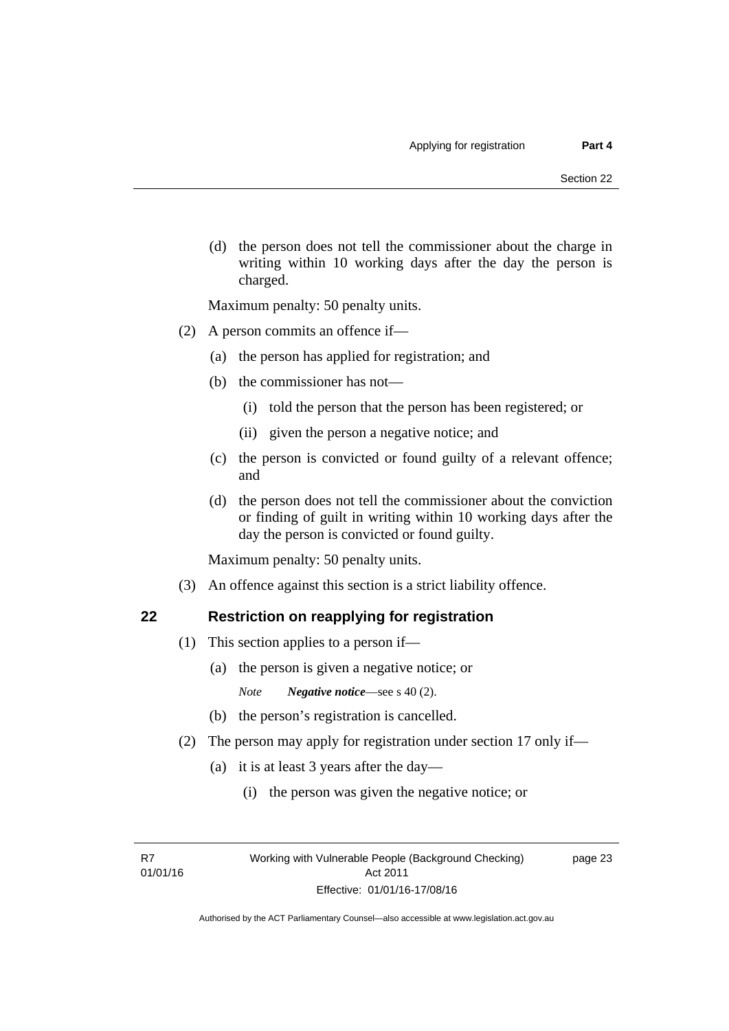(d) the person does not tell the commissioner about the charge in writing within 10 working days after the day the person is charged.

Maximum penalty: 50 penalty units.

(2) A person commits an offence if—

(a) the person has applied for registration; and

(b) the commissioner has not—

(i) told the person that the person has been registered; or

(ii) given the person a negative notice; and

(c) the person is convicted or found guilty of a relevant offence; and

(d) the person does not tell the commissioner about the conviction or finding of guilt in writing within 10 working days after the day the person is convicted or found guilty.

Maximum penalty: 50 penalty units.

(3) An offence against this section is a strict liability offence.

## 22 Restriction on reapplying for registration

(1) This section applies to a person if—

(a) the person is given a negative notice; or

*Note* ***Negative notice***—see s 40 (2).

(b) the person's registration is cancelled.

(2) The person may apply for registration under section 17 only if—

(a) it is at least 3 years after the day—

(i) the person was given the negative notice; or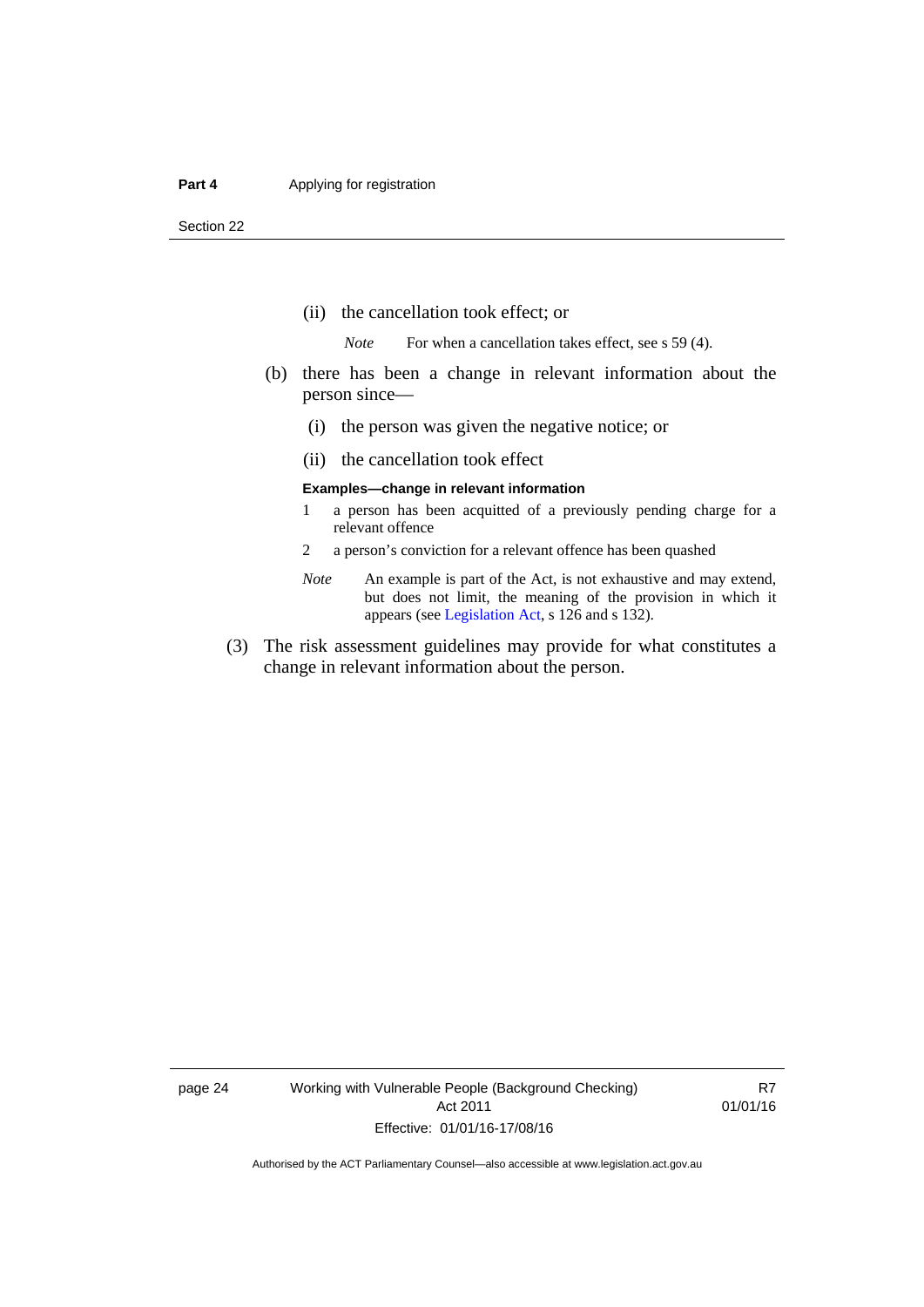(ii) the cancellation took effect; or

*Note* For when a cancellation takes effect, see s 59 (4).

(b) there has been a change in relevant information about the person since—

(i) the person was given the negative notice; or

(ii) the cancellation took effect

**Examples—change in relevant information**

1 a person has been acquitted of a previously pending charge for a relevant offence

2 a person's conviction for a relevant offence has been quashed

*Note* An example is part of the Act, is not exhaustive and may extend, but does not limit, the meaning of the provision in which it appears (see Legislation Act, s 126 and s 132).

(3) The risk assessment guidelines may provide for what constitutes a change in relevant information about the person.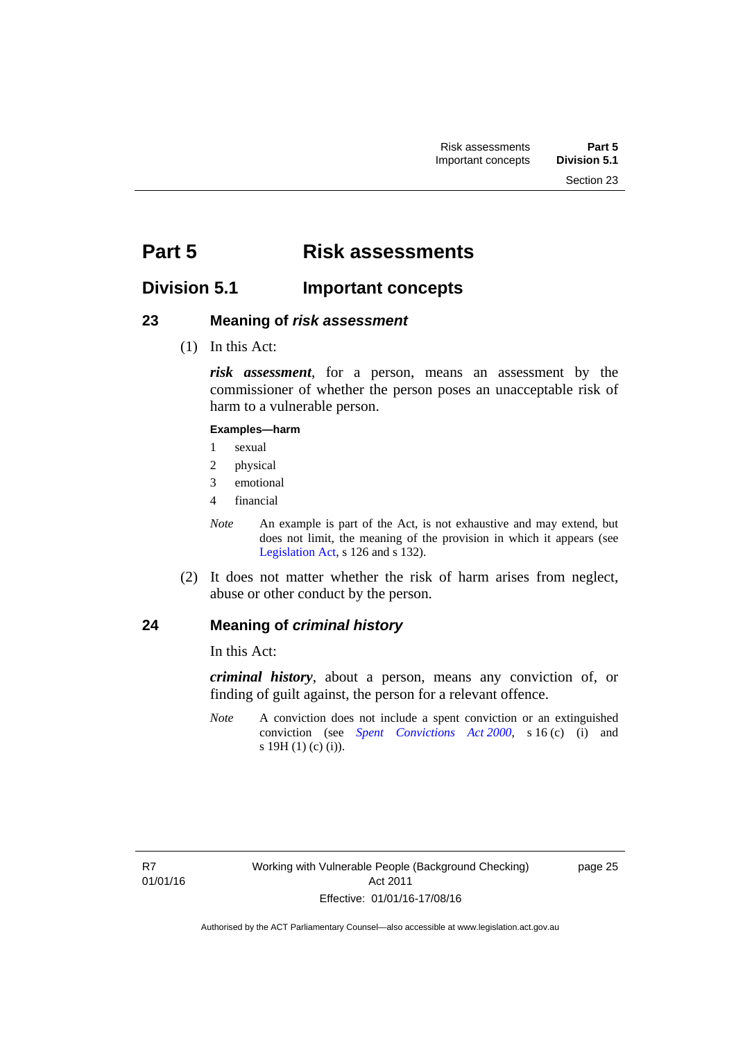# Part 5 Risk assessments

## Division 5.1 Important concepts

### 23 Meaning of *risk assessment*

(1) In this Act:

***risk assessment***, for a person, means an assessment by the commissioner of whether the person poses an unacceptable risk of harm to a vulnerable person.

**Examples—harm**

1 sexual
2 physical
3 emotional
4 financial

*Note* An example is part of the Act, is not exhaustive and may extend, but does not limit, the meaning of the provision in which it appears (see Legislation Act, s 126 and s 132).

(2) It does not matter whether the risk of harm arises from neglect, abuse or other conduct by the person.

### 24 Meaning of *criminal history*

In this Act:

***criminal history***, about a person, means any conviction of, or finding of guilt against, the person for a relevant offence.

*Note* A conviction does not include a spent conviction or an extinguished conviction (see *Spent Convictions Act 2000*, s 16 (c) (i) and s 19H (1) (c) (i)).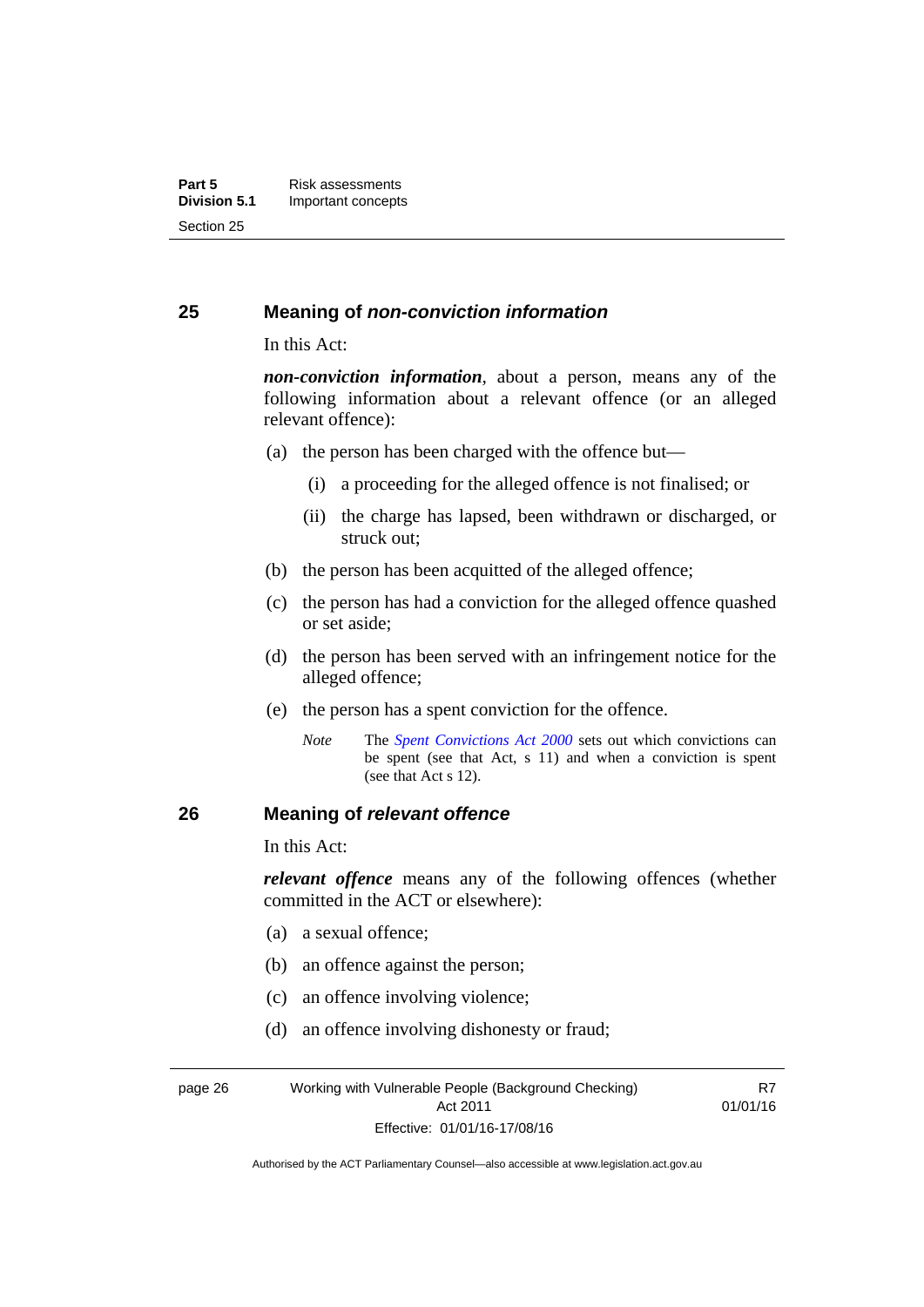## 25 Meaning of *non-conviction information*

In this Act:

***non-conviction information***, about a person, means any of the following information about a relevant offence (or an alleged relevant offence):

(a) the person has been charged with the offence but—

(i) a proceeding for the alleged offence is not finalised; or

(ii) the charge has lapsed, been withdrawn or discharged, or struck out;

(b) the person has been acquitted of the alleged offence;

(c) the person has had a conviction for the alleged offence quashed or set aside;

(d) the person has been served with an infringement notice for the alleged offence;

(e) the person has a spent conviction for the offence.

*Note* The *Spent Convictions Act 2000* sets out which convictions can be spent (see that Act, s 11) and when a conviction is spent (see that Act s 12).

## 26 Meaning of *relevant offence*

In this Act:

***relevant offence*** means any of the following offences (whether committed in the ACT or elsewhere):

(a) a sexual offence;

(b) an offence against the person;

(c) an offence involving violence;

(d) an offence involving dishonesty or fraud;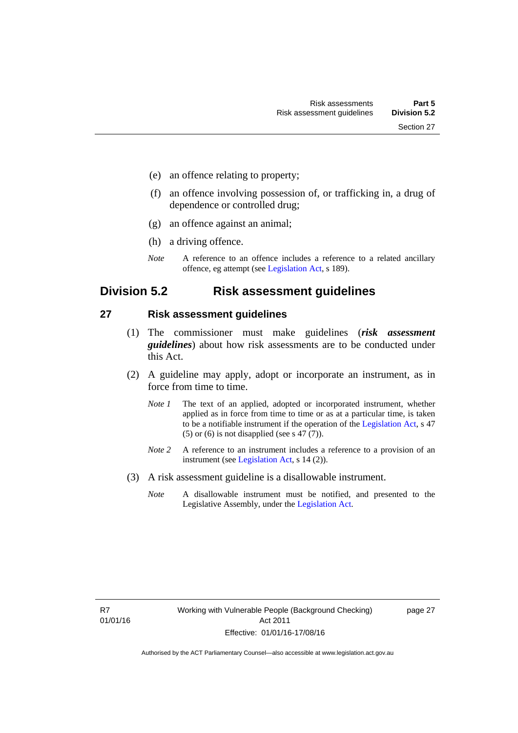(e) an offence relating to property;

(f) an offence involving possession of, or trafficking in, a drug of dependence or controlled drug;

(g) an offence against an animal;

(h) a driving offence.

*Note* A reference to an offence includes a reference to a related ancillary offence, eg attempt (see Legislation Act, s 189).

## Division 5.2 Risk assessment guidelines

### 27 Risk assessment guidelines

(1) The commissioner must make guidelines (***risk assessment guidelines***) about how risk assessments are to be conducted under this Act.

(2) A guideline may apply, adopt or incorporate an instrument, as in force from time to time.

*Note 1* The text of an applied, adopted or incorporated instrument, whether applied as in force from time to time or as at a particular time, is taken to be a notifiable instrument if the operation of the Legislation Act, s 47 (5) or (6) is not disapplied (see s 47 (7)).

*Note 2* A reference to an instrument includes a reference to a provision of an instrument (see Legislation Act, s 14 (2)).

(3) A risk assessment guideline is a disallowable instrument.

*Note* A disallowable instrument must be notified, and presented to the Legislative Assembly, under the Legislation Act.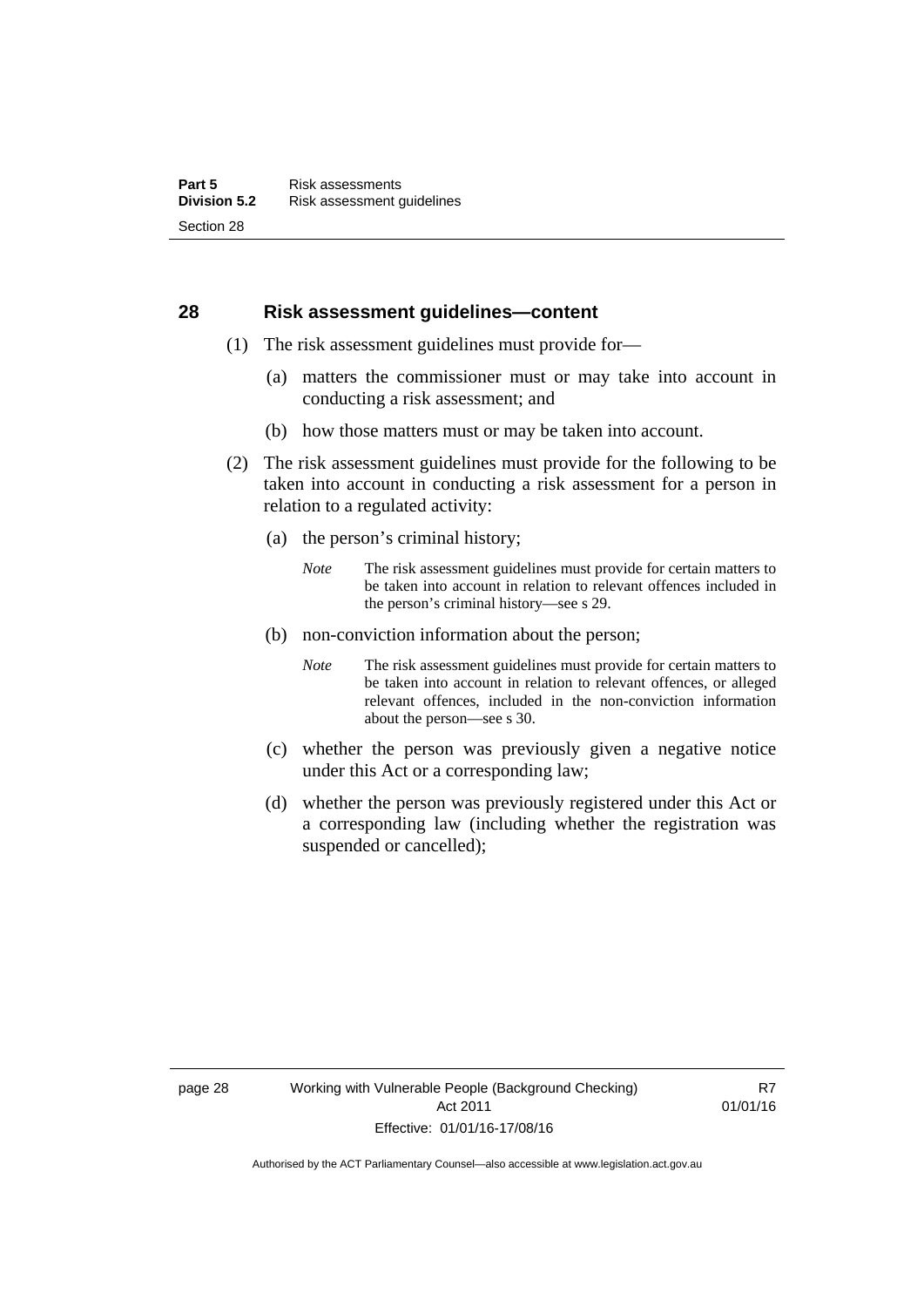## 28 Risk assessment guidelines—content

(1) The risk assessment guidelines must provide for—

(a) matters the commissioner must or may take into account in conducting a risk assessment; and

(b) how those matters must or may be taken into account.

(2) The risk assessment guidelines must provide for the following to be taken into account in conducting a risk assessment for a person in relation to a regulated activity:

(a) the person's criminal history;

*Note* The risk assessment guidelines must provide for certain matters to be taken into account in relation to relevant offences included in the person's criminal history—see s 29.

(b) non-conviction information about the person;

*Note* The risk assessment guidelines must provide for certain matters to be taken into account in relation to relevant offences, or alleged relevant offences, included in the non-conviction information about the person—see s 30.

(c) whether the person was previously given a negative notice under this Act or a corresponding law;

(d) whether the person was previously registered under this Act or a corresponding law (including whether the registration was suspended or cancelled);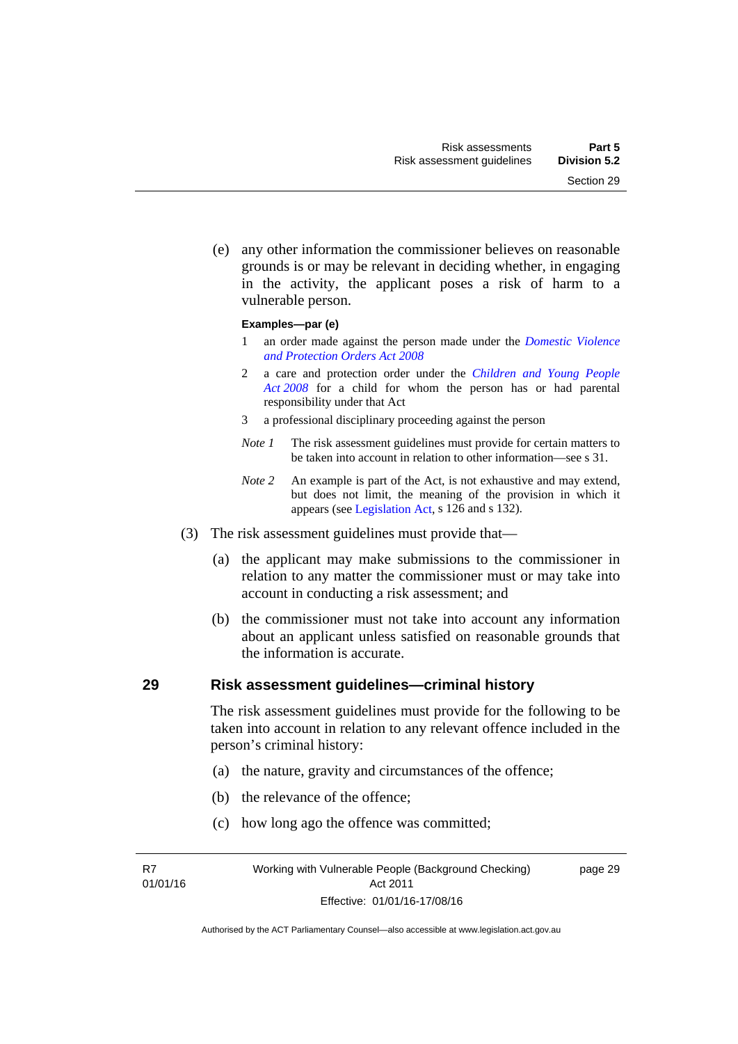(e) any other information the commissioner believes on reasonable grounds is or may be relevant in deciding whether, in engaging in the activity, the applicant poses a risk of harm to a vulnerable person.

**Examples—par (e)**

1 an order made against the person made under the *Domestic Violence and Protection Orders Act 2008*

2 a care and protection order under the *Children and Young People Act 2008* for a child for whom the person has or had parental responsibility under that Act

3 a professional disciplinary proceeding against the person

*Note 1* The risk assessment guidelines must provide for certain matters to be taken into account in relation to other information—see s 31.

*Note 2* An example is part of the Act, is not exhaustive and may extend, but does not limit, the meaning of the provision in which it appears (see Legislation Act, s 126 and s 132).

(3) The risk assessment guidelines must provide that—

(a) the applicant may make submissions to the commissioner in relation to any matter the commissioner must or may take into account in conducting a risk assessment; and

(b) the commissioner must not take into account any information about an applicant unless satisfied on reasonable grounds that the information is accurate.

## 29 Risk assessment guidelines—criminal history

The risk assessment guidelines must provide for the following to be taken into account in relation to any relevant offence included in the person's criminal history:

(a) the nature, gravity and circumstances of the offence;

(b) the relevance of the offence;

(c) how long ago the offence was committed;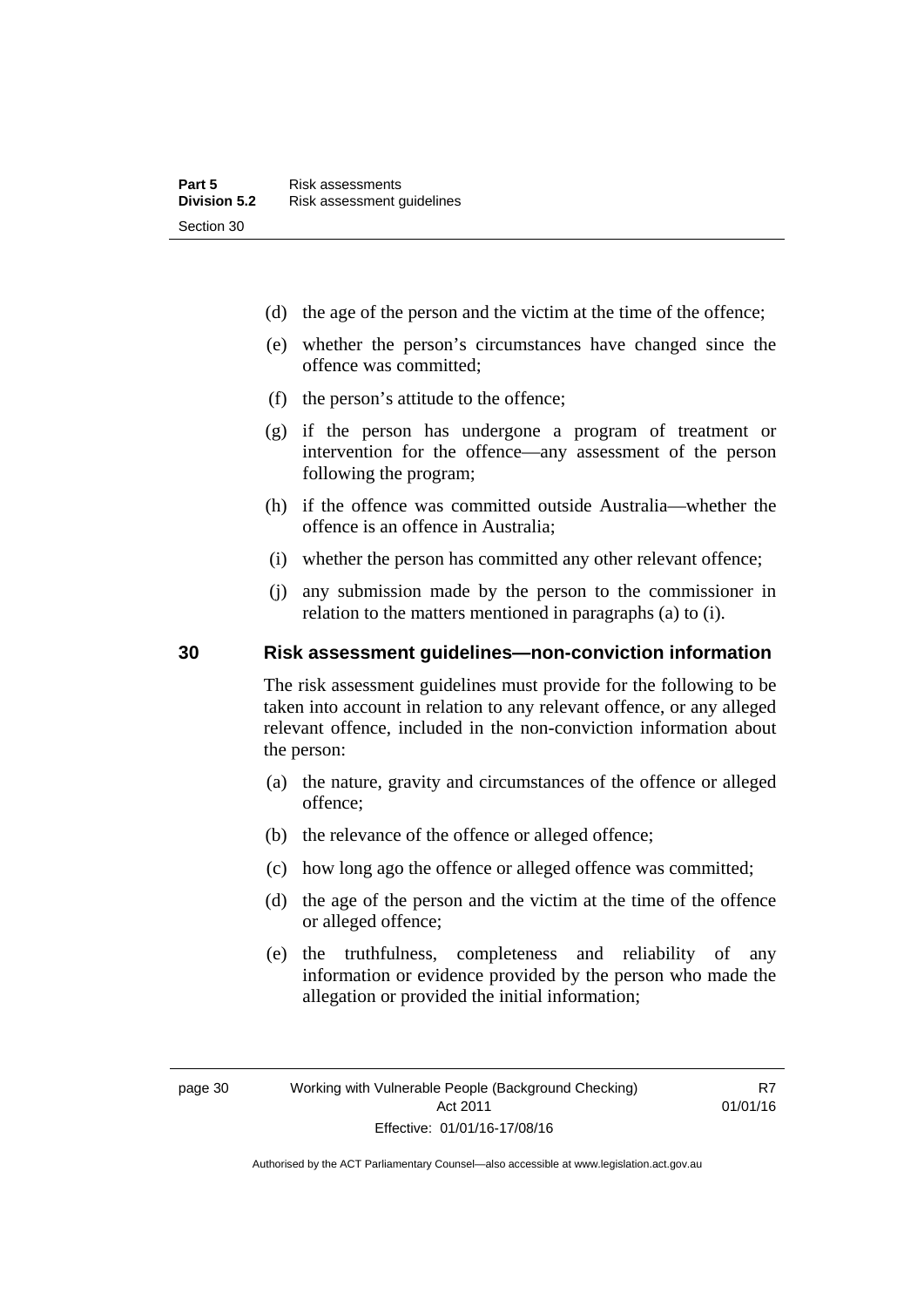(d) the age of the person and the victim at the time of the offence;

(e) whether the person's circumstances have changed since the offence was committed;

(f) the person's attitude to the offence;

(g) if the person has undergone a program of treatment or intervention for the offence—any assessment of the person following the program;

(h) if the offence was committed outside Australia—whether the offence is an offence in Australia;

(i) whether the person has committed any other relevant offence;

(j) any submission made by the person to the commissioner in relation to the matters mentioned in paragraphs (a) to (i).

## 30 Risk assessment guidelines—non-conviction information

The risk assessment guidelines must provide for the following to be taken into account in relation to any relevant offence, or any alleged relevant offence, included in the non-conviction information about the person:

(a) the nature, gravity and circumstances of the offence or alleged offence;

(b) the relevance of the offence or alleged offence;

(c) how long ago the offence or alleged offence was committed;

(d) the age of the person and the victim at the time of the offence or alleged offence;

(e) the truthfulness, completeness and reliability of any information or evidence provided by the person who made the allegation or provided the initial information;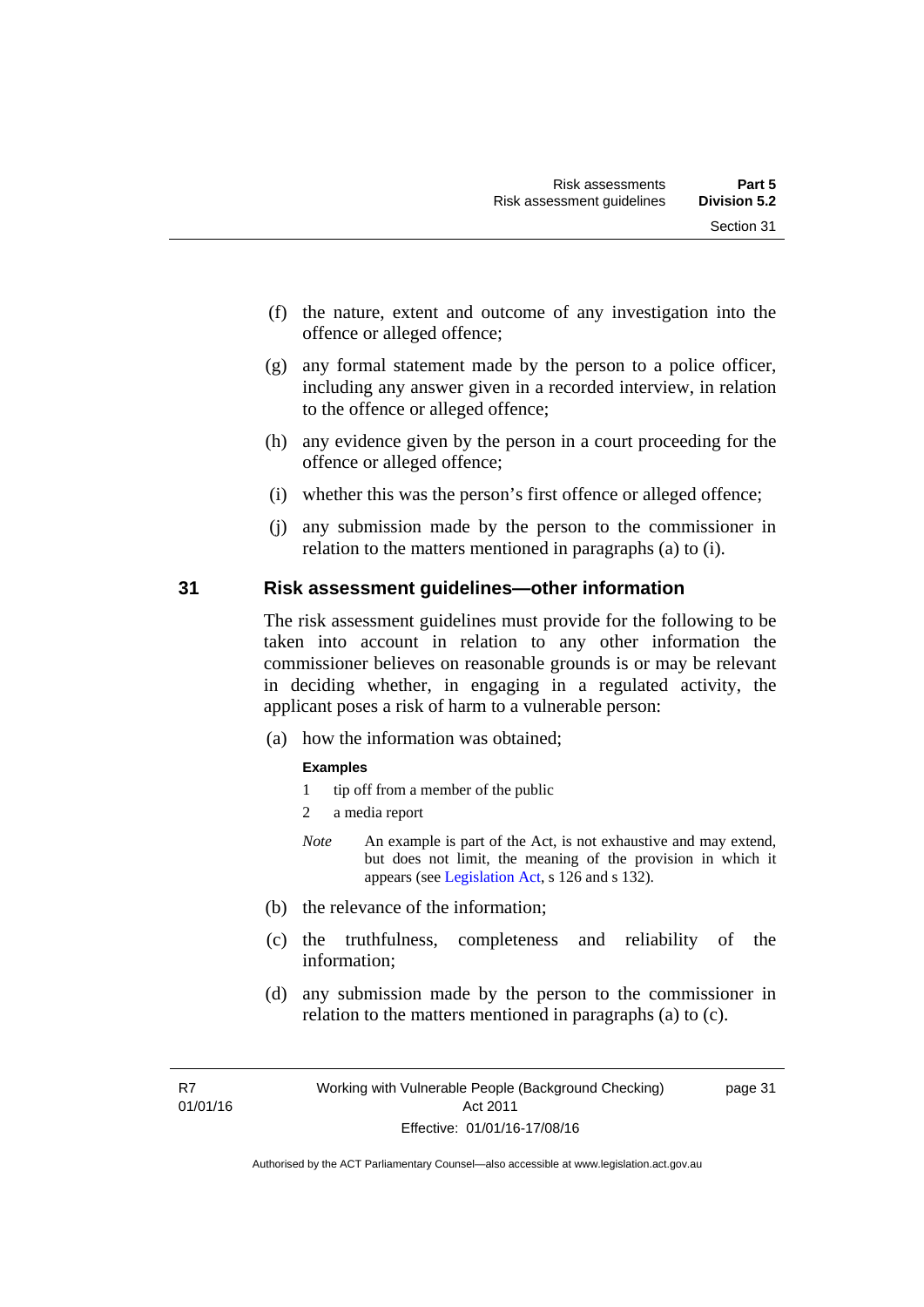(f) the nature, extent and outcome of any investigation into the offence or alleged offence;

(g) any formal statement made by the person to a police officer, including any answer given in a recorded interview, in relation to the offence or alleged offence;

(h) any evidence given by the person in a court proceeding for the offence or alleged offence;

(i) whether this was the person's first offence or alleged offence;

(j) any submission made by the person to the commissioner in relation to the matters mentioned in paragraphs (a) to (i).

## 31 Risk assessment guidelines—other information

The risk assessment guidelines must provide for the following to be taken into account in relation to any other information the commissioner believes on reasonable grounds is or may be relevant in deciding whether, in engaging in a regulated activity, the applicant poses a risk of harm to a vulnerable person:

(a) how the information was obtained;

**Examples**

1 tip off from a member of the public

2 a media report

*Note* An example is part of the Act, is not exhaustive and may extend, but does not limit, the meaning of the provision in which it appears (see Legislation Act, s 126 and s 132).

(b) the relevance of the information;

(c) the truthfulness, completeness and reliability of the information;

(d) any submission made by the person to the commissioner in relation to the matters mentioned in paragraphs (a) to (c).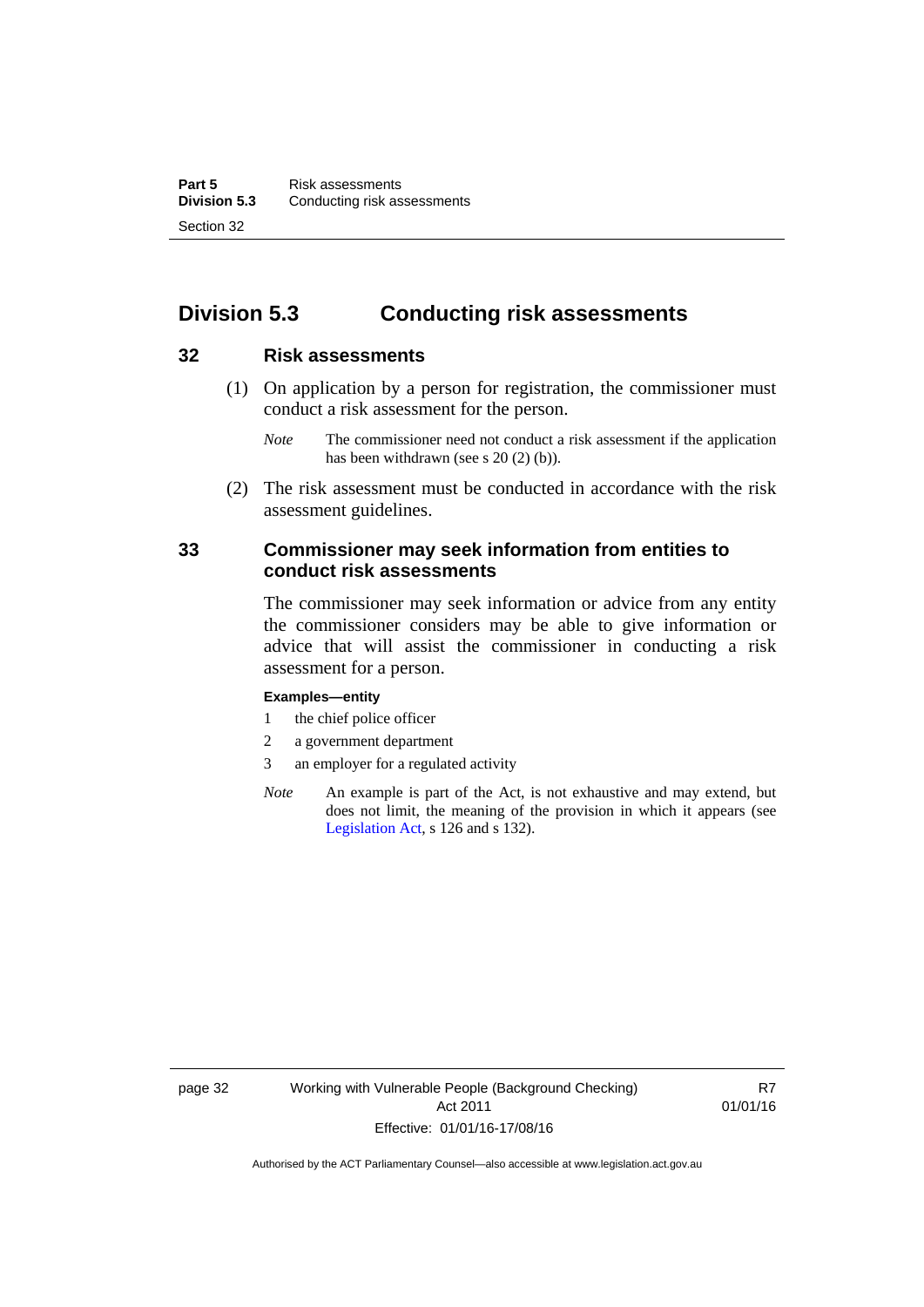## Division 5.3 Conducting risk assessments

### 32 Risk assessments

(1) On application by a person for registration, the commissioner must conduct a risk assessment for the person.

*Note* The commissioner need not conduct a risk assessment if the application has been withdrawn (see s 20 (2) (b)).

(2) The risk assessment must be conducted in accordance with the risk assessment guidelines.

### 33 Commissioner may seek information from entities to conduct risk assessments

The commissioner may seek information or advice from any entity the commissioner considers may be able to give information or advice that will assist the commissioner in conducting a risk assessment for a person.

**Examples—entity**

1 the chief police officer
2 a government department
3 an employer for a regulated activity

*Note* An example is part of the Act, is not exhaustive and may extend, but does not limit, the meaning of the provision in which it appears (see Legislation Act, s 126 and s 132).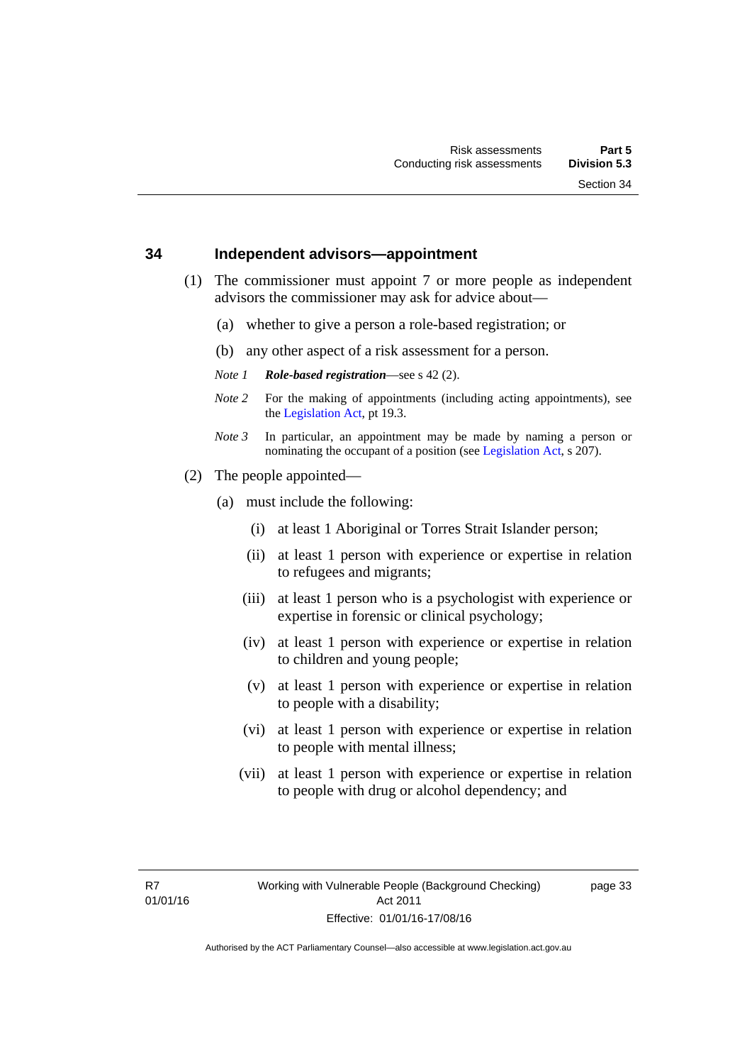### 34 Independent advisors—appointment

(1) The commissioner must appoint 7 or more people as independent advisors the commissioner may ask for advice about—

(a) whether to give a person a role-based registration; or

(b) any other aspect of a risk assessment for a person.

*Note 1* ***Role-based registration***—see s 42 (2).

*Note 2* For the making of appointments (including acting appointments), see the Legislation Act, pt 19.3.

*Note 3* In particular, an appointment may be made by naming a person or nominating the occupant of a position (see Legislation Act, s 207).

(2) The people appointed—

(a) must include the following:

(i) at least 1 Aboriginal or Torres Strait Islander person;

(ii) at least 1 person with experience or expertise in relation to refugees and migrants;

(iii) at least 1 person who is a psychologist with experience or expertise in forensic or clinical psychology;

(iv) at least 1 person with experience or expertise in relation to children and young people;

(v) at least 1 person with experience or expertise in relation to people with a disability;

(vi) at least 1 person with experience or expertise in relation to people with mental illness;

(vii) at least 1 person with experience or expertise in relation to people with drug or alcohol dependency; and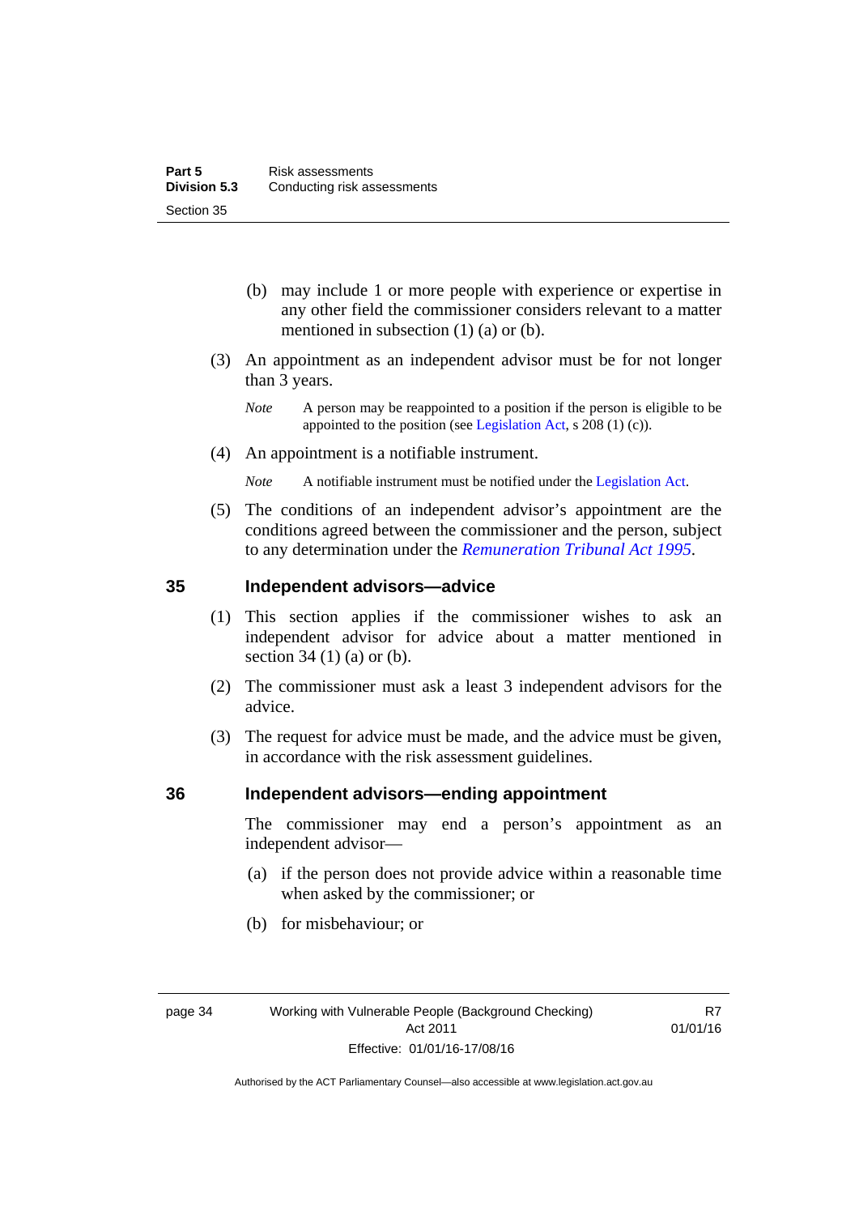(b) may include 1 or more people with experience or expertise in any other field the commissioner considers relevant to a matter mentioned in subsection (1) (a) or (b).

(3) An appointment as an independent advisor must be for not longer than 3 years.

*Note* A person may be reappointed to a position if the person is eligible to be appointed to the position (see Legislation Act, s 208 (1) (c)).

(4) An appointment is a notifiable instrument.

*Note* A notifiable instrument must be notified under the Legislation Act.

(5) The conditions of an independent advisor's appointment are the conditions agreed between the commissioner and the person, subject to any determination under the *Remuneration Tribunal Act 1995*.

## 35 Independent advisors—advice

(1) This section applies if the commissioner wishes to ask an independent advisor for advice about a matter mentioned in section 34 (1) (a) or (b).

(2) The commissioner must ask a least 3 independent advisors for the advice.

(3) The request for advice must be made, and the advice must be given, in accordance with the risk assessment guidelines.

## 36 Independent advisors—ending appointment

The commissioner may end a person's appointment as an independent advisor—

(a) if the person does not provide advice within a reasonable time when asked by the commissioner; or

(b) for misbehaviour; or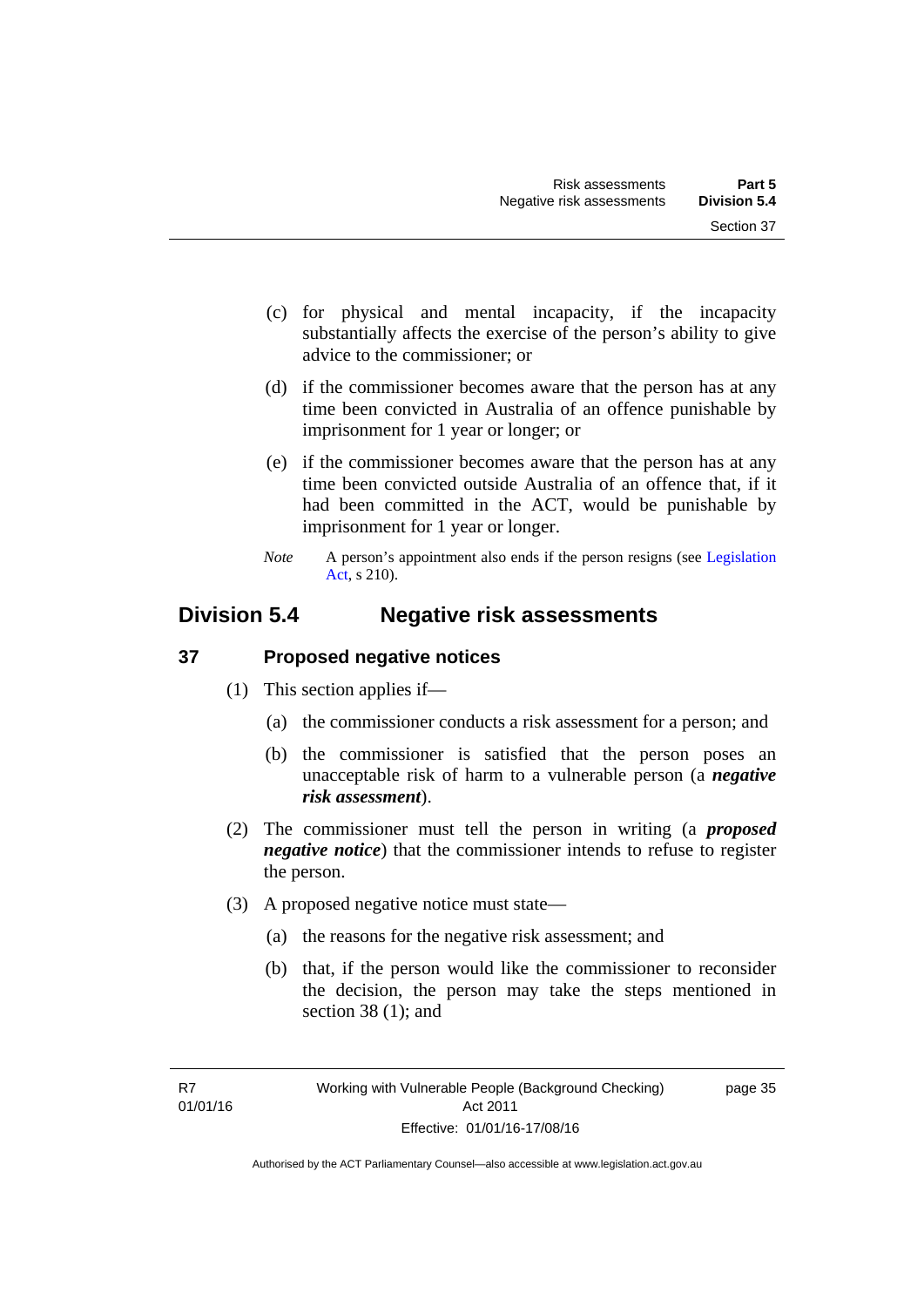(c) for physical and mental incapacity, if the incapacity substantially affects the exercise of the person's ability to give advice to the commissioner; or

(d) if the commissioner becomes aware that the person has at any time been convicted in Australia of an offence punishable by imprisonment for 1 year or longer; or

(e) if the commissioner becomes aware that the person has at any time been convicted outside Australia of an offence that, if it had been committed in the ACT, would be punishable by imprisonment for 1 year or longer.

*Note* A person's appointment also ends if the person resigns (see Legislation Act, s 210).

## Division 5.4 Negative risk assessments

### 37 Proposed negative notices

(1) This section applies if—

(a) the commissioner conducts a risk assessment for a person; and

(b) the commissioner is satisfied that the person poses an unacceptable risk of harm to a vulnerable person (a ***negative risk assessment***).

(2) The commissioner must tell the person in writing (a ***proposed negative notice***) that the commissioner intends to refuse to register the person.

(3) A proposed negative notice must state—

(a) the reasons for the negative risk assessment; and

(b) that, if the person would like the commissioner to reconsider the decision, the person may take the steps mentioned in section 38 (1); and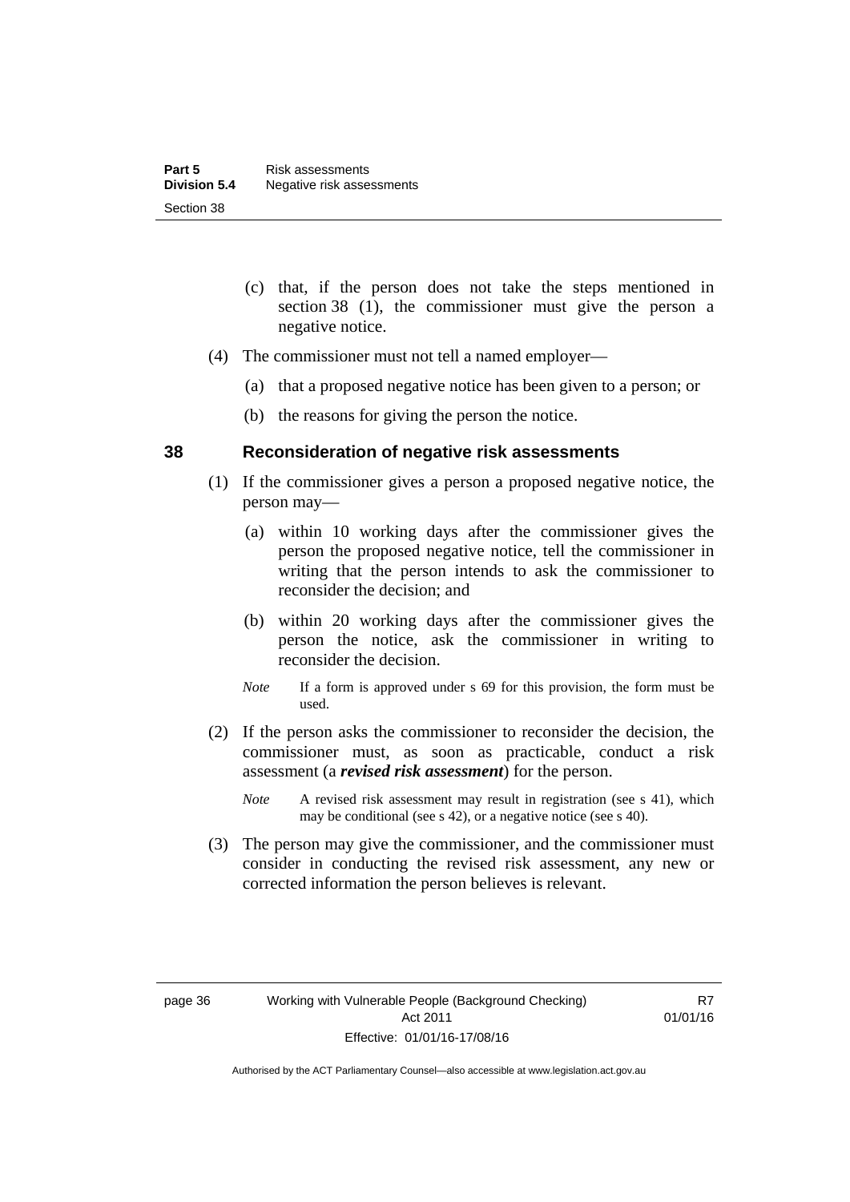(c) that, if the person does not take the steps mentioned in section 38 (1), the commissioner must give the person a negative notice.

(4) The commissioner must not tell a named employer—

(a) that a proposed negative notice has been given to a person; or

(b) the reasons for giving the person the notice.

## 38 Reconsideration of negative risk assessments

(1) If the commissioner gives a person a proposed negative notice, the person may—

(a) within 10 working days after the commissioner gives the person the proposed negative notice, tell the commissioner in writing that the person intends to ask the commissioner to reconsider the decision; and

(b) within 20 working days after the commissioner gives the person the notice, ask the commissioner in writing to reconsider the decision.

*Note* If a form is approved under s 69 for this provision, the form must be used.

(2) If the person asks the commissioner to reconsider the decision, the commissioner must, as soon as practicable, conduct a risk assessment (a ***revised risk assessment***) for the person.

*Note* A revised risk assessment may result in registration (see s 41), which may be conditional (see s 42), or a negative notice (see s 40).

(3) The person may give the commissioner, and the commissioner must consider in conducting the revised risk assessment, any new or corrected information the person believes is relevant.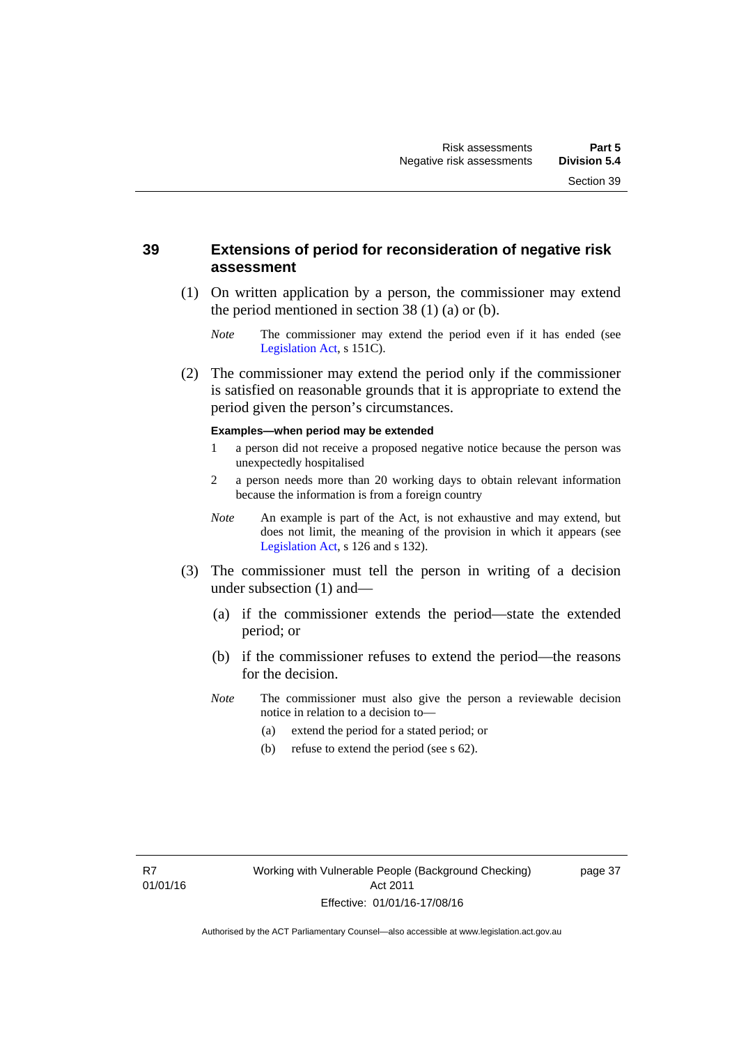## 39 Extensions of period for reconsideration of negative risk assessment

(1) On written application by a person, the commissioner may extend the period mentioned in section 38 (1) (a) or (b).

*Note* The commissioner may extend the period even if it has ended (see Legislation Act, s 151C).

(2) The commissioner may extend the period only if the commissioner is satisfied on reasonable grounds that it is appropriate to extend the period given the person's circumstances.

**Examples—when period may be extended**

1 a person did not receive a proposed negative notice because the person was unexpectedly hospitalised

2 a person needs more than 20 working days to obtain relevant information because the information is from a foreign country

*Note* An example is part of the Act, is not exhaustive and may extend, but does not limit, the meaning of the provision in which it appears (see Legislation Act, s 126 and s 132).

(3) The commissioner must tell the person in writing of a decision under subsection (1) and—

(a) if the commissioner extends the period—state the extended period; or

(b) if the commissioner refuses to extend the period—the reasons for the decision.

*Note* The commissioner must also give the person a reviewable decision notice in relation to a decision to—

(a) extend the period for a stated period; or

(b) refuse to extend the period (see s 62).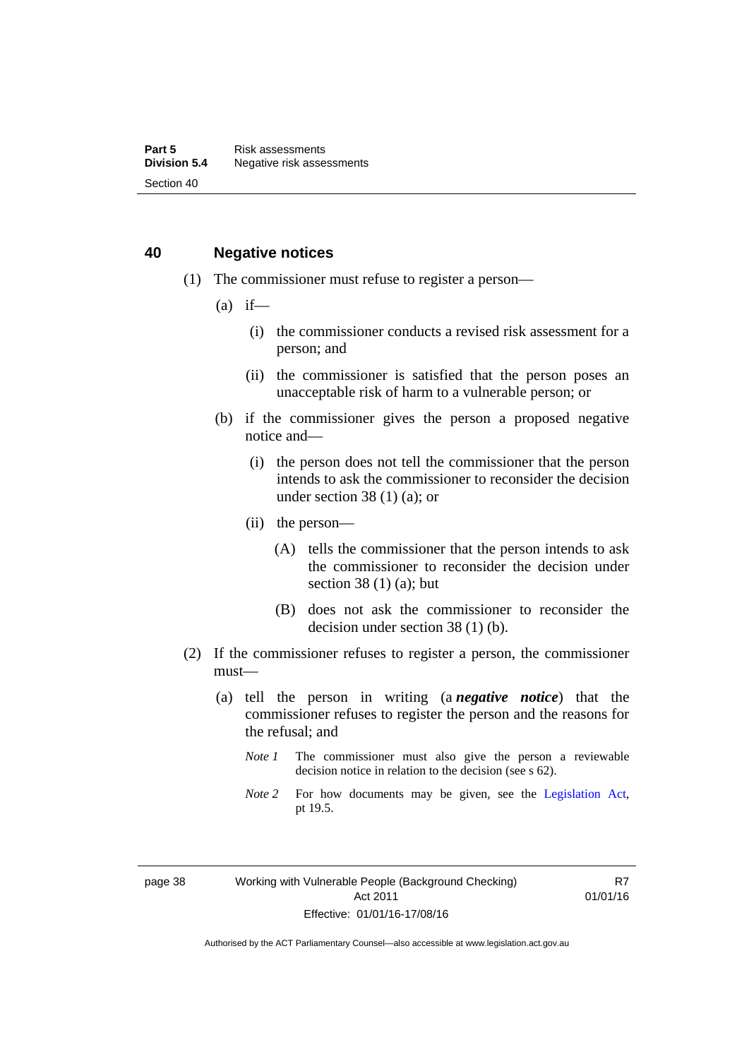## 40 Negative notices

(1) The commissioner must refuse to register a person—

(a) if—

(i) the commissioner conducts a revised risk assessment for a person; and

(ii) the commissioner is satisfied that the person poses an unacceptable risk of harm to a vulnerable person; or

(b) if the commissioner gives the person a proposed negative notice and—

(i) the person does not tell the commissioner that the person intends to ask the commissioner to reconsider the decision under section 38 (1) (a); or

(ii) the person—

(A) tells the commissioner that the person intends to ask the commissioner to reconsider the decision under section 38 (1) (a); but

(B) does not ask the commissioner to reconsider the decision under section 38 (1) (b).

(2) If the commissioner refuses to register a person, the commissioner must—

(a) tell the person in writing (a ***negative notice***) that the commissioner refuses to register the person and the reasons for the refusal; and

*Note 1* The commissioner must also give the person a reviewable decision notice in relation to the decision (see s 62).

*Note 2* For how documents may be given, see the Legislation Act, pt 19.5.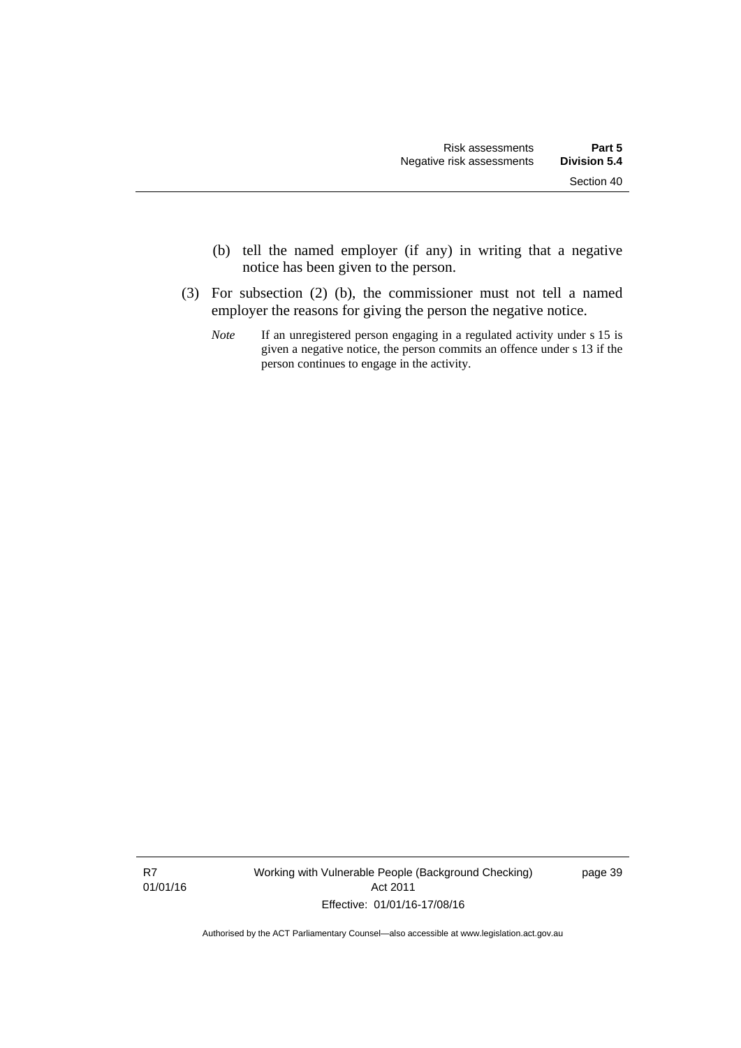(b) tell the named employer (if any) in writing that a negative notice has been given to the person.

(3) For subsection (2) (b), the commissioner must not tell a named employer the reasons for giving the person the negative notice.

*Note* If an unregistered person engaging in a regulated activity under s 15 is given a negative notice, the person commits an offence under s 13 if the person continues to engage in the activity.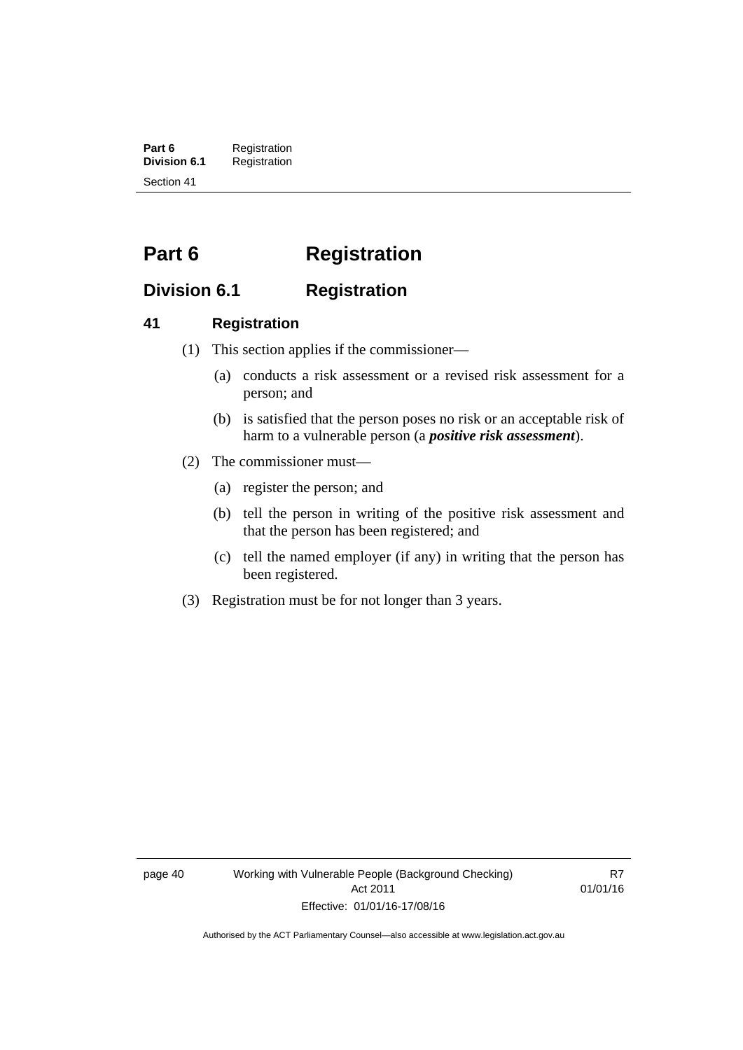# Part 6 Registration

## Division 6.1 Registration

### 41 Registration

(1) This section applies if the commissioner—

(a) conducts a risk assessment or a revised risk assessment for a person; and

(b) is satisfied that the person poses no risk or an acceptable risk of harm to a vulnerable person (a ***positive risk assessment***).

(2) The commissioner must—

(a) register the person; and

(b) tell the person in writing of the positive risk assessment and that the person has been registered; and

(c) tell the named employer (if any) in writing that the person has been registered.

(3) Registration must be for not longer than 3 years.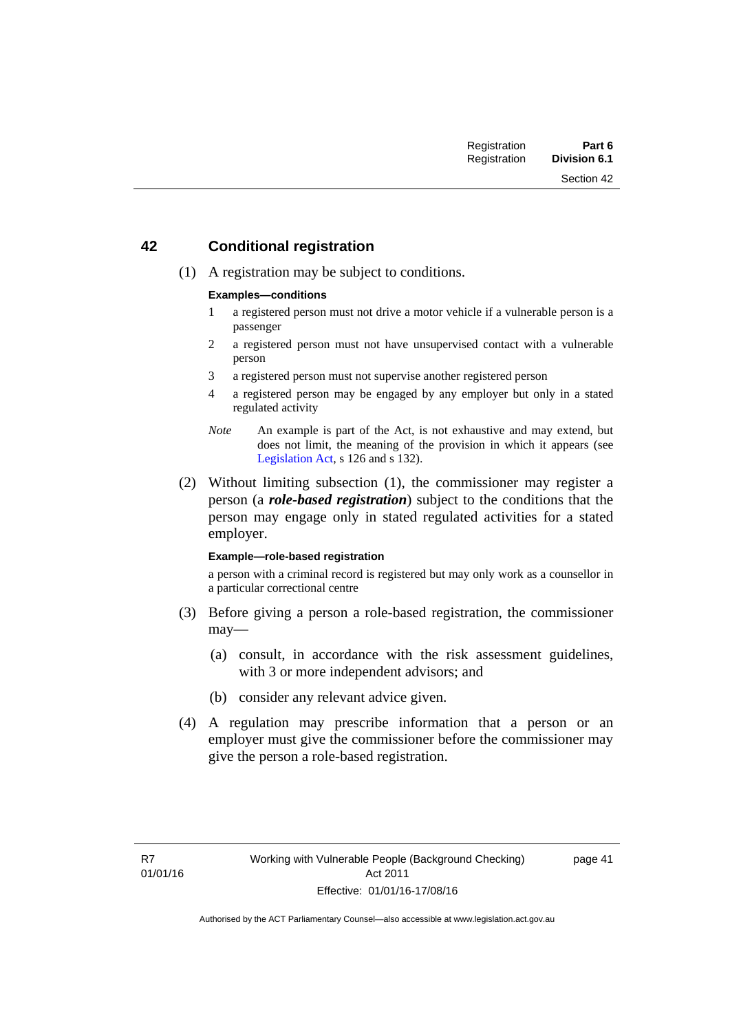## 42 Conditional registration

(1) A registration may be subject to conditions.

**Examples—conditions**

1 a registered person must not drive a motor vehicle if a vulnerable person is a passenger

2 a registered person must not have unsupervised contact with a vulnerable person

3 a registered person must not supervise another registered person

4 a registered person may be engaged by any employer but only in a stated regulated activity

*Note* An example is part of the Act, is not exhaustive and may extend, but does not limit, the meaning of the provision in which it appears (see Legislation Act, s 126 and s 132).

(2) Without limiting subsection (1), the commissioner may register a person (a ***role-based registration***) subject to the conditions that the person may engage only in stated regulated activities for a stated employer.

**Example—role-based registration**

a person with a criminal record is registered but may only work as a counsellor in a particular correctional centre

(3) Before giving a person a role-based registration, the commissioner may—

(a) consult, in accordance with the risk assessment guidelines, with 3 or more independent advisors; and

(b) consider any relevant advice given.

(4) A regulation may prescribe information that a person or an employer must give the commissioner before the commissioner may give the person a role-based registration.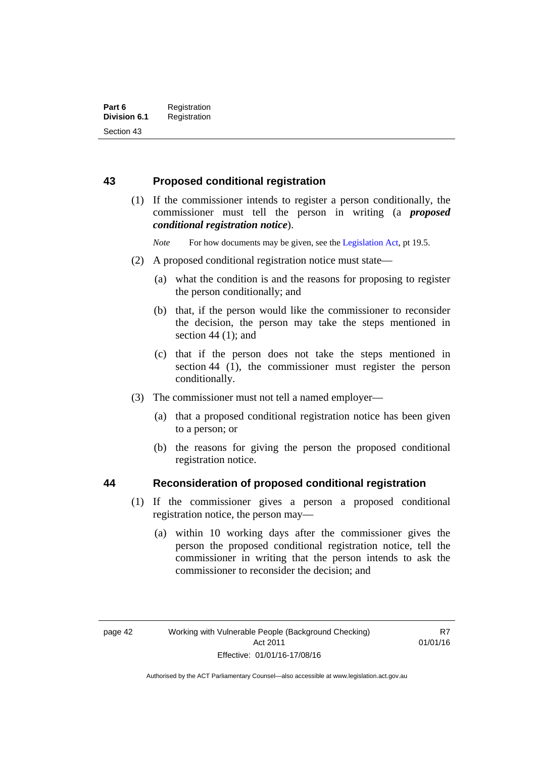### 43 Proposed conditional registration

(1) If the commissioner intends to register a person conditionally, the commissioner must tell the person in writing (a ***proposed conditional registration notice***).

*Note* For how documents may be given, see the Legislation Act, pt 19.5.

(2) A proposed conditional registration notice must state—

(a) what the condition is and the reasons for proposing to register the person conditionally; and

(b) that, if the person would like the commissioner to reconsider the decision, the person may take the steps mentioned in section 44 (1); and

(c) that if the person does not take the steps mentioned in section 44 (1), the commissioner must register the person conditionally.

(3) The commissioner must not tell a named employer—

(a) that a proposed conditional registration notice has been given to a person; or

(b) the reasons for giving the person the proposed conditional registration notice.

### 44 Reconsideration of proposed conditional registration

(1) If the commissioner gives a person a proposed conditional registration notice, the person may—

(a) within 10 working days after the commissioner gives the person the proposed conditional registration notice, tell the commissioner in writing that the person intends to ask the commissioner to reconsider the decision; and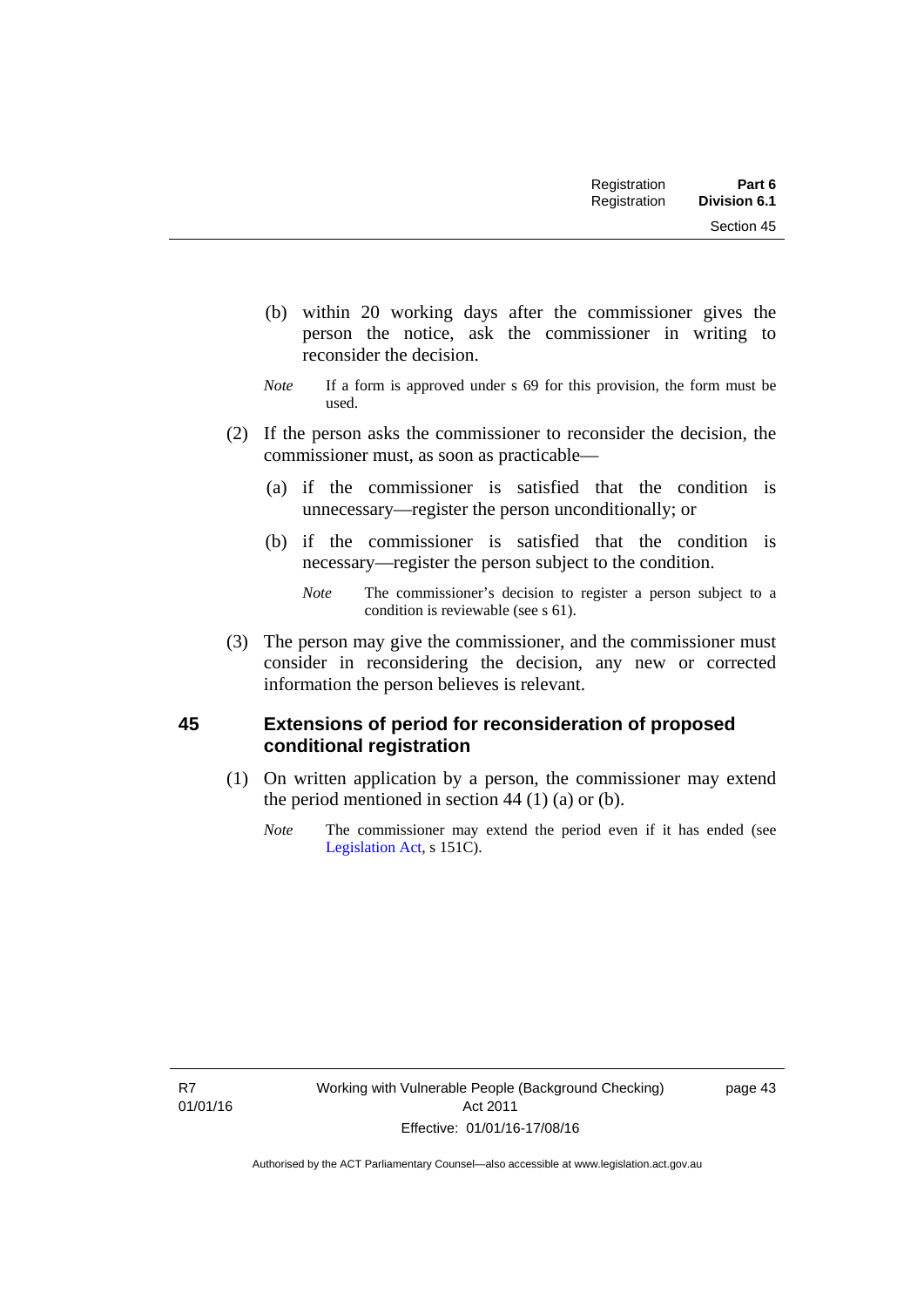(b) within 20 working days after the commissioner gives the person the notice, ask the commissioner in writing to reconsider the decision.

*Note* If a form is approved under s 69 for this provision, the form must be used.

(2) If the person asks the commissioner to reconsider the decision, the commissioner must, as soon as practicable—

(a) if the commissioner is satisfied that the condition is unnecessary—register the person unconditionally; or

(b) if the commissioner is satisfied that the condition is necessary—register the person subject to the condition.

*Note* The commissioner's decision to register a person subject to a condition is reviewable (see s 61).

(3) The person may give the commissioner, and the commissioner must consider in reconsidering the decision, any new or corrected information the person believes is relevant.

## 45 Extensions of period for reconsideration of proposed conditional registration

(1) On written application by a person, the commissioner may extend the period mentioned in section 44 (1) (a) or (b).

*Note* The commissioner may extend the period even if it has ended (see Legislation Act, s 151C).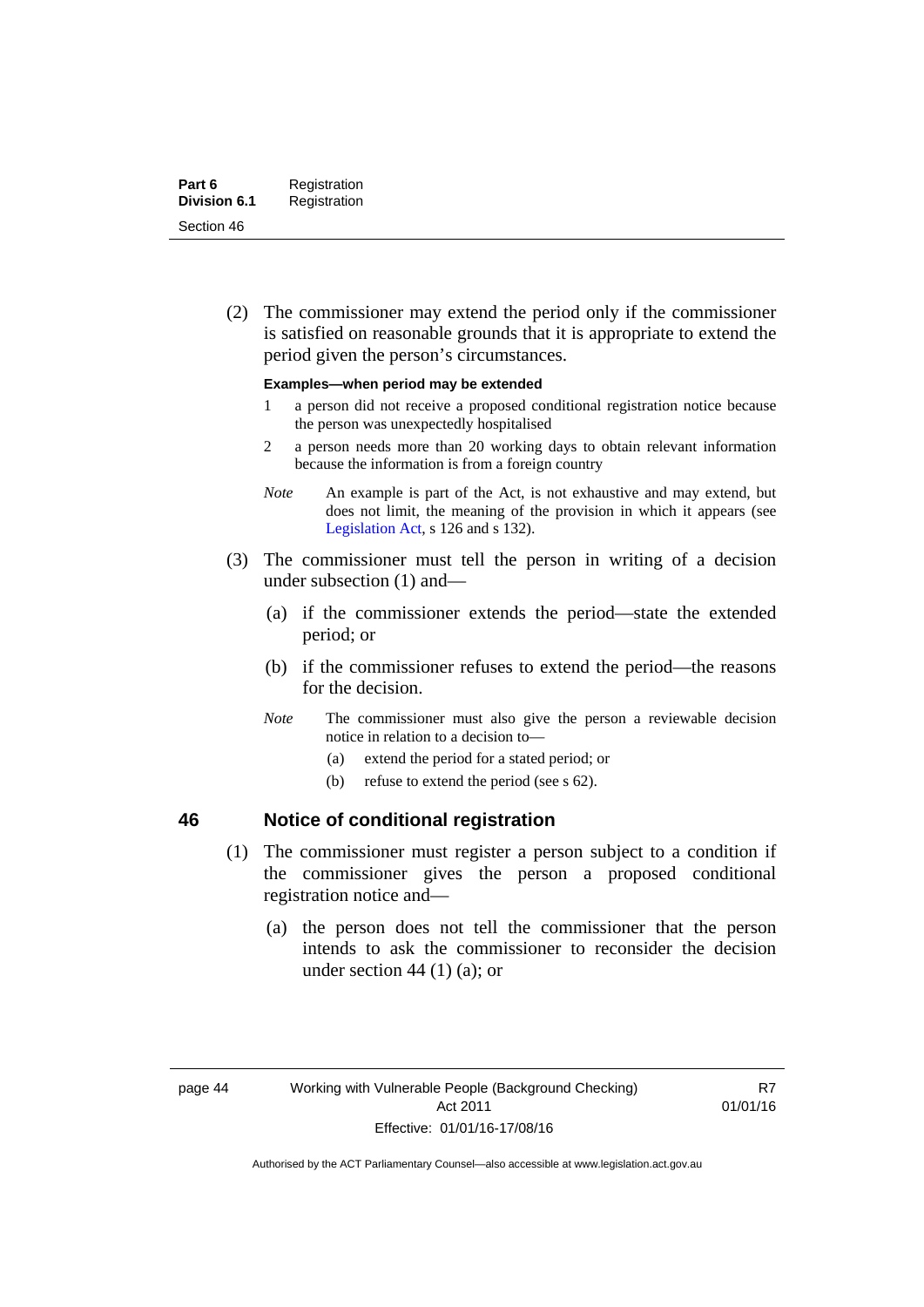(2) The commissioner may extend the period only if the commissioner is satisfied on reasonable grounds that it is appropriate to extend the period given the person's circumstances.

**Examples—when period may be extended**

1 a person did not receive a proposed conditional registration notice because the person was unexpectedly hospitalised

2 a person needs more than 20 working days to obtain relevant information because the information is from a foreign country

*Note* An example is part of the Act, is not exhaustive and may extend, but does not limit, the meaning of the provision in which it appears (see Legislation Act, s 126 and s 132).

(3) The commissioner must tell the person in writing of a decision under subsection (1) and—

(a) if the commissioner extends the period—state the extended period; or

(b) if the commissioner refuses to extend the period—the reasons for the decision.

*Note* The commissioner must also give the person a reviewable decision notice in relation to a decision to—

(a) extend the period for a stated period; or

(b) refuse to extend the period (see s 62).

## 46 Notice of conditional registration

(1) The commissioner must register a person subject to a condition if the commissioner gives the person a proposed conditional registration notice and—

(a) the person does not tell the commissioner that the person intends to ask the commissioner to reconsider the decision under section 44 (1) (a); or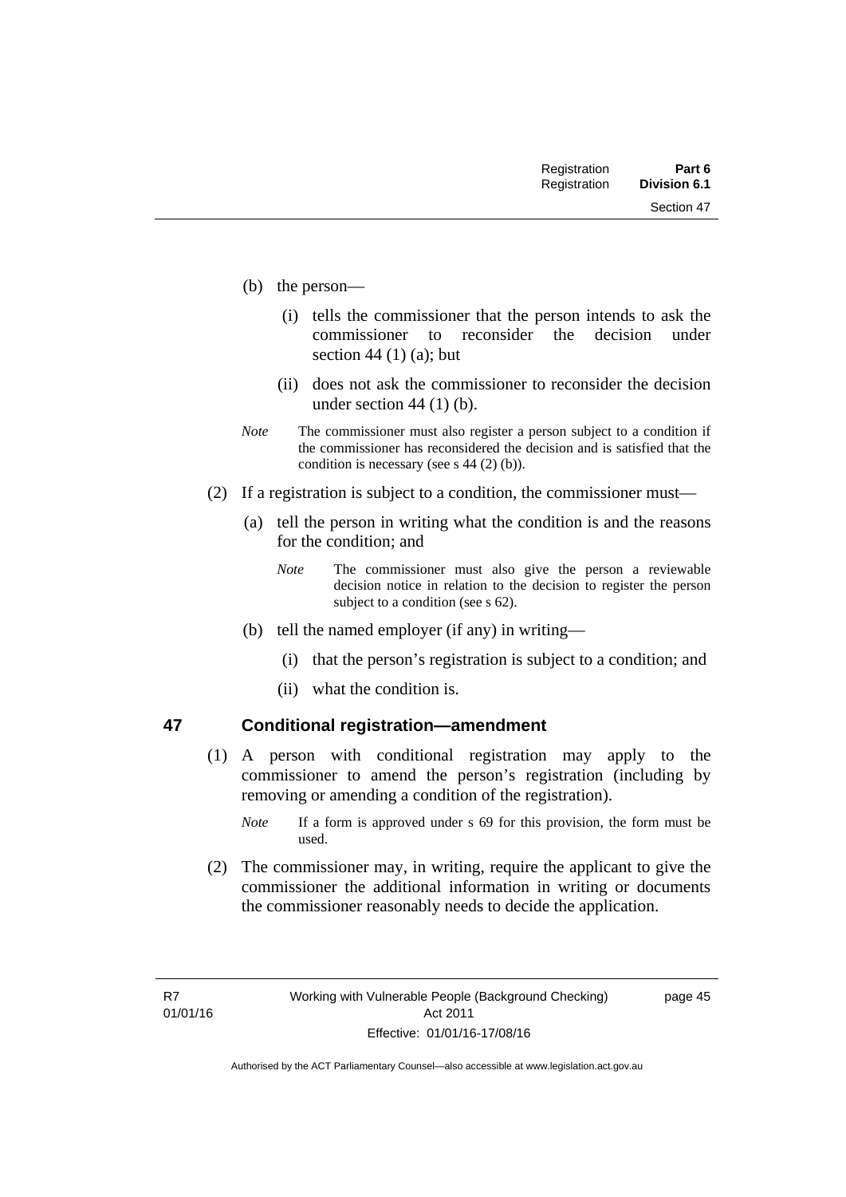(b) the person—

  (i) tells the commissioner that the person intends to ask the commissioner to reconsider the decision under section 44 (1) (a); but

  (ii) does not ask the commissioner to reconsider the decision under section 44 (1) (b).

*Note* The commissioner must also register a person subject to a condition if the commissioner has reconsidered the decision and is satisfied that the condition is necessary (see s 44 (2) (b)).

(2) If a registration is subject to a condition, the commissioner must—

  (a) tell the person in writing what the condition is and the reasons for the condition; and

  *Note* The commissioner must also give the person a reviewable decision notice in relation to the decision to register the person subject to a condition (see s 62).

  (b) tell the named employer (if any) in writing—

    (i) that the person's registration is subject to a condition; and

    (ii) what the condition is.

## 47 Conditional registration—amendment

(1) A person with conditional registration may apply to the commissioner to amend the person's registration (including by removing or amending a condition of the registration).

*Note* If a form is approved under s 69 for this provision, the form must be used.

(2) The commissioner may, in writing, require the applicant to give the commissioner the additional information in writing or documents the commissioner reasonably needs to decide the application.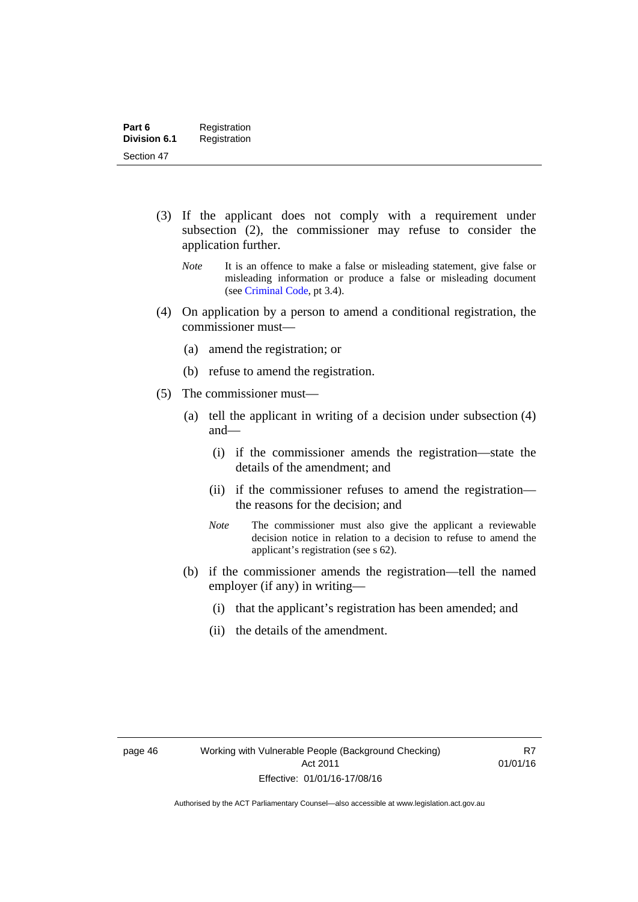(3) If the applicant does not comply with a requirement under subsection (2), the commissioner may refuse to consider the application further.

*Note* It is an offence to make a false or misleading statement, give false or misleading information or produce a false or misleading document (see Criminal Code, pt 3.4).

(4) On application by a person to amend a conditional registration, the commissioner must—

(a) amend the registration; or

(b) refuse to amend the registration.

(5) The commissioner must—

(a) tell the applicant in writing of a decision under subsection (4) and—

(i) if the commissioner amends the registration—state the details of the amendment; and

(ii) if the commissioner refuses to amend the registration—the reasons for the decision; and

*Note* The commissioner must also give the applicant a reviewable decision notice in relation to a decision to refuse to amend the applicant's registration (see s 62).

(b) if the commissioner amends the registration—tell the named employer (if any) in writing—

(i) that the applicant's registration has been amended; and

(ii) the details of the amendment.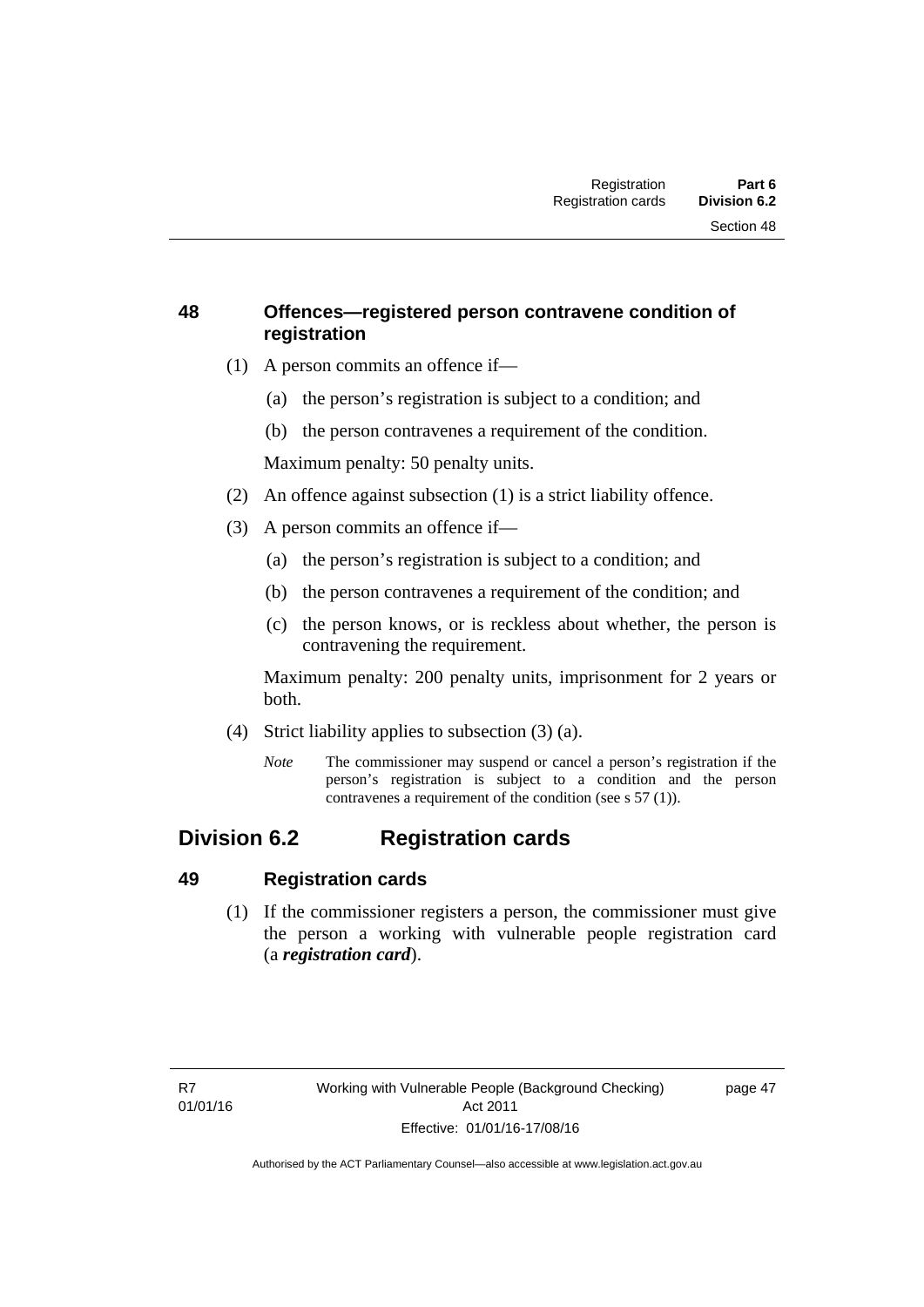### 48 Offences—registered person contravene condition of registration

(1) A person commits an offence if—

(a) the person's registration is subject to a condition; and

(b) the person contravenes a requirement of the condition.

Maximum penalty: 50 penalty units.

(2) An offence against subsection (1) is a strict liability offence.

(3) A person commits an offence if—

(a) the person's registration is subject to a condition; and

(b) the person contravenes a requirement of the condition; and

(c) the person knows, or is reckless about whether, the person is contravening the requirement.

Maximum penalty: 200 penalty units, imprisonment for 2 years or both.

(4) Strict liability applies to subsection (3) (a).

*Note* The commissioner may suspend or cancel a person's registration if the person's registration is subject to a condition and the person contravenes a requirement of the condition (see s 57 (1)).

## Division 6.2 Registration cards

### 49 Registration cards

(1) If the commissioner registers a person, the commissioner must give the person a working with vulnerable people registration card (a ***registration card***).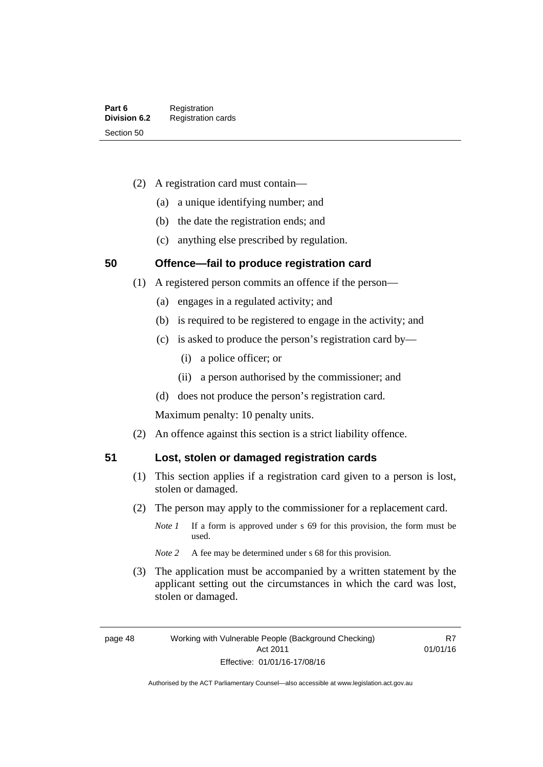(2) A registration card must contain—

(a) a unique identifying number; and

(b) the date the registration ends; and

(c) anything else prescribed by regulation.

## 50 Offence—fail to produce registration card

(1) A registered person commits an offence if the person—

(a) engages in a regulated activity; and

(b) is required to be registered to engage in the activity; and

(c) is asked to produce the person's registration card by—

(i) a police officer; or

(ii) a person authorised by the commissioner; and

(d) does not produce the person's registration card.

Maximum penalty: 10 penalty units.

(2) An offence against this section is a strict liability offence.

## 51 Lost, stolen or damaged registration cards

(1) This section applies if a registration card given to a person is lost, stolen or damaged.

(2) The person may apply to the commissioner for a replacement card.

*Note 1* If a form is approved under s 69 for this provision, the form must be used.

*Note 2* A fee may be determined under s 68 for this provision.

(3) The application must be accompanied by a written statement by the applicant setting out the circumstances in which the card was lost, stolen or damaged.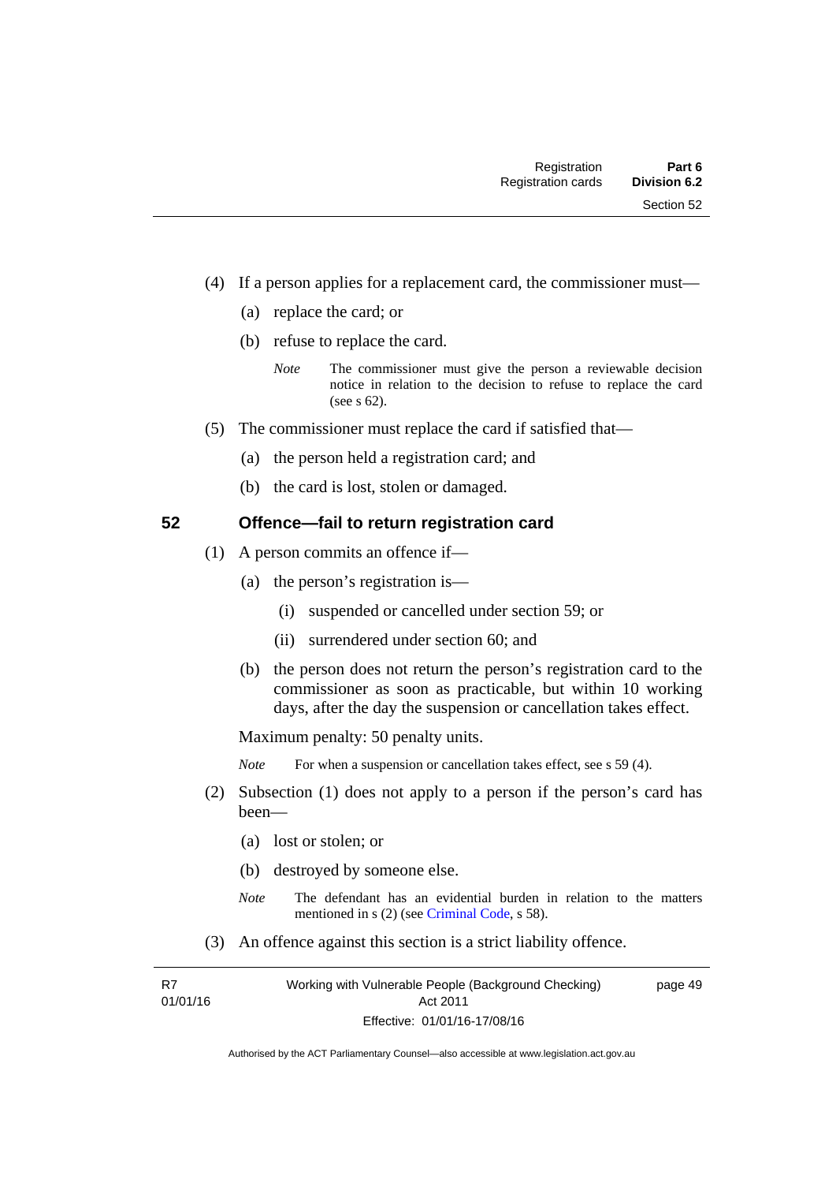(4) If a person applies for a replacement card, the commissioner must—

(a) replace the card; or

(b) refuse to replace the card.

*Note* The commissioner must give the person a reviewable decision notice in relation to the decision to refuse to replace the card (see s 62).

(5) The commissioner must replace the card if satisfied that—

(a) the person held a registration card; and

(b) the card is lost, stolen or damaged.

## 52 Offence—fail to return registration card

(1) A person commits an offence if—

(a) the person's registration is—

(i) suspended or cancelled under section 59; or

(ii) surrendered under section 60; and

(b) the person does not return the person's registration card to the commissioner as soon as practicable, but within 10 working days, after the day the suspension or cancellation takes effect.

Maximum penalty: 50 penalty units.

*Note* For when a suspension or cancellation takes effect, see s 59 (4).

(2) Subsection (1) does not apply to a person if the person's card has been—

(a) lost or stolen; or

(b) destroyed by someone else.

*Note* The defendant has an evidential burden in relation to the matters mentioned in s (2) (see Criminal Code, s 58).

(3) An offence against this section is a strict liability offence.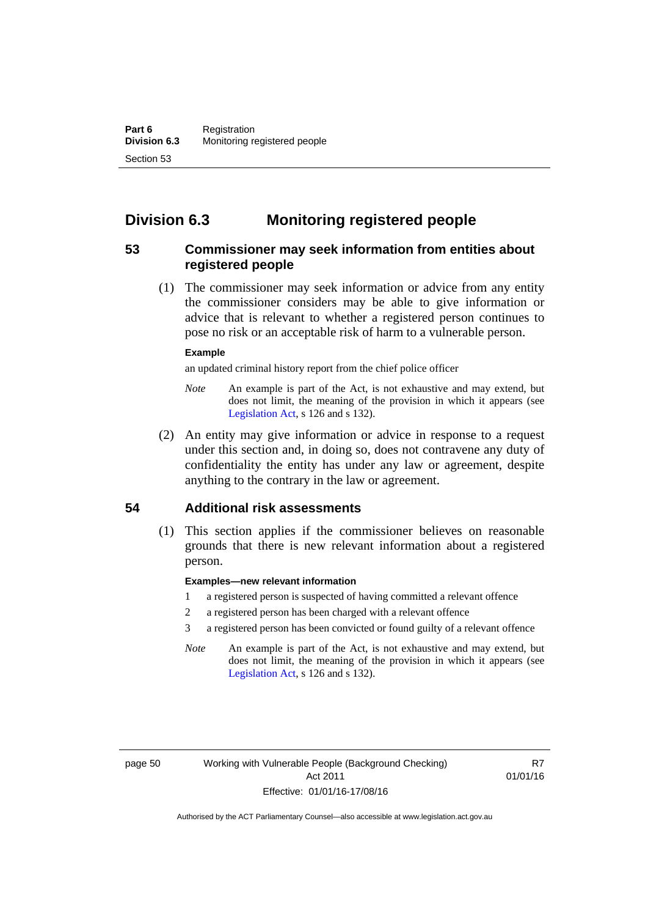## Division 6.3 Monitoring registered people

### 53 Commissioner may seek information from entities about registered people

(1) The commissioner may seek information or advice from any entity the commissioner considers may be able to give information or advice that is relevant to whether a registered person continues to pose no risk or an acceptable risk of harm to a vulnerable person.

**Example**

an updated criminal history report from the chief police officer

*Note* An example is part of the Act, is not exhaustive and may extend, but does not limit, the meaning of the provision in which it appears (see Legislation Act, s 126 and s 132).

(2) An entity may give information or advice in response to a request under this section and, in doing so, does not contravene any duty of confidentiality the entity has under any law or agreement, despite anything to the contrary in the law or agreement.

### 54 Additional risk assessments

(1) This section applies if the commissioner believes on reasonable grounds that there is new relevant information about a registered person.

**Examples—new relevant information**

1. a registered person is suspected of having committed a relevant offence
2. a registered person has been charged with a relevant offence
3. a registered person has been convicted or found guilty of a relevant offence

*Note* An example is part of the Act, is not exhaustive and may extend, but does not limit, the meaning of the provision in which it appears (see Legislation Act, s 126 and s 132).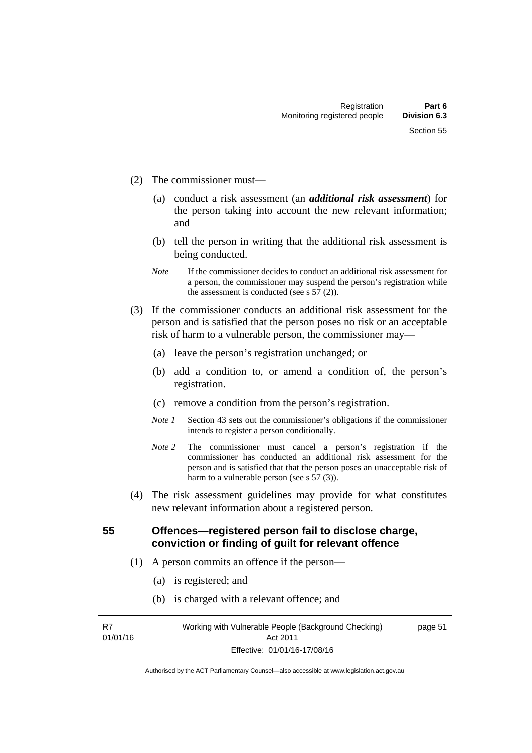(2) The commissioner must—

(a) conduct a risk assessment (an ***additional risk assessment***) for the person taking into account the new relevant information; and

(b) tell the person in writing that the additional risk assessment is being conducted.

*Note* If the commissioner decides to conduct an additional risk assessment for a person, the commissioner may suspend the person's registration while the assessment is conducted (see s 57 (2)).

(3) If the commissioner conducts an additional risk assessment for the person and is satisfied that the person poses no risk or an acceptable risk of harm to a vulnerable person, the commissioner may—

(a) leave the person's registration unchanged; or

(b) add a condition to, or amend a condition of, the person's registration.

(c) remove a condition from the person's registration.

*Note 1* Section 43 sets out the commissioner's obligations if the commissioner intends to register a person conditionally.

*Note 2* The commissioner must cancel a person's registration if the commissioner has conducted an additional risk assessment for the person and is satisfied that that the person poses an unacceptable risk of harm to a vulnerable person (see s 57 (3)).

(4) The risk assessment guidelines may provide for what constitutes new relevant information about a registered person.

## 55 Offences—registered person fail to disclose charge, conviction or finding of guilt for relevant offence

(1) A person commits an offence if the person—

(a) is registered; and

(b) is charged with a relevant offence; and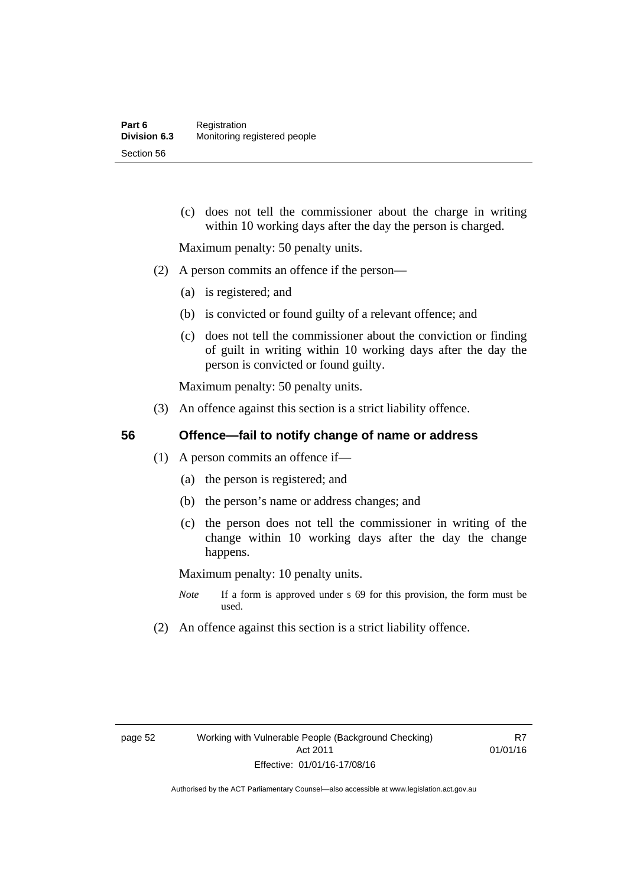(c) does not tell the commissioner about the charge in writing within 10 working days after the day the person is charged.

Maximum penalty: 50 penalty units.

(2) A person commits an offence if the person—

(a) is registered; and

(b) is convicted or found guilty of a relevant offence; and

(c) does not tell the commissioner about the conviction or finding of guilt in writing within 10 working days after the day the person is convicted or found guilty.

Maximum penalty: 50 penalty units.

(3) An offence against this section is a strict liability offence.

## 56 Offence—fail to notify change of name or address

(1) A person commits an offence if—

(a) the person is registered; and

(b) the person's name or address changes; and

(c) the person does not tell the commissioner in writing of the change within 10 working days after the day the change happens.

Maximum penalty: 10 penalty units.

*Note* If a form is approved under s 69 for this provision, the form must be used.

(2) An offence against this section is a strict liability offence.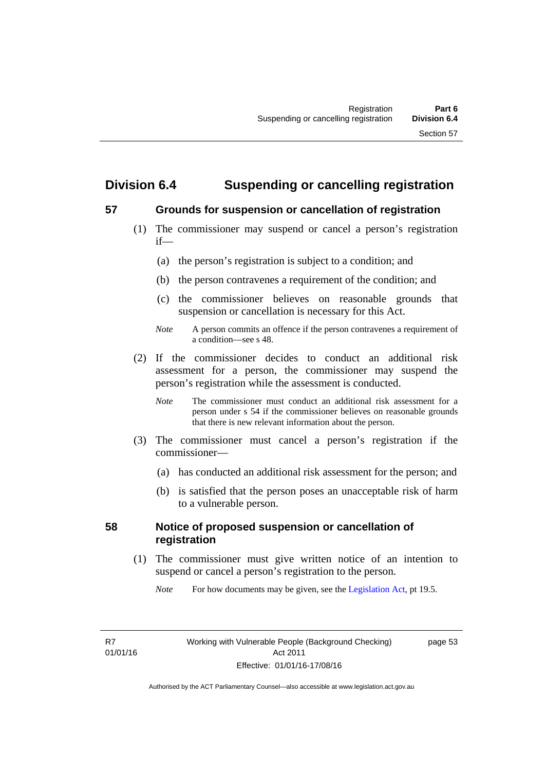## Division 6.4 Suspending or cancelling registration

### 57 Grounds for suspension or cancellation of registration

(1) The commissioner may suspend or cancel a person's registration if—

(a) the person's registration is subject to a condition; and

(b) the person contravenes a requirement of the condition; and

(c) the commissioner believes on reasonable grounds that suspension or cancellation is necessary for this Act.

*Note* A person commits an offence if the person contravenes a requirement of a condition—see s 48.

(2) If the commissioner decides to conduct an additional risk assessment for a person, the commissioner may suspend the person's registration while the assessment is conducted.

*Note* The commissioner must conduct an additional risk assessment for a person under s 54 if the commissioner believes on reasonable grounds that there is new relevant information about the person.

(3) The commissioner must cancel a person's registration if the commissioner—

(a) has conducted an additional risk assessment for the person; and

(b) is satisfied that the person poses an unacceptable risk of harm to a vulnerable person.

### 58 Notice of proposed suspension or cancellation of registration

(1) The commissioner must give written notice of an intention to suspend or cancel a person's registration to the person.

*Note* For how documents may be given, see the Legislation Act, pt 19.5.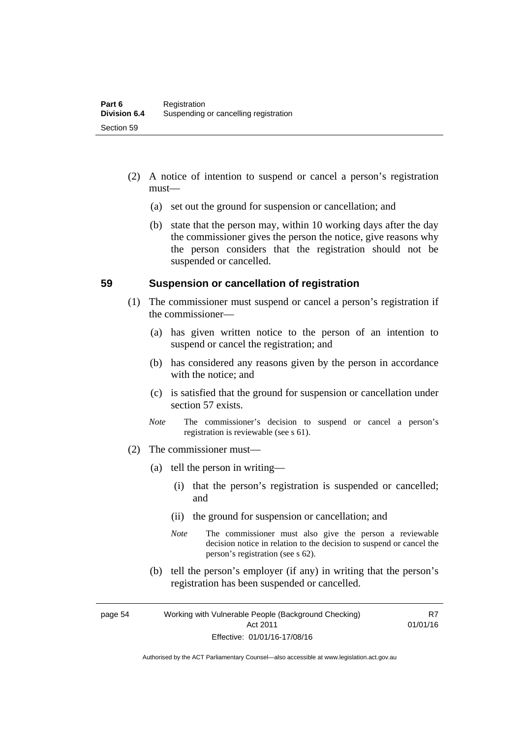(2) A notice of intention to suspend or cancel a person's registration must—

   (a) set out the ground for suspension or cancellation; and

   (b) state that the person may, within 10 working days after the day the commissioner gives the person the notice, give reasons why the person considers that the registration should not be suspended or cancelled.

### 59 Suspension or cancellation of registration

(1) The commissioner must suspend or cancel a person's registration if the commissioner—

   (a) has given written notice to the person of an intention to suspend or cancel the registration; and

   (b) has considered any reasons given by the person in accordance with the notice; and

   (c) is satisfied that the ground for suspension or cancellation under section 57 exists.

   *Note* The commissioner's decision to suspend or cancel a person's registration is reviewable (see s 61).

(2) The commissioner must—

   (a) tell the person in writing—

      (i) that the person's registration is suspended or cancelled; and

      (ii) the ground for suspension or cancellation; and

      *Note* The commissioner must also give the person a reviewable decision notice in relation to the decision to suspend or cancel the person's registration (see s 62).

   (b) tell the person's employer (if any) in writing that the person's registration has been suspended or cancelled.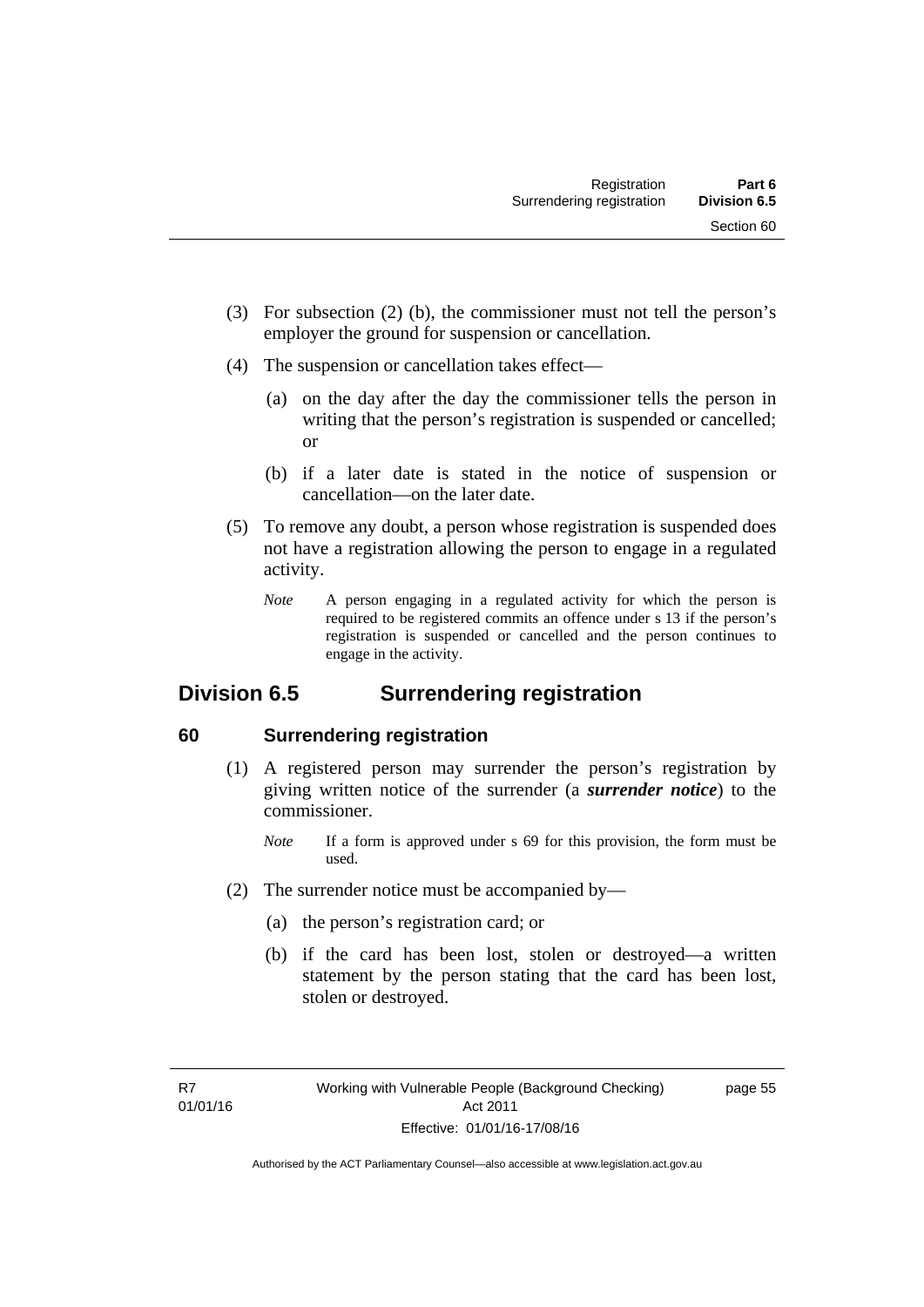(3) For subsection (2) (b), the commissioner must not tell the person's employer the ground for suspension or cancellation.

(4) The suspension or cancellation takes effect—

(a) on the day after the day the commissioner tells the person in writing that the person's registration is suspended or cancelled; or

(b) if a later date is stated in the notice of suspension or cancellation—on the later date.

(5) To remove any doubt, a person whose registration is suspended does not have a registration allowing the person to engage in a regulated activity.

*Note* A person engaging in a regulated activity for which the person is required to be registered commits an offence under s 13 if the person's registration is suspended or cancelled and the person continues to engage in the activity.

## Division 6.5 Surrendering registration

### 60 Surrendering registration

(1) A registered person may surrender the person's registration by giving written notice of the surrender (a ***surrender notice***) to the commissioner.

*Note* If a form is approved under s 69 for this provision, the form must be used.

(2) The surrender notice must be accompanied by—

(a) the person's registration card; or

(b) if the card has been lost, stolen or destroyed—a written statement by the person stating that the card has been lost, stolen or destroyed.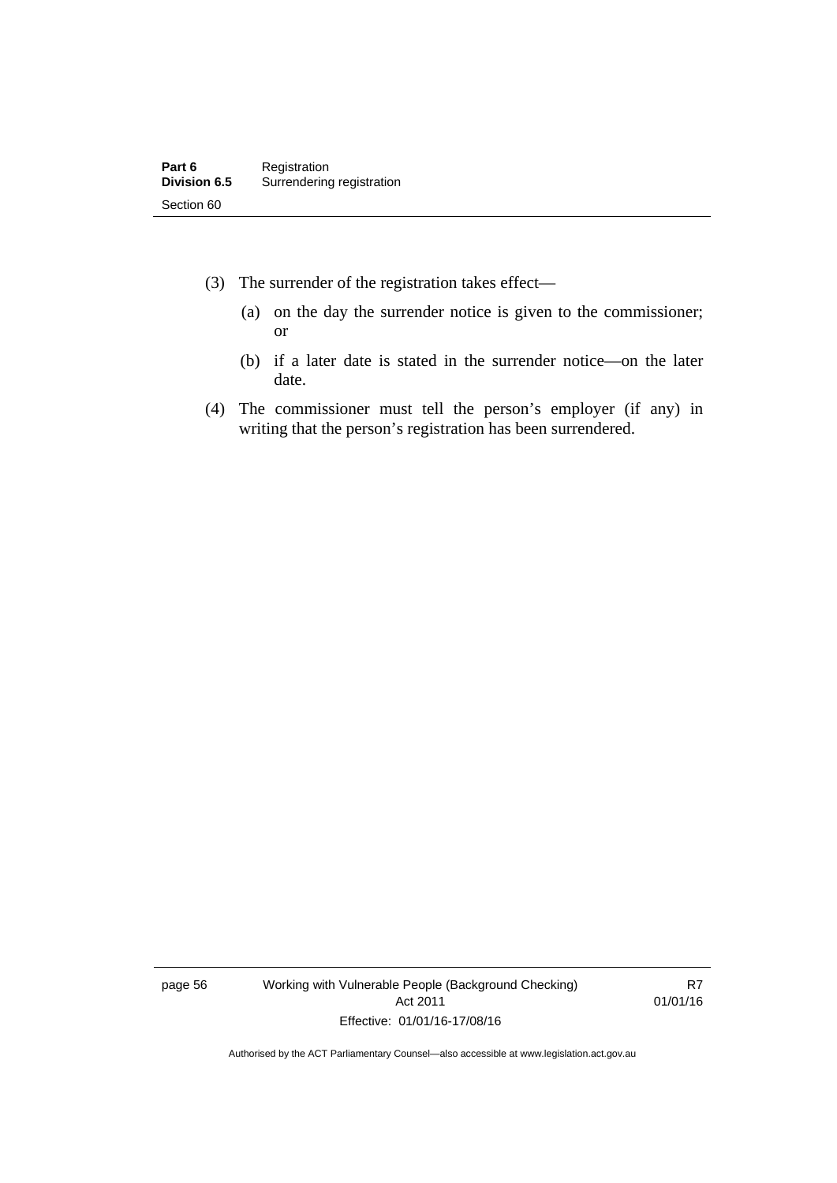(3) The surrender of the registration takes effect—

(a) on the day the surrender notice is given to the commissioner; or

(b) if a later date is stated in the surrender notice—on the later date.

(4) The commissioner must tell the person's employer (if any) in writing that the person's registration has been surrendered.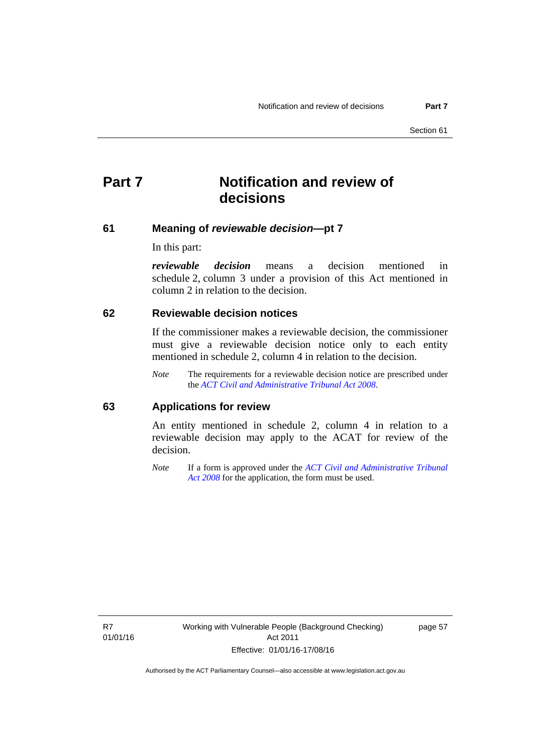# Part 7 Notification and review of decisions

## 61 Meaning of *reviewable decision*—pt 7

In this part:

***reviewable decision*** means a decision mentioned in schedule 2, column 3 under a provision of this Act mentioned in column 2 in relation to the decision.

## 62 Reviewable decision notices

If the commissioner makes a reviewable decision, the commissioner must give a reviewable decision notice only to each entity mentioned in schedule 2, column 4 in relation to the decision.

*Note* The requirements for a reviewable decision notice are prescribed under the *ACT Civil and Administrative Tribunal Act 2008*.

## 63 Applications for review

An entity mentioned in schedule 2, column 4 in relation to a reviewable decision may apply to the ACAT for review of the decision.

*Note* If a form is approved under the *ACT Civil and Administrative Tribunal Act 2008* for the application, the form must be used.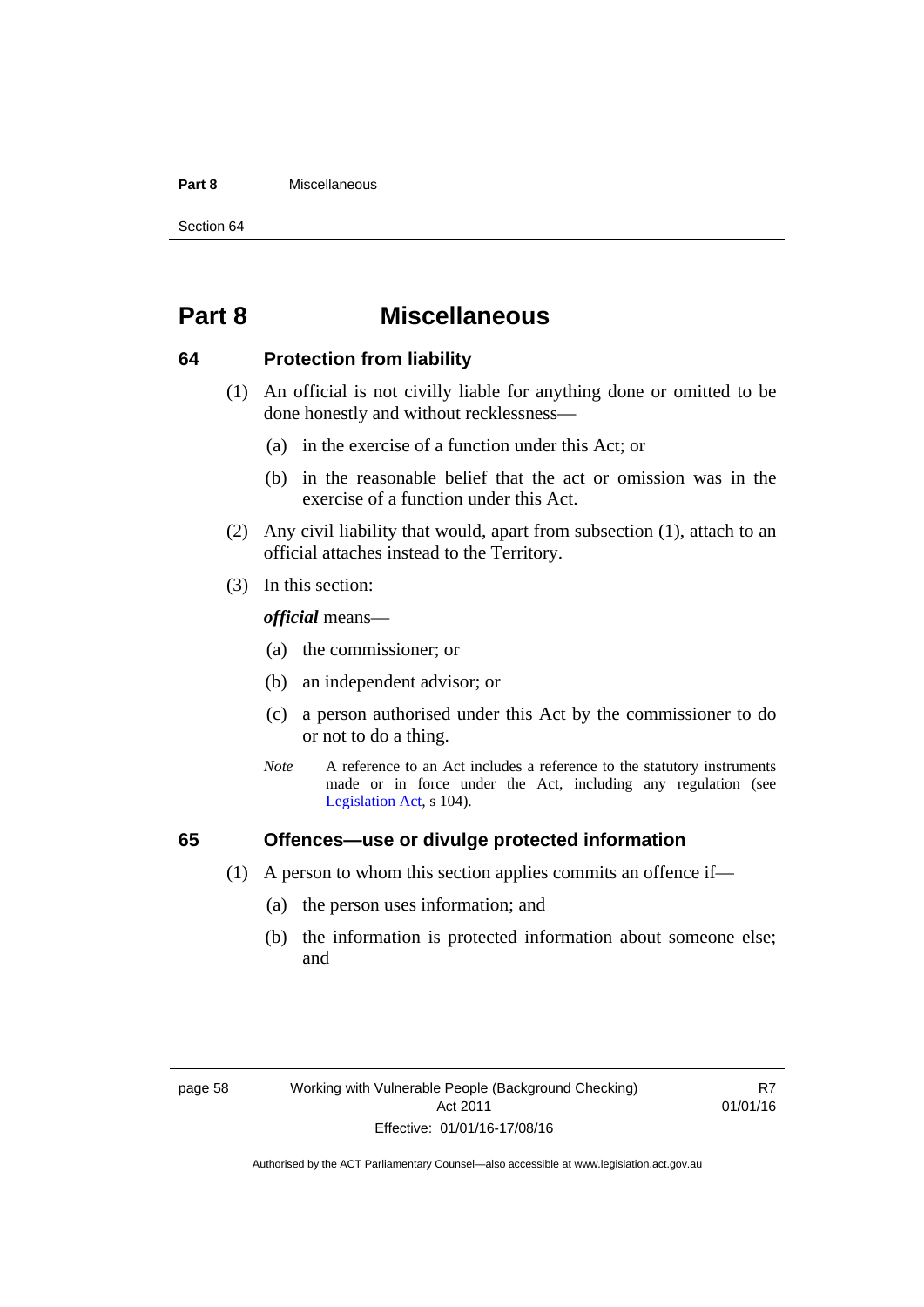# Part 8 Miscellaneous

## 64 Protection from liability

(1) An official is not civilly liable for anything done or omitted to be done honestly and without recklessness—

(a) in the exercise of a function under this Act; or

(b) in the reasonable belief that the act or omission was in the exercise of a function under this Act.

(2) Any civil liability that would, apart from subsection (1), attach to an official attaches instead to the Territory.

(3) In this section:

***official*** means—

(a) the commissioner; or

(b) an independent advisor; or

(c) a person authorised under this Act by the commissioner to do or not to do a thing.

*Note* A reference to an Act includes a reference to the statutory instruments made or in force under the Act, including any regulation (see Legislation Act, s 104).

## 65 Offences—use or divulge protected information

(1) A person to whom this section applies commits an offence if—

(a) the person uses information; and

(b) the information is protected information about someone else; and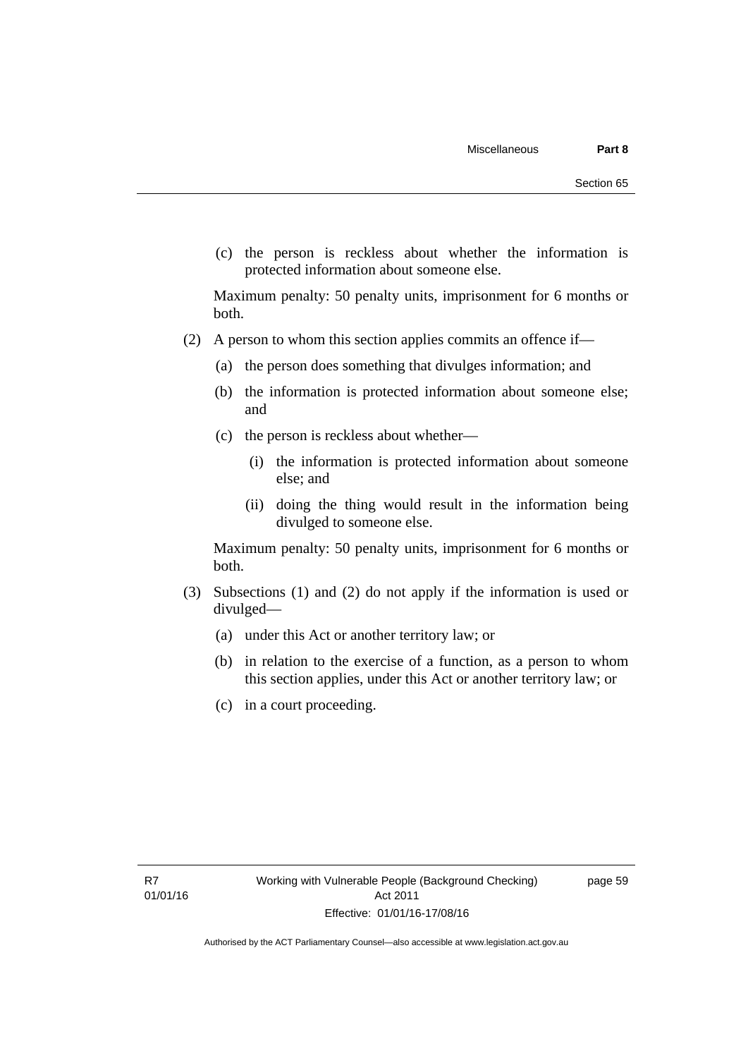(c) the person is reckless about whether the information is protected information about someone else.

Maximum penalty: 50 penalty units, imprisonment for 6 months or both.

(2) A person to whom this section applies commits an offence if—

(a) the person does something that divulges information; and

(b) the information is protected information about someone else; and

(c) the person is reckless about whether—

(i) the information is protected information about someone else; and

(ii) doing the thing would result in the information being divulged to someone else.

Maximum penalty: 50 penalty units, imprisonment for 6 months or both.

(3) Subsections (1) and (2) do not apply if the information is used or divulged—

(a) under this Act or another territory law; or

(b) in relation to the exercise of a function, as a person to whom this section applies, under this Act or another territory law; or

(c) in a court proceeding.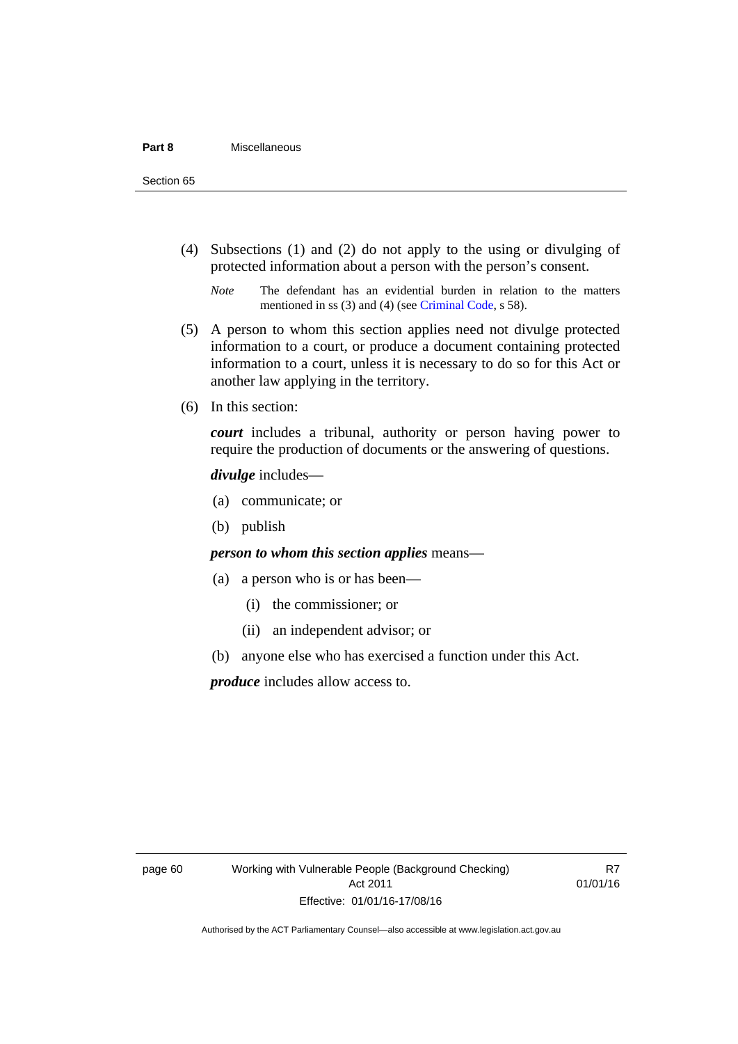(4) Subsections (1) and (2) do not apply to the using or divulging of protected information about a person with the person's consent.

*Note* The defendant has an evidential burden in relation to the matters mentioned in ss (3) and (4) (see Criminal Code, s 58).

(5) A person to whom this section applies need not divulge protected information to a court, or produce a document containing protected information to a court, unless it is necessary to do so for this Act or another law applying in the territory.

(6) In this section:

***court*** includes a tribunal, authority or person having power to require the production of documents or the answering of questions.

***divulge*** includes—

(a) communicate; or

(b) publish

***person to whom this section applies*** means—

(a) a person who is or has been—

(i) the commissioner; or

(ii) an independent advisor; or

(b) anyone else who has exercised a function under this Act.

***produce*** includes allow access to.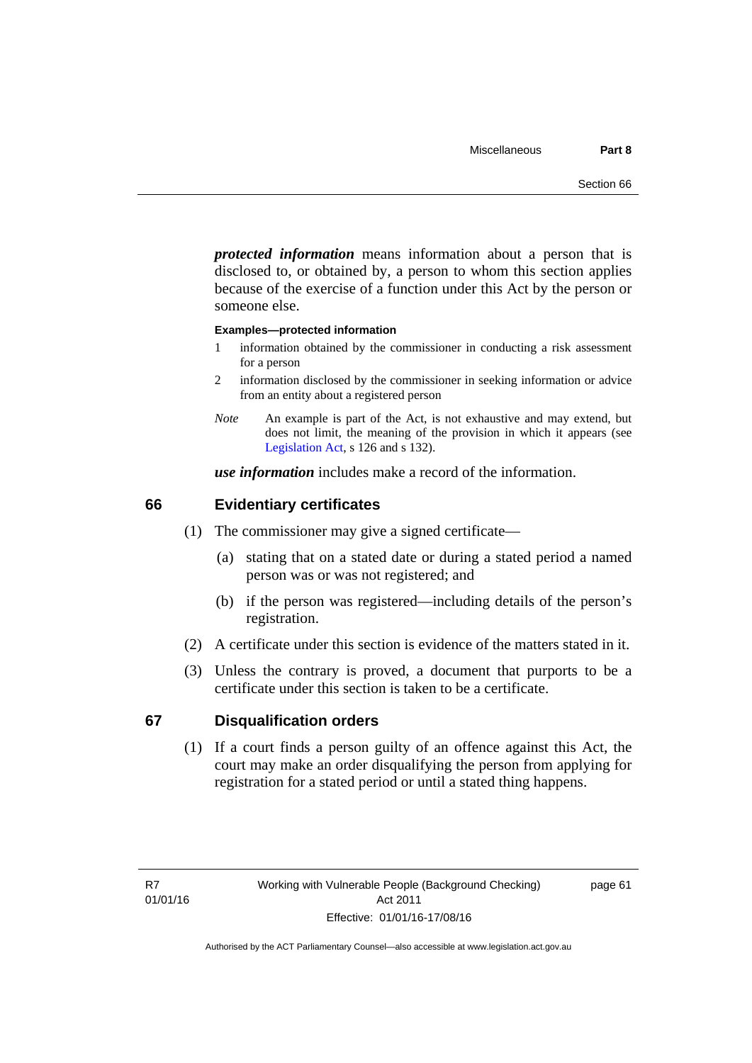***protected information*** means information about a person that is disclosed to, or obtained by, a person to whom this section applies because of the exercise of a function under this Act by the person or someone else.

**Examples—protected information**

1 information obtained by the commissioner in conducting a risk assessment for a person

2 information disclosed by the commissioner in seeking information or advice from an entity about a registered person

*Note* An example is part of the Act, is not exhaustive and may extend, but does not limit, the meaning of the provision in which it appears (see Legislation Act, s 126 and s 132).

***use information*** includes make a record of the information.

## 66 Evidentiary certificates

(1) The commissioner may give a signed certificate—

(a) stating that on a stated date or during a stated period a named person was or was not registered; and

(b) if the person was registered—including details of the person's registration.

(2) A certificate under this section is evidence of the matters stated in it.

(3) Unless the contrary is proved, a document that purports to be a certificate under this section is taken to be a certificate.

## 67 Disqualification orders

(1) If a court finds a person guilty of an offence against this Act, the court may make an order disqualifying the person from applying for registration for a stated period or until a stated thing happens.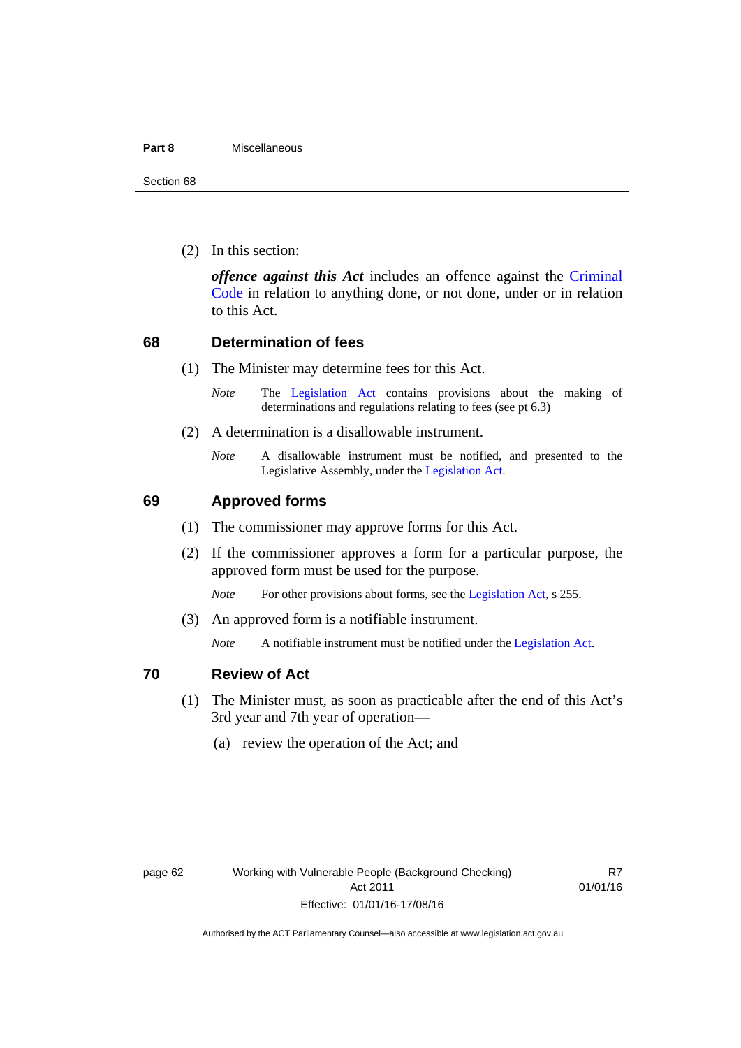(2) In this section:

***offence against this Act*** includes an offence against the Criminal Code in relation to anything done, or not done, under or in relation to this Act.

## 68 Determination of fees

(1) The Minister may determine fees for this Act.

*Note* The Legislation Act contains provisions about the making of determinations and regulations relating to fees (see pt 6.3)

(2) A determination is a disallowable instrument.

*Note* A disallowable instrument must be notified, and presented to the Legislative Assembly, under the Legislation Act.

## 69 Approved forms

(1) The commissioner may approve forms for this Act.

(2) If the commissioner approves a form for a particular purpose, the approved form must be used for the purpose.

*Note* For other provisions about forms, see the Legislation Act, s 255.

(3) An approved form is a notifiable instrument.

*Note* A notifiable instrument must be notified under the Legislation Act.

## 70 Review of Act

(1) The Minister must, as soon as practicable after the end of this Act's 3rd year and 7th year of operation—

(a) review the operation of the Act; and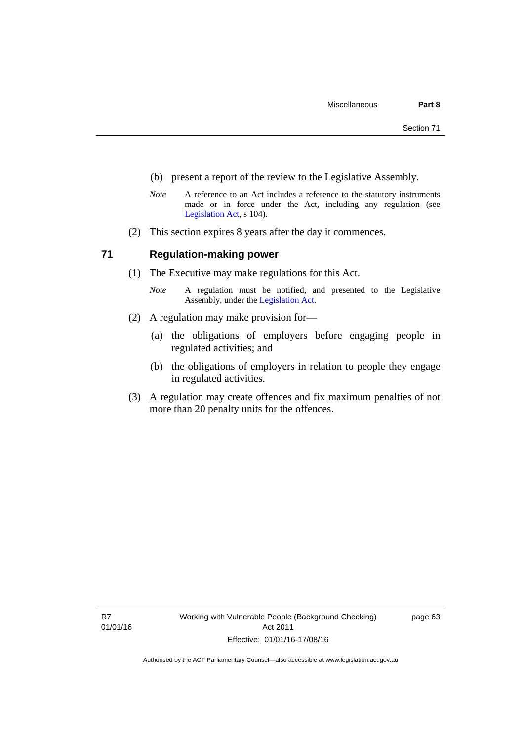(b) present a report of the review to the Legislative Assembly.

*Note* A reference to an Act includes a reference to the statutory instruments made or in force under the Act, including any regulation (see Legislation Act, s 104).

(2) This section expires 8 years after the day it commences.

## 71 Regulation-making power

(1) The Executive may make regulations for this Act.

*Note* A regulation must be notified, and presented to the Legislative Assembly, under the Legislation Act.

(2) A regulation may make provision for—

(a) the obligations of employers before engaging people in regulated activities; and

(b) the obligations of employers in relation to people they engage in regulated activities.

(3) A regulation may create offences and fix maximum penalties of not more than 20 penalty units for the offences.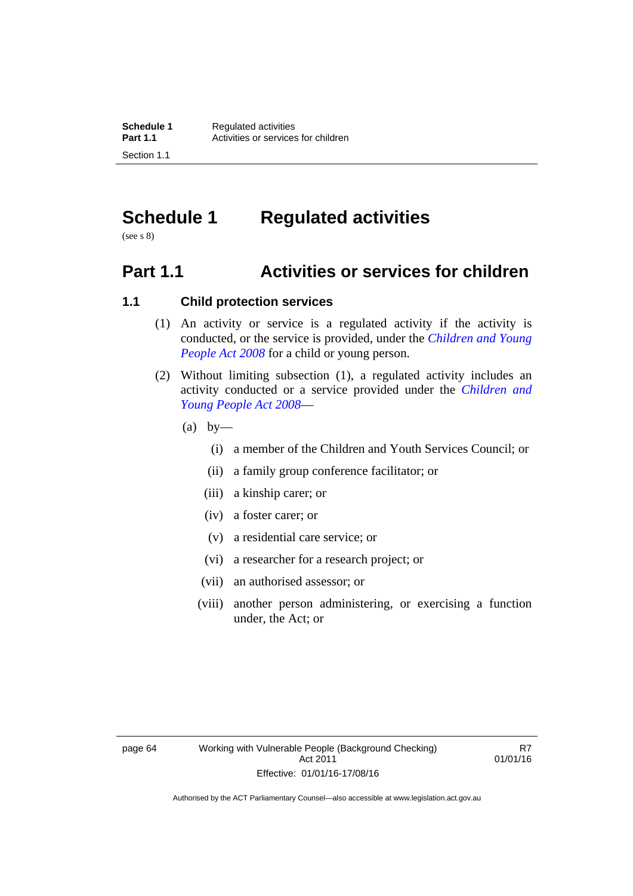# Schedule 1 Regulated activities

(see s 8)

## Part 1.1 Activities or services for children

### 1.1 Child protection services

(1) An activity or service is a regulated activity if the activity is conducted, or the service is provided, under the *Children and Young People Act 2008* for a child or young person.

(2) Without limiting subsection (1), a regulated activity includes an activity conducted or a service provided under the *Children and Young People Act 2008*—

(a) by—

(i) a member of the Children and Youth Services Council; or

(ii) a family group conference facilitator; or

(iii) a kinship carer; or

(iv) a foster carer; or

(v) a residential care service; or

(vi) a researcher for a research project; or

(vii) an authorised assessor; or

(viii) another person administering, or exercising a function under, the Act; or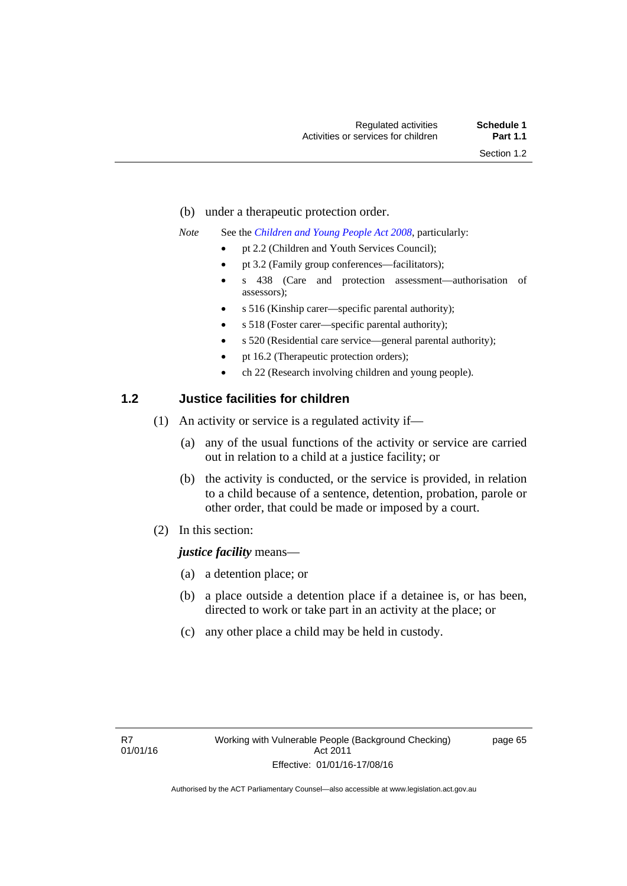(b) under a therapeutic protection order.

*Note* See the *Children and Young People Act 2008*, particularly:

- pt 2.2 (Children and Youth Services Council);
- pt 3.2 (Family group conferences—facilitators);
- s 438 (Care and protection assessment—authorisation of assessors);
- s 516 (Kinship carer—specific parental authority);
- s 518 (Foster carer—specific parental authority);
- s 520 (Residential care service—general parental authority);
- pt 16.2 (Therapeutic protection orders);
- ch 22 (Research involving children and young people).

## 1.2 Justice facilities for children

(1) An activity or service is a regulated activity if—

(a) any of the usual functions of the activity or service are carried out in relation to a child at a justice facility; or

(b) the activity is conducted, or the service is provided, in relation to a child because of a sentence, detention, probation, parole or other order, that could be made or imposed by a court.

(2) In this section:

***justice facility*** means—

(a) a detention place; or

(b) a place outside a detention place if a detainee is, or has been, directed to work or take part in an activity at the place; or

(c) any other place a child may be held in custody.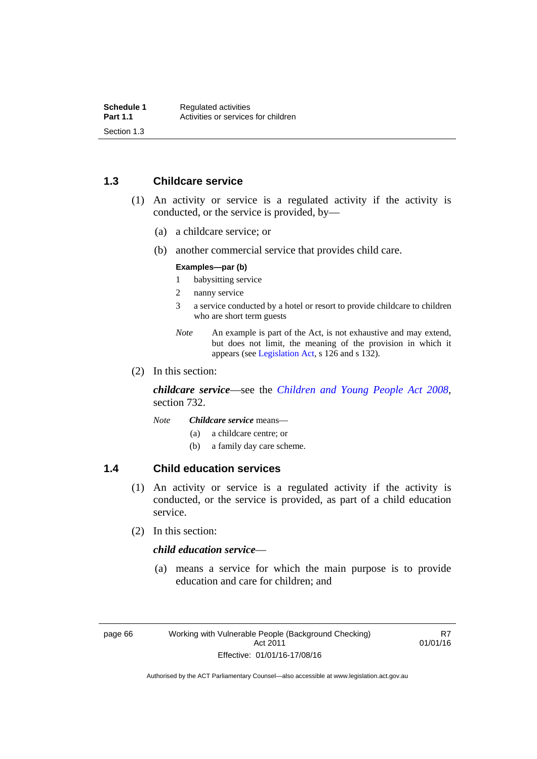### 1.3 Childcare service

(1) An activity or service is a regulated activity if the activity is conducted, or the service is provided, by—

(a) a childcare service; or

(b) another commercial service that provides child care.

**Examples—par (b)**

1 babysitting service

2 nanny service

3 a service conducted by a hotel or resort to provide childcare to children who are short term guests

*Note* An example is part of the Act, is not exhaustive and may extend, but does not limit, the meaning of the provision in which it appears (see Legislation Act, s 126 and s 132).

(2) In this section:

***childcare service***—see the *Children and Young People Act 2008*, section 732.

*Note* ***Childcare service*** means—

(a) a childcare centre; or

(b) a family day care scheme.

### 1.4 Child education services

(1) An activity or service is a regulated activity if the activity is conducted, or the service is provided, as part of a child education service.

(2) In this section:

***child education service***—

(a) means a service for which the main purpose is to provide education and care for children; and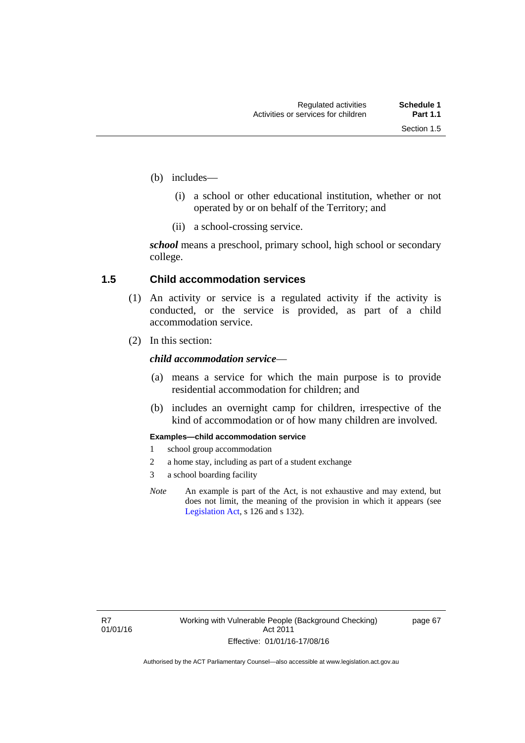(b) includes—

  (i) a school or other educational institution, whether or not operated by or on behalf of the Territory; and

  (ii) a school-crossing service.

***school*** means a preschool, primary school, high school or secondary college.

### 1.5 Child accommodation services

(1) An activity or service is a regulated activity if the activity is conducted, or the service is provided, as part of a child accommodation service.

(2) In this section:

***child accommodation service***—

  (a) means a service for which the main purpose is to provide residential accommodation for children; and

  (b) includes an overnight camp for children, irrespective of the kind of accommodation or of how many children are involved.

**Examples—child accommodation service**

1. school group accommodation
2. a home stay, including as part of a student exchange
3. a school boarding facility

*Note* An example is part of the Act, is not exhaustive and may extend, but does not limit, the meaning of the provision in which it appears (see Legislation Act, s 126 and s 132).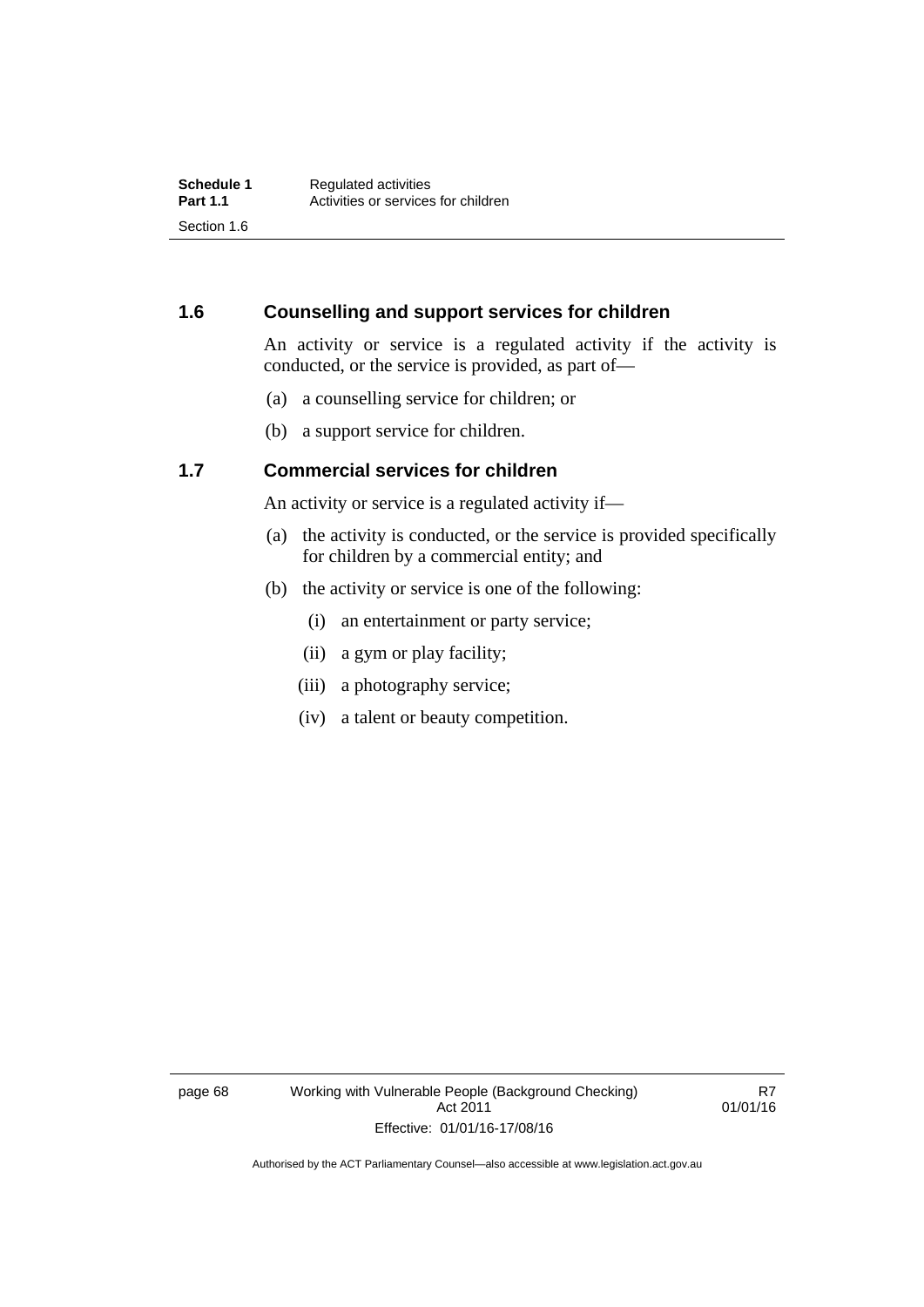## 1.6 Counselling and support services for children

An activity or service is a regulated activity if the activity is conducted, or the service is provided, as part of—

(a) a counselling service for children; or

(b) a support service for children.

## 1.7 Commercial services for children

An activity or service is a regulated activity if—

(a) the activity is conducted, or the service is provided specifically for children by a commercial entity; and

(b) the activity or service is one of the following:

(i) an entertainment or party service;

(ii) a gym or play facility;

(iii) a photography service;

(iv) a talent or beauty competition.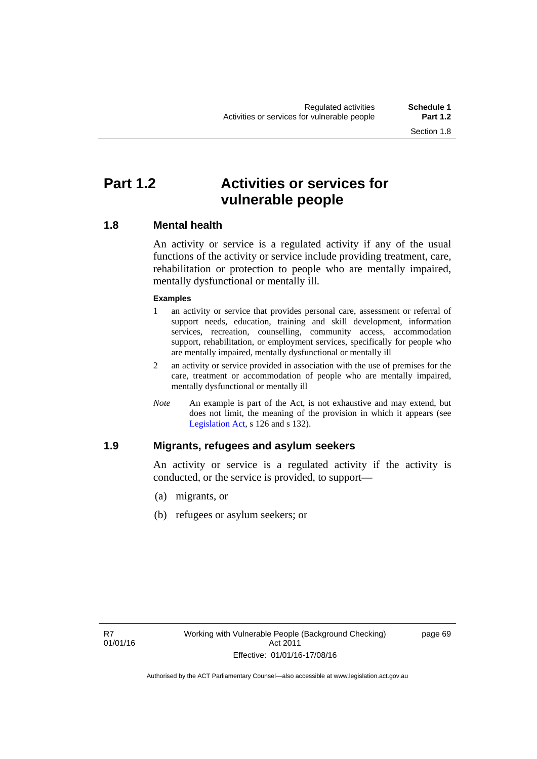# Part 1.2 Activities or services for vulnerable people

## 1.8 Mental health

An activity or service is a regulated activity if any of the usual functions of the activity or service include providing treatment, care, rehabilitation or protection to people who are mentally impaired, mentally dysfunctional or mentally ill.

**Examples**

1. an activity or service that provides personal care, assessment or referral of support needs, education, training and skill development, information services, recreation, counselling, community access, accommodation support, rehabilitation, or employment services, specifically for people who are mentally impaired, mentally dysfunctional or mentally ill
2. an activity or service provided in association with the use of premises for the care, treatment or accommodation of people who are mentally impaired, mentally dysfunctional or mentally ill

*Note* An example is part of the Act, is not exhaustive and may extend, but does not limit, the meaning of the provision in which it appears (see Legislation Act, s 126 and s 132).

## 1.9 Migrants, refugees and asylum seekers

An activity or service is a regulated activity if the activity is conducted, or the service is provided, to support—

(a) migrants, or

(b) refugees or asylum seekers; or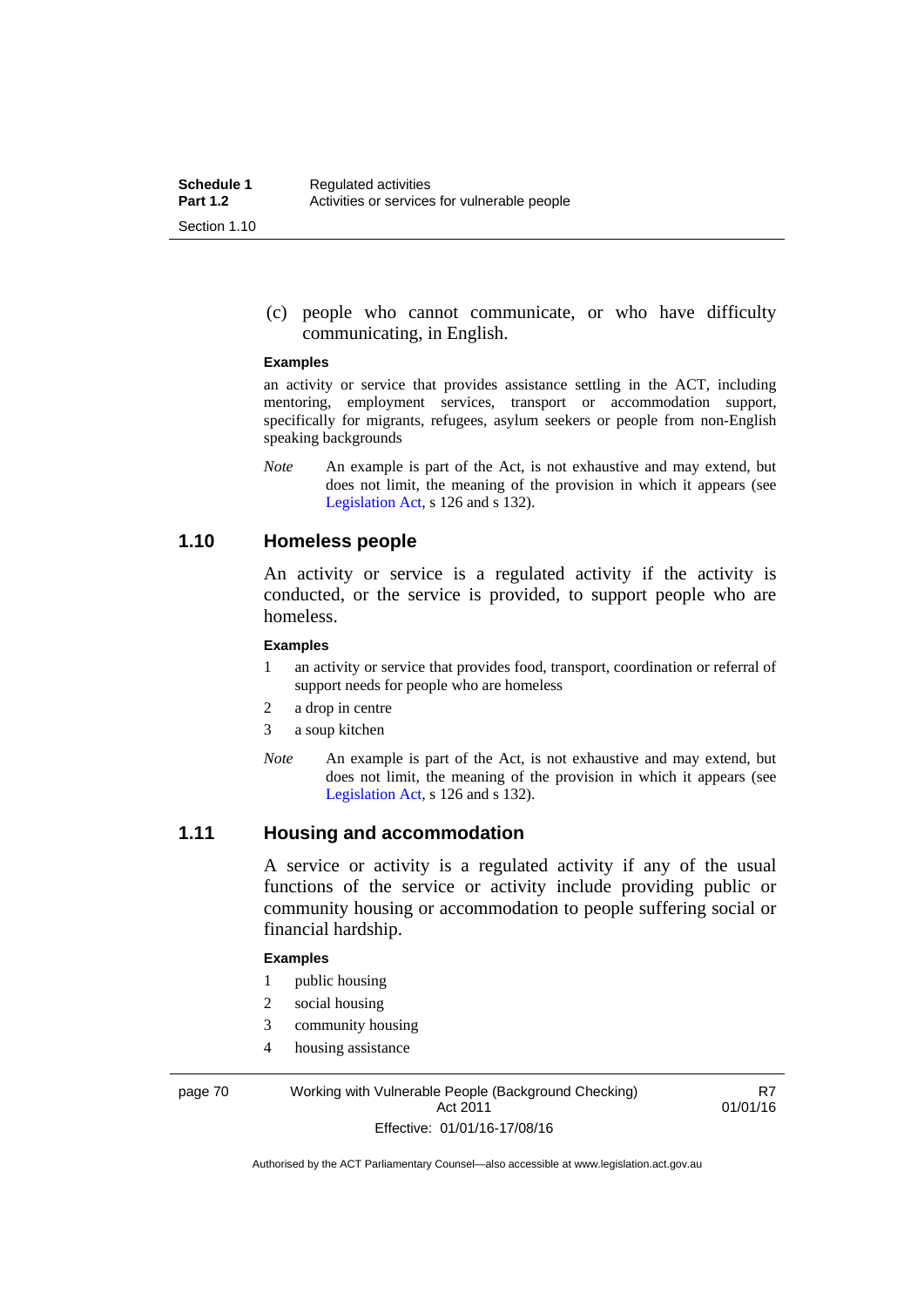(c) people who cannot communicate, or who have difficulty communicating, in English.

**Examples**

an activity or service that provides assistance settling in the ACT, including mentoring, employment services, transport or accommodation support, specifically for migrants, refugees, asylum seekers or people from non-English speaking backgrounds

*Note* An example is part of the Act, is not exhaustive and may extend, but does not limit, the meaning of the provision in which it appears (see Legislation Act, s 126 and s 132).

## 1.10 Homeless people

An activity or service is a regulated activity if the activity is conducted, or the service is provided, to support people who are homeless.

**Examples**

1 an activity or service that provides food, transport, coordination or referral of support needs for people who are homeless
2 a drop in centre
3 a soup kitchen

*Note* An example is part of the Act, is not exhaustive and may extend, but does not limit, the meaning of the provision in which it appears (see Legislation Act, s 126 and s 132).

## 1.11 Housing and accommodation

A service or activity is a regulated activity if any of the usual functions of the service or activity include providing public or community housing or accommodation to people suffering social or financial hardship.

**Examples**

1 public housing
2 social housing
3 community housing
4 housing assistance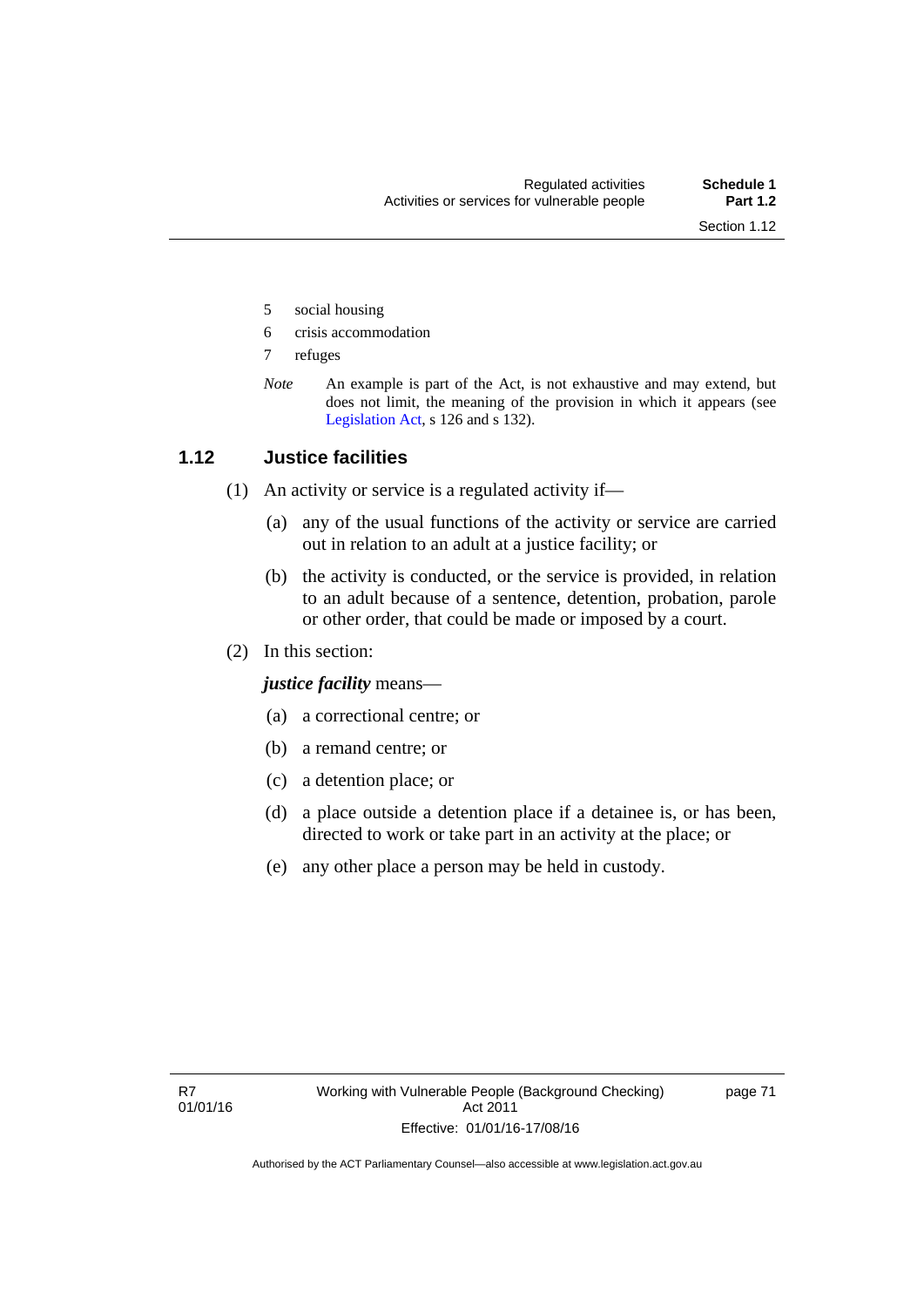5 social housing

6 crisis accommodation

7 refuges

*Note* An example is part of the Act, is not exhaustive and may extend, but does not limit, the meaning of the provision in which it appears (see Legislation Act, s 126 and s 132).

## 1.12 Justice facilities

(1) An activity or service is a regulated activity if—

(a) any of the usual functions of the activity or service are carried out in relation to an adult at a justice facility; or

(b) the activity is conducted, or the service is provided, in relation to an adult because of a sentence, detention, probation, parole or other order, that could be made or imposed by a court.

(2) In this section:

***justice facility*** means—

(a) a correctional centre; or

(b) a remand centre; or

(c) a detention place; or

(d) a place outside a detention place if a detainee is, or has been, directed to work or take part in an activity at the place; or

(e) any other place a person may be held in custody.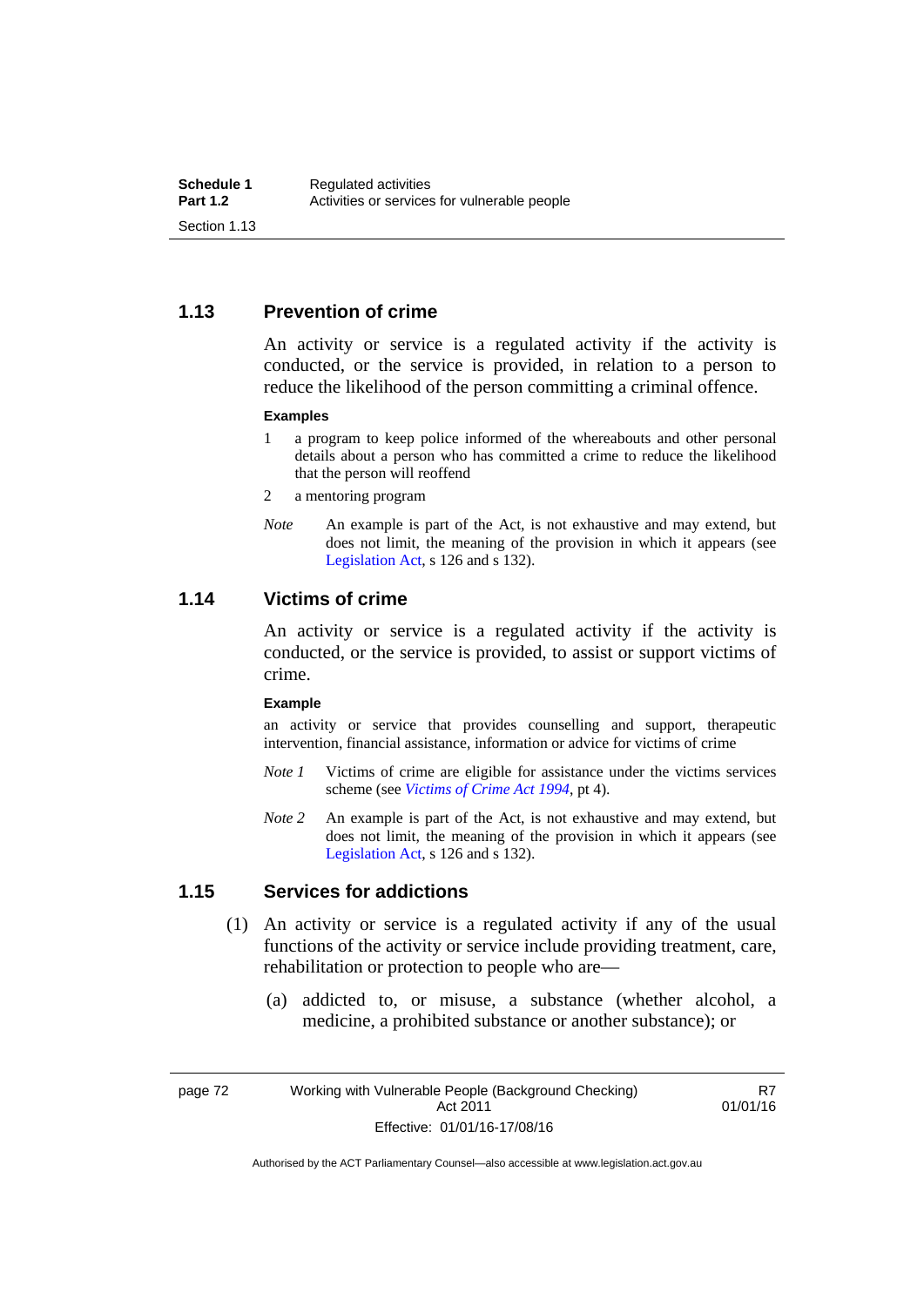## 1.13 Prevention of crime

An activity or service is a regulated activity if the activity is conducted, or the service is provided, in relation to a person to reduce the likelihood of the person committing a criminal offence.

**Examples**

1. a program to keep police informed of the whereabouts and other personal details about a person who has committed a crime to reduce the likelihood that the person will reoffend
2. a mentoring program

*Note* An example is part of the Act, is not exhaustive and may extend, but does not limit, the meaning of the provision in which it appears (see Legislation Act, s 126 and s 132).

## 1.14 Victims of crime

An activity or service is a regulated activity if the activity is conducted, or the service is provided, to assist or support victims of crime.

**Example**

an activity or service that provides counselling and support, therapeutic intervention, financial assistance, information or advice for victims of crime

*Note 1* Victims of crime are eligible for assistance under the victims services scheme (see *Victims of Crime Act 1994*, pt 4).

*Note 2* An example is part of the Act, is not exhaustive and may extend, but does not limit, the meaning of the provision in which it appears (see Legislation Act, s 126 and s 132).

## 1.15 Services for addictions

(1) An activity or service is a regulated activity if any of the usual functions of the activity or service include providing treatment, care, rehabilitation or protection to people who are—

(a) addicted to, or misuse, a substance (whether alcohol, a medicine, a prohibited substance or another substance); or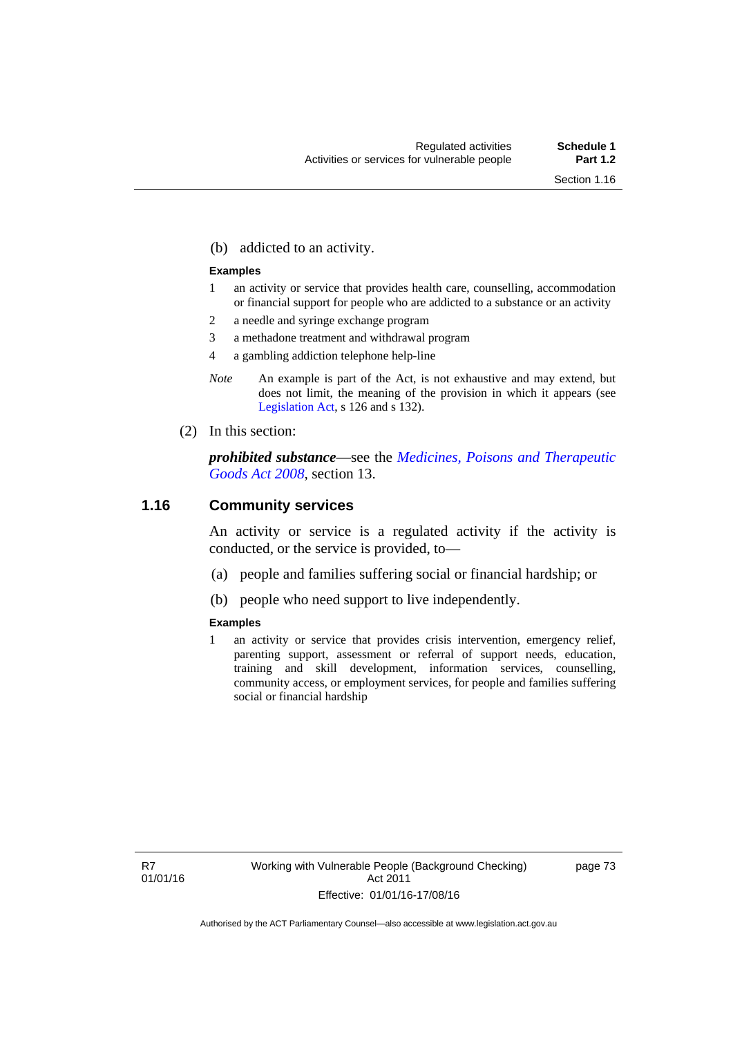(b) addicted to an activity.

**Examples**

1 an activity or service that provides health care, counselling, accommodation or financial support for people who are addicted to a substance or an activity

2 a needle and syringe exchange program

3 a methadone treatment and withdrawal program

4 a gambling addiction telephone help-line

*Note* An example is part of the Act, is not exhaustive and may extend, but does not limit, the meaning of the provision in which it appears (see Legislation Act, s 126 and s 132).

(2) In this section:

***prohibited substance***—see the *Medicines, Poisons and Therapeutic Goods Act 2008*, section 13.

## 1.16 Community services

An activity or service is a regulated activity if the activity is conducted, or the service is provided, to—

(a) people and families suffering social or financial hardship; or

(b) people who need support to live independently.

**Examples**

1 an activity or service that provides crisis intervention, emergency relief, parenting support, assessment or referral of support needs, education, training and skill development, information services, counselling, community access, or employment services, for people and families suffering social or financial hardship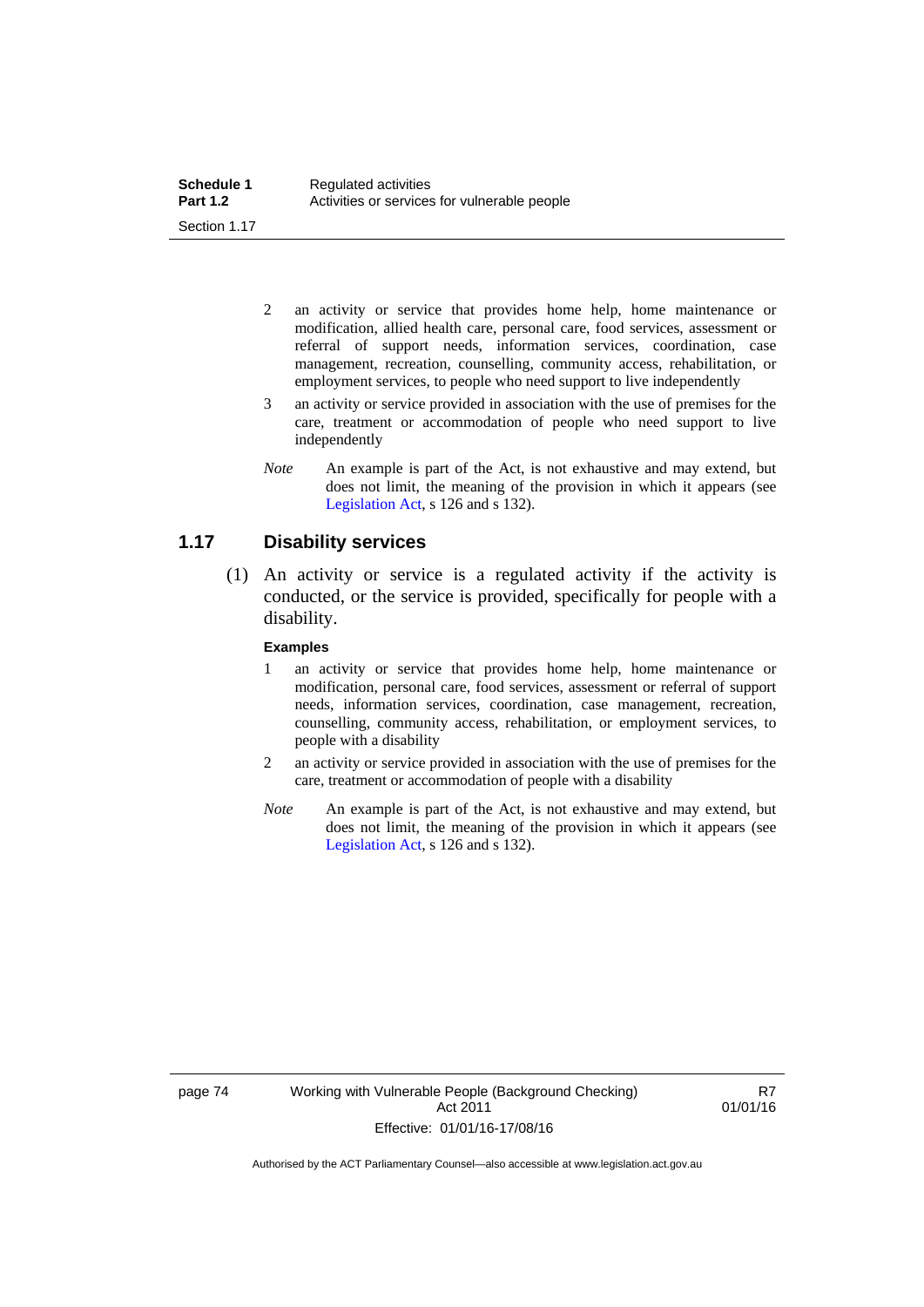2 an activity or service that provides home help, home maintenance or modification, allied health care, personal care, food services, assessment or referral of support needs, information services, coordination, case management, recreation, counselling, community access, rehabilitation, or employment services, to people who need support to live independently

3 an activity or service provided in association with the use of premises for the care, treatment or accommodation of people who need support to live independently

*Note* An example is part of the Act, is not exhaustive and may extend, but does not limit, the meaning of the provision in which it appears (see Legislation Act, s 126 and s 132).

### 1.17 Disability services

(1) An activity or service is a regulated activity if the activity is conducted, or the service is provided, specifically for people with a disability.

**Examples**

1 an activity or service that provides home help, home maintenance or modification, personal care, food services, assessment or referral of support needs, information services, coordination, case management, recreation, counselling, community access, rehabilitation, or employment services, to people with a disability

2 an activity or service provided in association with the use of premises for the care, treatment or accommodation of people with a disability

*Note* An example is part of the Act, is not exhaustive and may extend, but does not limit, the meaning of the provision in which it appears (see Legislation Act, s 126 and s 132).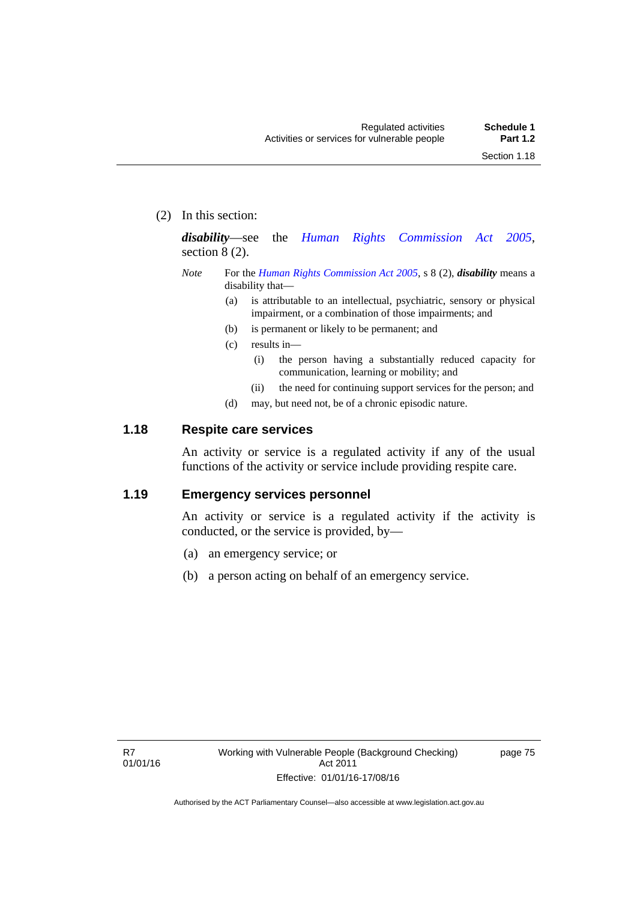(2) In this section:

***disability***—see the *Human Rights Commission Act 2005*, section 8 (2).

*Note* For the *Human Rights Commission Act 2005*, s 8 (2), ***disability*** means a disability that—

(a) is attributable to an intellectual, psychiatric, sensory or physical impairment, or a combination of those impairments; and

(b) is permanent or likely to be permanent; and

(c) results in—

(i) the person having a substantially reduced capacity for communication, learning or mobility; and

(ii) the need for continuing support services for the person; and

(d) may, but need not, be of a chronic episodic nature.

## 1.18 Respite care services

An activity or service is a regulated activity if any of the usual functions of the activity or service include providing respite care.

## 1.19 Emergency services personnel

An activity or service is a regulated activity if the activity is conducted, or the service is provided, by—

(a) an emergency service; or

(b) a person acting on behalf of an emergency service.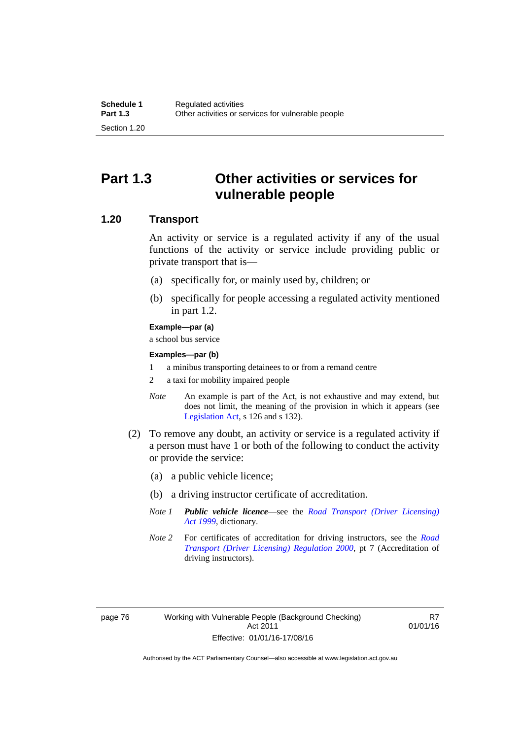# Part 1.3 Other activities or services for vulnerable people

## 1.20 Transport

An activity or service is a regulated activity if any of the usual functions of the activity or service include providing public or private transport that is—

(a) specifically for, or mainly used by, children; or

(b) specifically for people accessing a regulated activity mentioned in part 1.2.

**Example—par (a)**

a school bus service

**Examples—par (b)**

1 a minibus transporting detainees to or from a remand centre

2 a taxi for mobility impaired people

*Note* An example is part of the Act, is not exhaustive and may extend, but does not limit, the meaning of the provision in which it appears (see Legislation Act, s 126 and s 132).

(2) To remove any doubt, an activity or service is a regulated activity if a person must have 1 or both of the following to conduct the activity or provide the service:

(a) a public vehicle licence;

(b) a driving instructor certificate of accreditation.

*Note 1* ***Public vehicle licence***—see the *Road Transport (Driver Licensing) Act 1999*, dictionary.

*Note 2* For certificates of accreditation for driving instructors, see the *Road Transport (Driver Licensing) Regulation 2000*, pt 7 (Accreditation of driving instructors).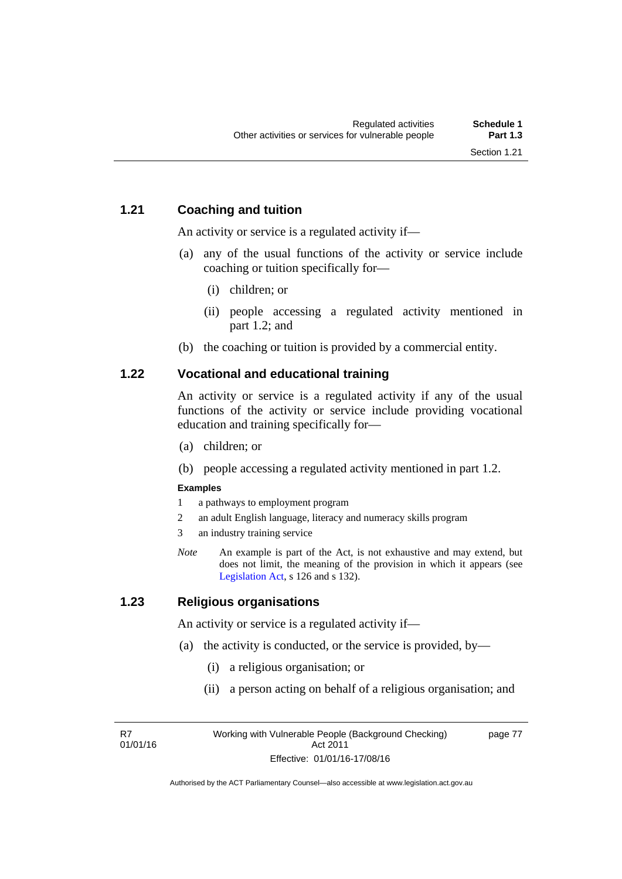### 1.21 Coaching and tuition

An activity or service is a regulated activity if—

(a) any of the usual functions of the activity or service include coaching or tuition specifically for—

  (i) children; or

  (ii) people accessing a regulated activity mentioned in part 1.2; and

(b) the coaching or tuition is provided by a commercial entity.

### 1.22 Vocational and educational training

An activity or service is a regulated activity if any of the usual functions of the activity or service include providing vocational education and training specifically for—

(a) children; or

(b) people accessing a regulated activity mentioned in part 1.2.

**Examples**

1 a pathways to employment program

2 an adult English language, literacy and numeracy skills program

3 an industry training service

*Note* An example is part of the Act, is not exhaustive and may extend, but does not limit, the meaning of the provision in which it appears (see Legislation Act, s 126 and s 132).

### 1.23 Religious organisations

An activity or service is a regulated activity if—

(a) the activity is conducted, or the service is provided, by—

  (i) a religious organisation; or

  (ii) a person acting on behalf of a religious organisation; and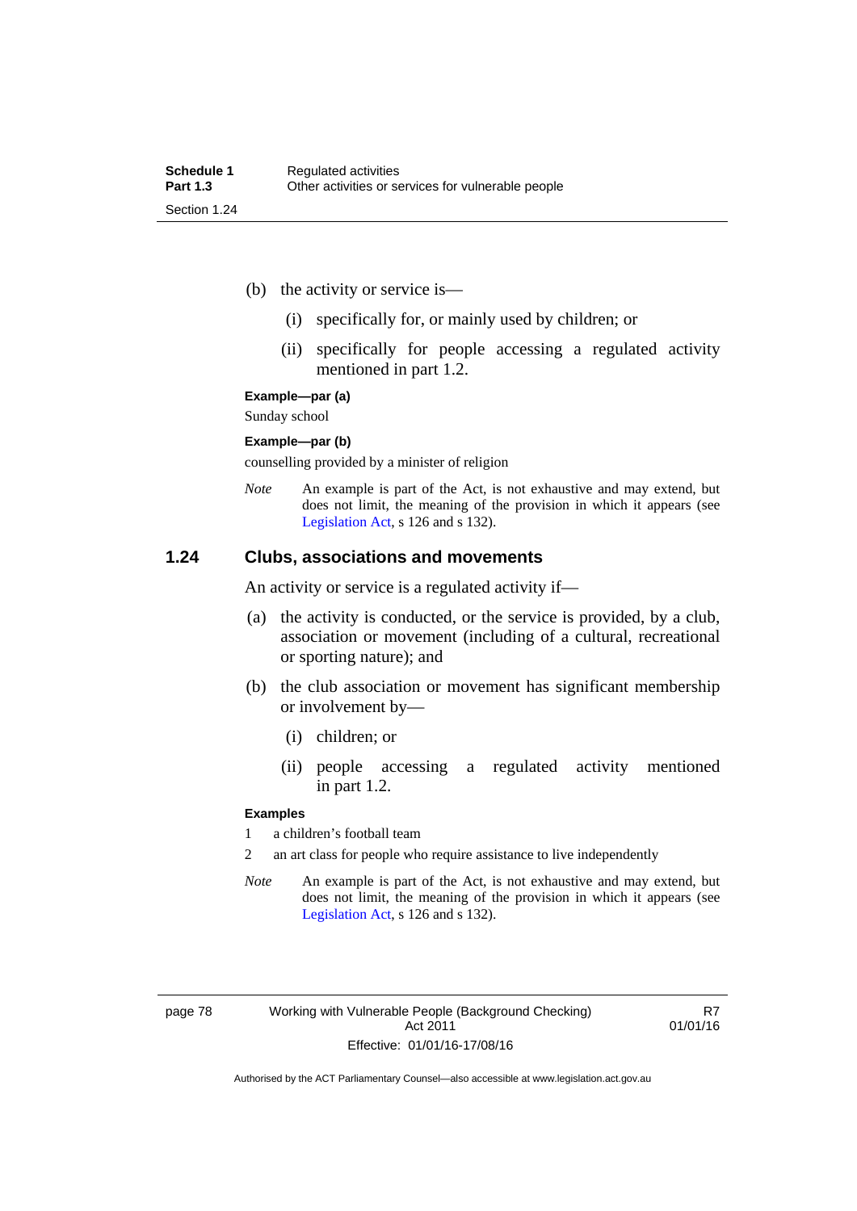(b) the activity or service is—

  (i) specifically for, or mainly used by children; or

  (ii) specifically for people accessing a regulated activity mentioned in part 1.2.

**Example—par (a)**

Sunday school

**Example—par (b)**

counselling provided by a minister of religion

*Note* An example is part of the Act, is not exhaustive and may extend, but does not limit, the meaning of the provision in which it appears (see Legislation Act, s 126 and s 132).

## 1.24 Clubs, associations and movements

An activity or service is a regulated activity if—

(a) the activity is conducted, or the service is provided, by a club, association or movement (including of a cultural, recreational or sporting nature); and

(b) the club association or movement has significant membership or involvement by—

  (i) children; or

  (ii) people accessing a regulated activity mentioned in part 1.2.

**Examples**

1 a children's football team

2 an art class for people who require assistance to live independently

*Note* An example is part of the Act, is not exhaustive and may extend, but does not limit, the meaning of the provision in which it appears (see Legislation Act, s 126 and s 132).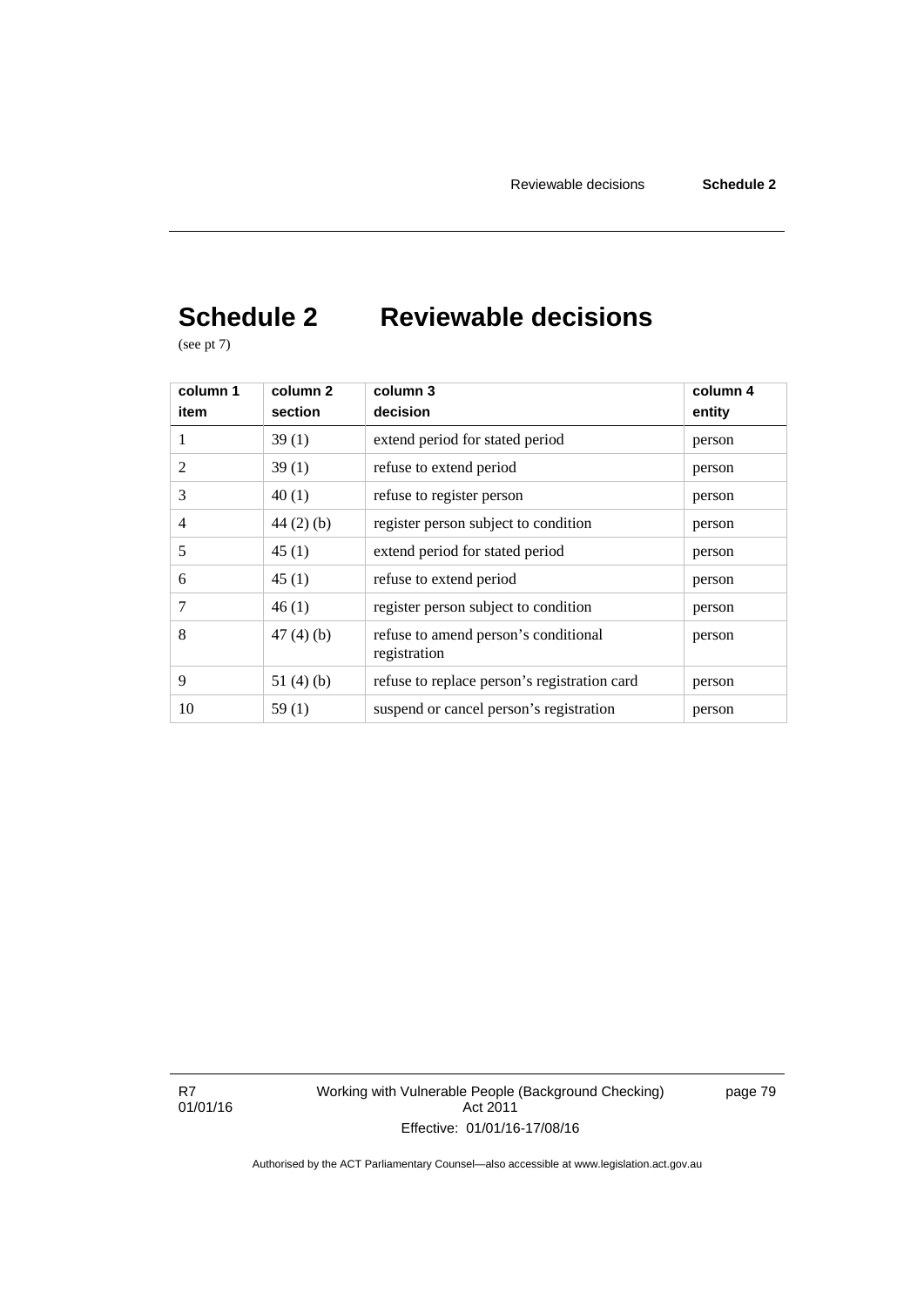# Schedule 2 Reviewable decisions

(see pt 7)

| column 1<br>item | column 2<br>section | column 3<br>decision | column 4<br>entity |
|---|---|---|---|
| 1 | 39 (1) | extend period for stated period | person |
| 2 | 39 (1) | refuse to extend period | person |
| 3 | 40 (1) | refuse to register person | person |
| 4 | 44 (2) (b) | register person subject to condition | person |
| 5 | 45 (1) | extend period for stated period | person |
| 6 | 45 (1) | refuse to extend period | person |
| 7 | 46 (1) | register person subject to condition | person |
| 8 | 47 (4) (b) | refuse to amend person's conditional registration | person |
| 9 | 51 (4) (b) | refuse to replace person's registration card | person |
| 10 | 59 (1) | suspend or cancel person's registration | person |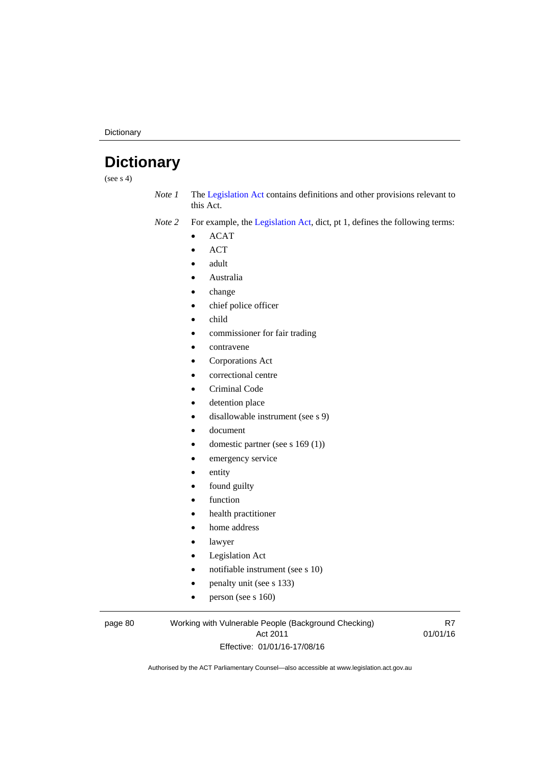# Dictionary

(see s 4)

*Note 1* The Legislation Act contains definitions and other provisions relevant to this Act.

*Note 2* For example, the Legislation Act, dict, pt 1, defines the following terms:

- ACAT
- ACT
- adult
- Australia
- change
- chief police officer
- child
- commissioner for fair trading
- contravene
- Corporations Act
- correctional centre
- Criminal Code
- detention place
- disallowable instrument (see s 9)
- document
- domestic partner (see s 169 (1))
- emergency service
- entity
- found guilty
- function
- health practitioner
- home address
- lawyer
- Legislation Act
- notifiable instrument (see s 10)
- penalty unit (see s 133)
- person (see s 160)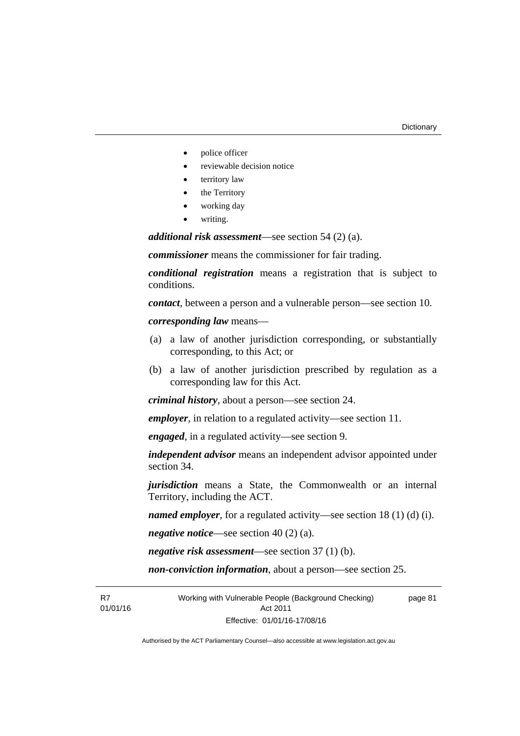- police officer
- reviewable decision notice
- territory law
- the Territory
- working day
- writing.

***additional risk assessment***—see section 54 (2) (a).

***commissioner*** means the commissioner for fair trading.

***conditional registration*** means a registration that is subject to conditions.

***contact***, between a person and a vulnerable person—see section 10.

***corresponding law*** means—

(a) a law of another jurisdiction corresponding, or substantially corresponding, to this Act; or

(b) a law of another jurisdiction prescribed by regulation as a corresponding law for this Act.

***criminal history***, about a person—see section 24.

***employer***, in relation to a regulated activity—see section 11.

***engaged***, in a regulated activity—see section 9.

***independent advisor*** means an independent advisor appointed under section 34.

***jurisdiction*** means a State, the Commonwealth or an internal Territory, including the ACT.

***named employer***, for a regulated activity—see section 18 (1) (d) (i).

***negative notice***—see section 40 (2) (a).

***negative risk assessment***—see section 37 (1) (b).

***non-conviction information***, about a person—see section 25.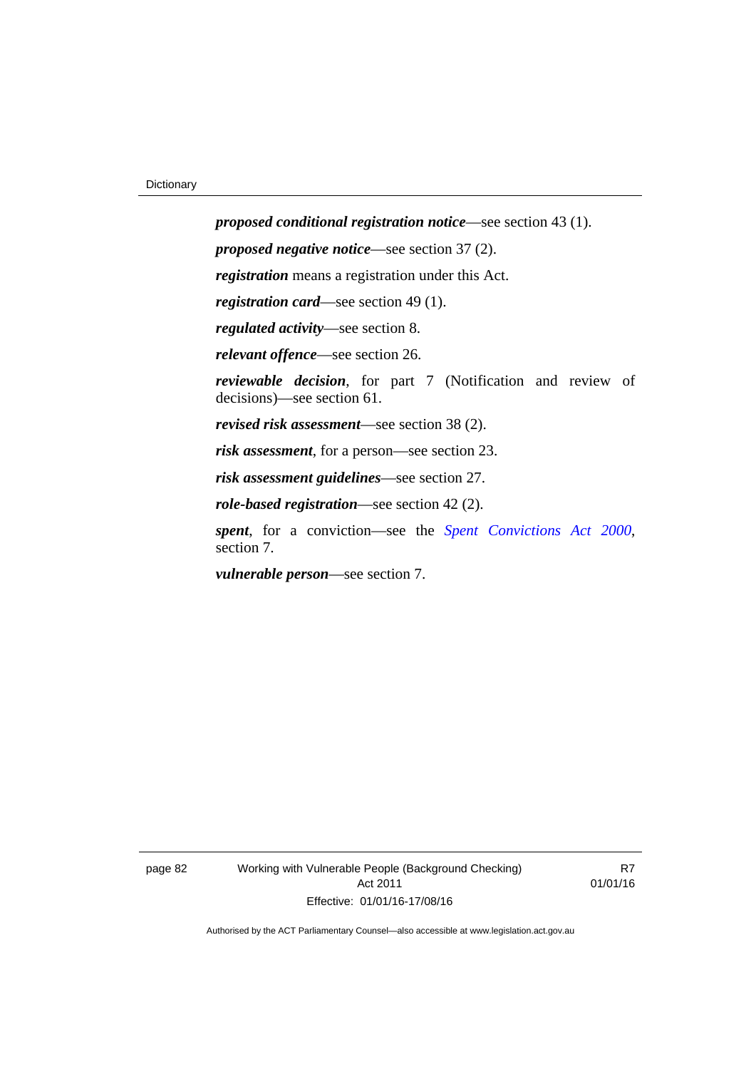***proposed conditional registration notice***—see section 43 (1).

***proposed negative notice***—see section 37 (2).

***registration*** means a registration under this Act.

***registration card***—see section 49 (1).

***regulated activity***—see section 8.

***relevant offence***—see section 26.

***reviewable decision***, for part 7 (Notification and review of decisions)—see section 61.

***revised risk assessment***—see section 38 (2).

***risk assessment***, for a person—see section 23.

***risk assessment guidelines***—see section 27.

***role-based registration***—see section 42 (2).

***spent***, for a conviction—see the *Spent Convictions Act 2000*, section 7.

***vulnerable person***—see section 7.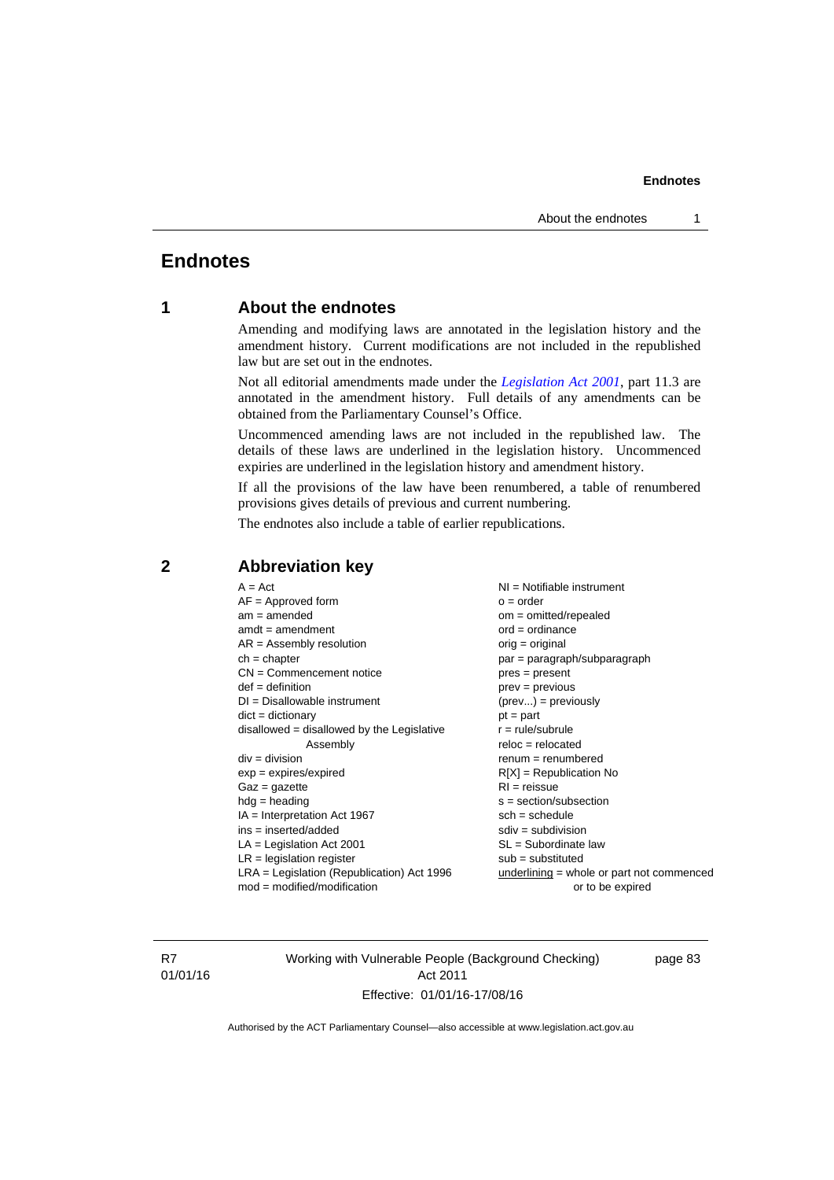# Endnotes

## 1 About the endnotes

Amending and modifying laws are annotated in the legislation history and the amendment history. Current modifications are not included in the republished law but are set out in the endnotes.

Not all editorial amendments made under the *Legislation Act 2001*, part 11.3 are annotated in the amendment history. Full details of any amendments can be obtained from the Parliamentary Counsel's Office.

Uncommenced amending laws are not included in the republished law. The details of these laws are underlined in the legislation history. Uncommenced expiries are underlined in the legislation history and amendment history.

If all the provisions of the law have been renumbered, a table of renumbered provisions gives details of previous and current numbering.

The endnotes also include a table of earlier republications.

## 2 Abbreviation key

A = Act
AF = Approved form
am = amended
amdt = amendment
AR = Assembly resolution
ch = chapter
CN = Commencement notice
def = definition
DI = Disallowable instrument
dict = dictionary
disallowed = disallowed by the Legislative Assembly
div = division
exp = expires/expired
Gaz = gazette
hdg = heading
IA = Interpretation Act 1967
ins = inserted/added
LA = Legislation Act 2001
LR = legislation register
LRA = Legislation (Republication) Act 1996
mod = modified/modification
NI = Notifiable instrument
o = order
om = omitted/repealed
ord = ordinance
orig = original
par = paragraph/subparagraph
pres = present
prev = previous
(prev...) = previously
pt = part
r = rule/subrule
reloc = relocated
renum = renumbered
R[X] = Republication No
RI = reissue
s = section/subsection
sch = schedule
sdiv = subdivision
SL = Subordinate law
sub = substituted
underlining = whole or part not commenced or to be expired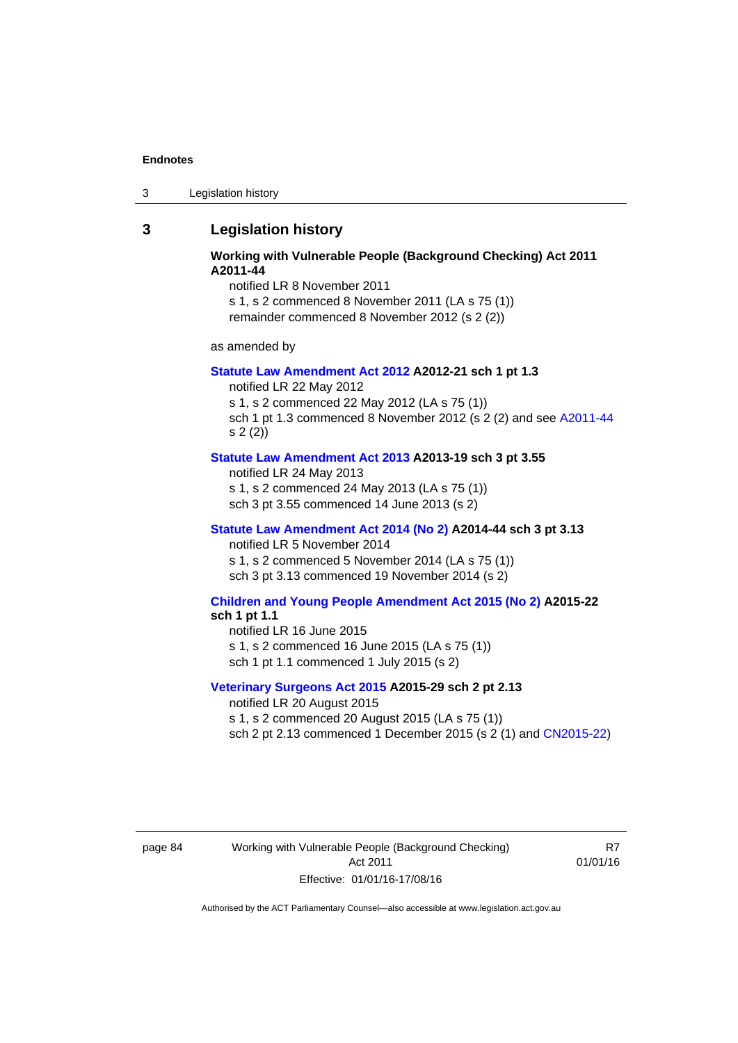# 3 Legislation history

**Working with Vulnerable People (Background Checking) Act 2011 A2011-44**

notified LR 8 November 2011

s 1, s 2 commenced 8 November 2011 (LA s 75 (1))

remainder commenced 8 November 2012 (s 2 (2))

as amended by

**Statute Law Amendment Act 2012 A2012-21 sch 1 pt 1.3**

notified LR 22 May 2012

s 1, s 2 commenced 22 May 2012 (LA s 75 (1))

sch 1 pt 1.3 commenced 8 November 2012 (s 2 (2) and see A2011-44 s 2 (2))

**Statute Law Amendment Act 2013 A2013-19 sch 3 pt 3.55**

notified LR 24 May 2013

s 1, s 2 commenced 24 May 2013 (LA s 75 (1))

sch 3 pt 3.55 commenced 14 June 2013 (s 2)

**Statute Law Amendment Act 2014 (No 2) A2014-44 sch 3 pt 3.13**

notified LR 5 November 2014

s 1, s 2 commenced 5 November 2014 (LA s 75 (1))

sch 3 pt 3.13 commenced 19 November 2014 (s 2)

**Children and Young People Amendment Act 2015 (No 2) A2015-22 sch 1 pt 1.1**

notified LR 16 June 2015

s 1, s 2 commenced 16 June 2015 (LA s 75 (1))

sch 1 pt 1.1 commenced 1 July 2015 (s 2)

**Veterinary Surgeons Act 2015 A2015-29 sch 2 pt 2.13**

notified LR 20 August 2015

s 1, s 2 commenced 20 August 2015 (LA s 75 (1))

sch 2 pt 2.13 commenced 1 December 2015 (s 2 (1) and CN2015-22)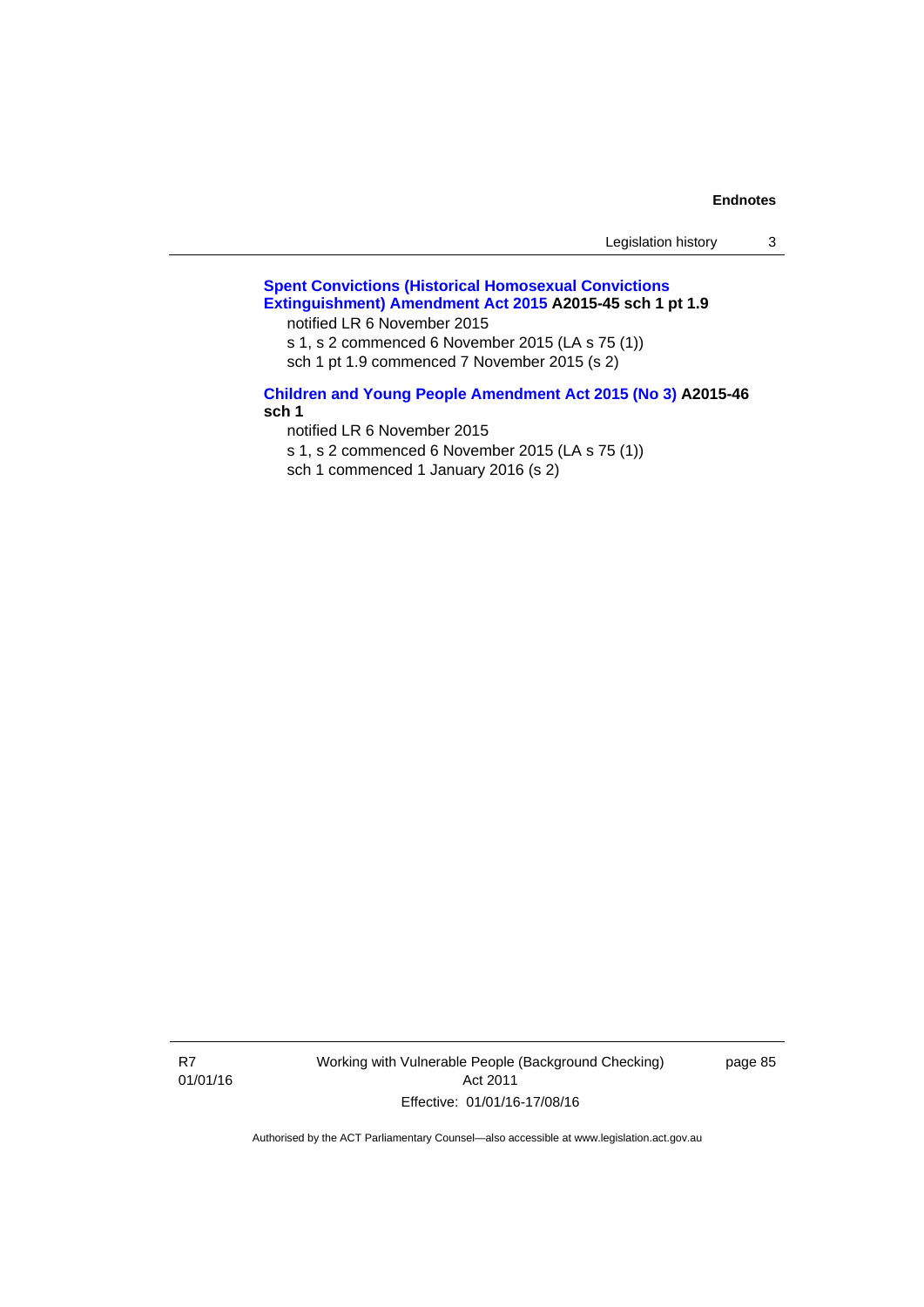**Spent Convictions (Historical Homosexual Convictions Extinguishment) Amendment Act 2015 A2015-45 sch 1 pt 1.9**

notified LR 6 November 2015

s 1, s 2 commenced 6 November 2015 (LA s 75 (1))

sch 1 pt 1.9 commenced 7 November 2015 (s 2)

**Children and Young People Amendment Act 2015 (No 3) A2015-46 sch 1**

notified LR 6 November 2015

s 1, s 2 commenced 6 November 2015 (LA s 75 (1))

sch 1 commenced 1 January 2016 (s 2)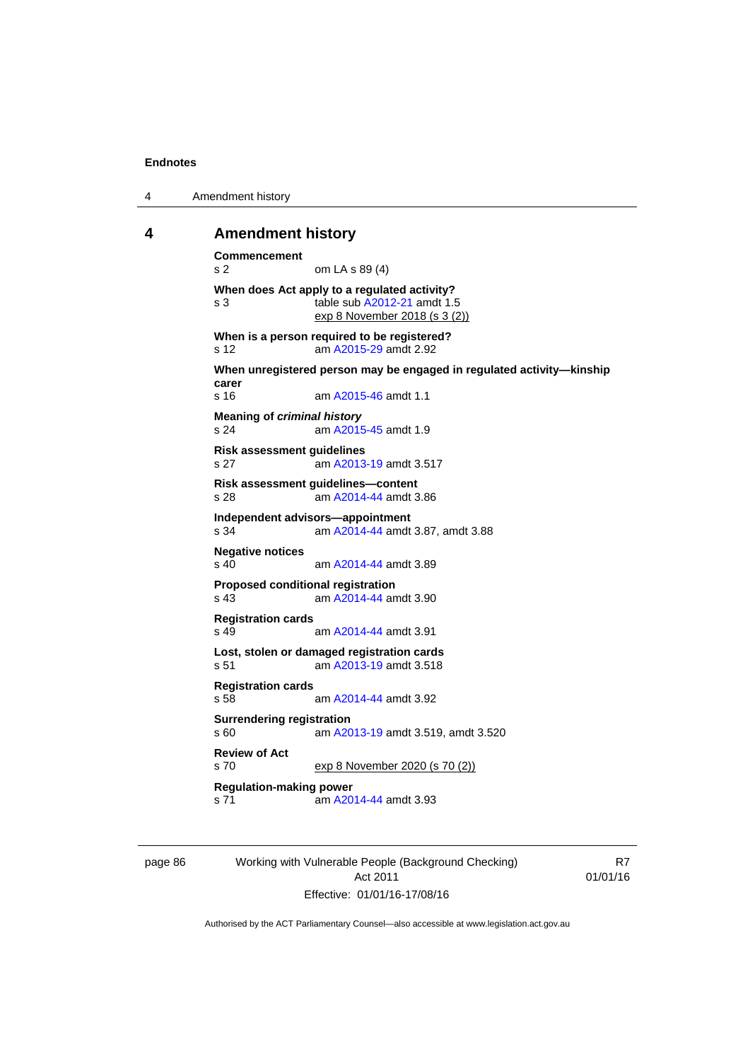## 4 Amendment history

**Commencement**
s 2 om LA s 89 (4)

**When does Act apply to a regulated activity?**
s 3 table sub A2012-21 amdt 1.5
exp 8 November 2018 (s 3 (2))

**When is a person required to be registered?**
s 12 am A2015-29 amdt 2.92

**When unregistered person may be engaged in regulated activity—kinship carer**
s 16 am A2015-46 amdt 1.1

**Meaning of *criminal history***
s 24 am A2015-45 amdt 1.9

**Risk assessment guidelines**
s 27 am A2013-19 amdt 3.517

**Risk assessment guidelines—content**
s 28 am A2014-44 amdt 3.86

**Independent advisors—appointment**
s 34 am A2014-44 amdt 3.87, amdt 3.88

**Negative notices**
s 40 am A2014-44 amdt 3.89

**Proposed conditional registration**
s 43 am A2014-44 amdt 3.90

**Registration cards**
s 49 am A2014-44 amdt 3.91

**Lost, stolen or damaged registration cards**
s 51 am A2013-19 amdt 3.518

**Registration cards**
s 58 am A2014-44 amdt 3.92

**Surrendering registration**
s 60 am A2013-19 amdt 3.519, amdt 3.520

**Review of Act**
s 70 exp 8 November 2020 (s 70 (2))

**Regulation-making power**
s 71 am A2014-44 amdt 3.93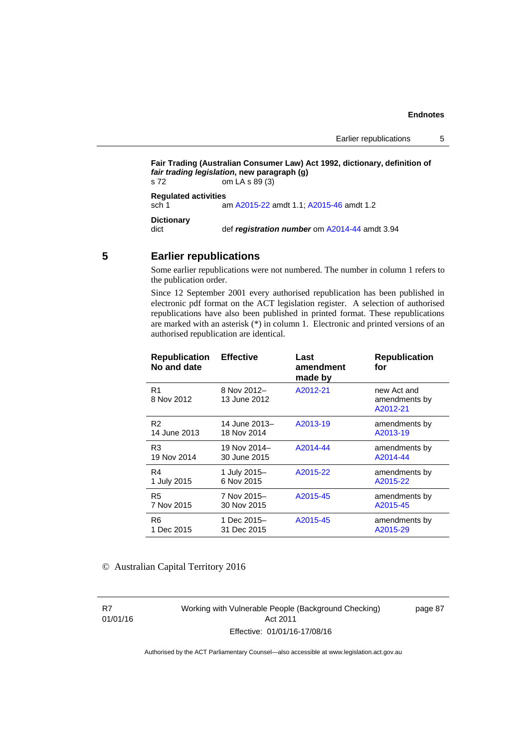**Fair Trading (Australian Consumer Law) Act 1992, dictionary, definition of *fair trading legislation*, new paragraph (g)**
s 72 om LA s 89 (3)

**Regulated activities**
sch 1 am A2015-22 amdt 1.1; A2015-46 amdt 1.2

**Dictionary**
dict def ***registration number*** om A2014-44 amdt 3.94

## 5 Earlier republications

Some earlier republications were not numbered. The number in column 1 refers to the publication order.

Since 12 September 2001 every authorised republication has been published in electronic pdf format on the ACT legislation register. A selection of authorised republications have also been published in printed format. These republications are marked with an asterisk (*) in column 1. Electronic and printed versions of an authorised republication are identical.

| Republication No and date | Effective | Last amendment made by | Republication for |
|---|---|---|---|
| R1<br>8 Nov 2012 | 8 Nov 2012–<br>13 June 2012 | A2012-21 | new Act and amendments by A2012-21 |
| R2<br>14 June 2013 | 14 June 2013–<br>18 Nov 2014 | A2013-19 | amendments by A2013-19 |
| R3<br>19 Nov 2014 | 19 Nov 2014–<br>30 June 2015 | A2014-44 | amendments by A2014-44 |
| R4<br>1 July 2015 | 1 July 2015–<br>6 Nov 2015 | A2015-22 | amendments by A2015-22 |
| R5<br>7 Nov 2015 | 7 Nov 2015–<br>30 Nov 2015 | A2015-45 | amendments by A2015-45 |
| R6<br>1 Dec 2015 | 1 Dec 2015–<br>31 Dec 2015 | A2015-45 | amendments by A2015-29 |

© Australian Capital Territory 2016